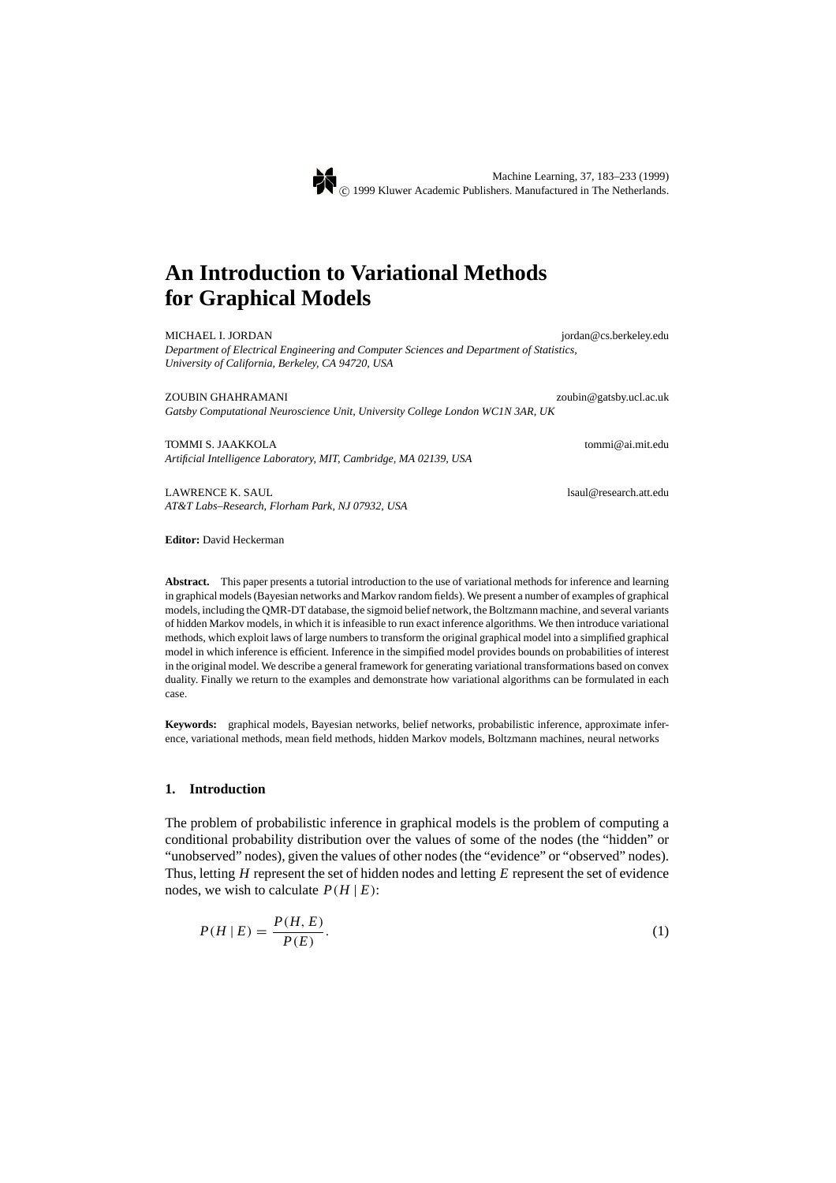# An Introduction to Variational Methods for Graphical Models

MICHAEL I. JORDAN jordan@cs.berkeley.edu
*Department of Electrical Engineering and Computer Sciences and Department of Statistics, University of California, Berkeley, CA 94720, USA*

ZOUBIN GHAHRAMANI zoubin@gatsby.ucl.ac.uk
*Gatsby Computational Neuroscience Unit, University College London WC1N 3AR, UK*

TOMMI S. JAAKKOLA tommi@ai.mit.edu
*Artificial Intelligence Laboratory, MIT, Cambridge, MA 02139, USA*

LAWRENCE K. SAUL lsaul@research.att.edu
*AT&T Labs–Research, Florham Park, NJ 07932, USA*

**Editor:** David Heckerman

**Abstract.** This paper presents a tutorial introduction to the use of variational methods for inference and learning in graphical models (Bayesian networks and Markov random fields). We present a number of examples of graphical models, including the QMR-DT database, the sigmoid belief network, the Boltzmann machine, and several variants of hidden Markov models, in which it is infeasible to run exact inference algorithms. We then introduce variational methods, which exploit laws of large numbers to transform the original graphical model into a simplified graphical model in which inference is efficient. Inference in the simpified model provides bounds on probabilities of interest in the original model. We describe a general framework for generating variational transformations based on convex duality. Finally we return to the examples and demonstrate how variational algorithms can be formulated in each case.

**Keywords:** graphical models, Bayesian networks, belief networks, probabilistic inference, approximate inference, variational methods, mean field methods, hidden Markov models, Boltzmann machines, neural networks

## 1. Introduction

The problem of probabilistic inference in graphical models is the problem of computing a conditional probability distribution over the values of some of the nodes (the "hidden" or "unobserved" nodes), given the values of other nodes (the "evidence" or "observed" nodes). Thus, letting $H$ represent the set of hidden nodes and letting $E$ represent the set of evidence nodes, we wish to calculate $P(H \mid E)$:

$$P(H \mid E) = \frac{P(H, E)}{P(E)}. \tag{1}$$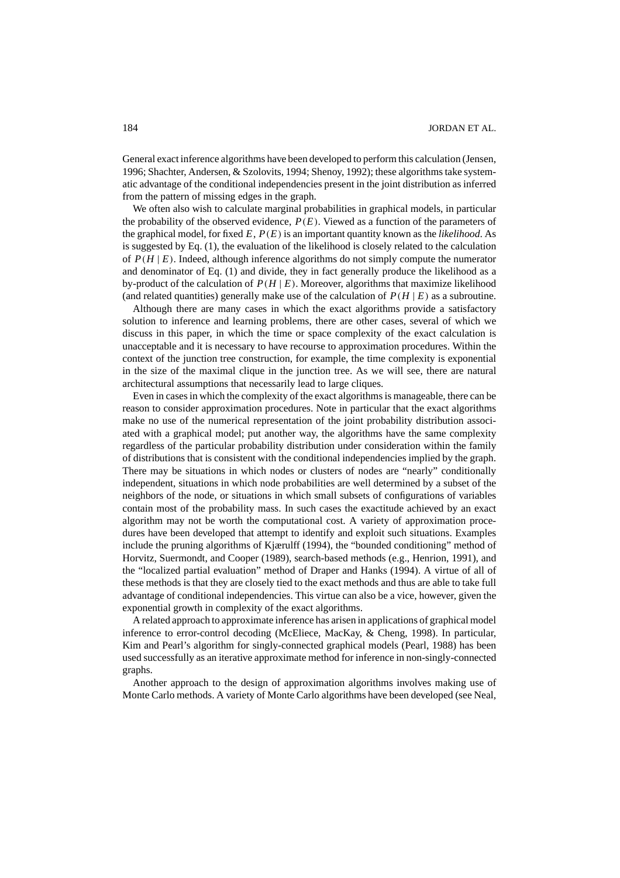General exact inference algorithms have been developed to perform this calculation (Jensen, 1996; Shachter, Andersen, & Szolovits, 1994; Shenoy, 1992); these algorithms take systematic advantage of the conditional independencies present in the joint distribution as inferred from the pattern of missing edges in the graph.

We often also wish to calculate marginal probabilities in graphical models, in particular the probability of the observed evidence, $P(E)$. Viewed as a function of the parameters of the graphical model, for fixed $E$, $P(E)$ is an important quantity known as the *likelihood*. As is suggested by Eq. (1), the evaluation of the likelihood is closely related to the calculation of $P(H \mid E)$. Indeed, although inference algorithms do not simply compute the numerator and denominator of Eq. (1) and divide, they in fact generally produce the likelihood as a by-product of the calculation of $P(H \mid E)$. Moreover, algorithms that maximize likelihood (and related quantities) generally make use of the calculation of $P(H \mid E)$ as a subroutine.

Although there are many cases in which the exact algorithms provide a satisfactory solution to inference and learning problems, there are other cases, several of which we discuss in this paper, in which the time or space complexity of the exact calculation is unacceptable and it is necessary to have recourse to approximation procedures. Within the context of the junction tree construction, for example, the time complexity is exponential in the size of the maximal clique in the junction tree. As we will see, there are natural architectural assumptions that necessarily lead to large cliques.

Even in cases in which the complexity of the exact algorithms is manageable, there can be reason to consider approximation procedures. Note in particular that the exact algorithms make no use of the numerical representation of the joint probability distribution associated with a graphical model; put another way, the algorithms have the same complexity regardless of the particular probability distribution under consideration within the family of distributions that is consistent with the conditional independencies implied by the graph. There may be situations in which nodes or clusters of nodes are "nearly" conditionally independent, situations in which node probabilities are well determined by a subset of the neighbors of the node, or situations in which small subsets of configurations of variables contain most of the probability mass. In such cases the exactitude achieved by an exact algorithm may not be worth the computational cost. A variety of approximation procedures have been developed that attempt to identify and exploit such situations. Examples include the pruning algorithms of Kjærulff (1994), the "bounded conditioning" method of Horvitz, Suermondt, and Cooper (1989), search-based methods (e.g., Henrion, 1991), and the "localized partial evaluation" method of Draper and Hanks (1994). A virtue of all of these methods is that they are closely tied to the exact methods and thus are able to take full advantage of conditional independencies. This virtue can also be a vice, however, given the exponential growth in complexity of the exact algorithms.

A related approach to approximate inference has arisen in applications of graphical model inference to error-control decoding (McEliece, MacKay, & Cheng, 1998). In particular, Kim and Pearl's algorithm for singly-connected graphical models (Pearl, 1988) has been used successfully as an iterative approximate method for inference in non-singly-connected graphs.

Another approach to the design of approximation algorithms involves making use of Monte Carlo methods. A variety of Monte Carlo algorithms have been developed (see Neal,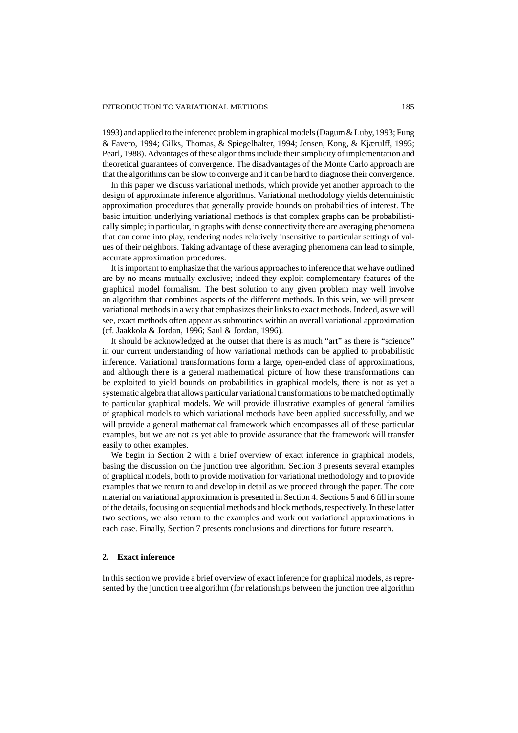1993) and applied to the inference problem in graphical models (Dagum & Luby, 1993; Fung & Favero, 1994; Gilks, Thomas, & Spiegelhalter, 1994; Jensen, Kong, & Kjærulff, 1995; Pearl, 1988). Advantages of these algorithms include their simplicity of implementation and theoretical guarantees of convergence. The disadvantages of the Monte Carlo approach are that the algorithms can be slow to converge and it can be hard to diagnose their convergence.

In this paper we discuss variational methods, which provide yet another approach to the design of approximate inference algorithms. Variational methodology yields deterministic approximation procedures that generally provide bounds on probabilities of interest. The basic intuition underlying variational methods is that complex graphs can be probabilistically simple; in particular, in graphs with dense connectivity there are averaging phenomena that can come into play, rendering nodes relatively insensitive to particular settings of values of their neighbors. Taking advantage of these averaging phenomena can lead to simple, accurate approximation procedures.

It is important to emphasize that the various approaches to inference that we have outlined are by no means mutually exclusive; indeed they exploit complementary features of the graphical model formalism. The best solution to any given problem may well involve an algorithm that combines aspects of the different methods. In this vein, we will present variational methods in a way that emphasizes their links to exact methods. Indeed, as we will see, exact methods often appear as subroutines within an overall variational approximation (cf. Jaakkola & Jordan, 1996; Saul & Jordan, 1996).

It should be acknowledged at the outset that there is as much "art" as there is "science" in our current understanding of how variational methods can be applied to probabilistic inference. Variational transformations form a large, open-ended class of approximations, and although there is a general mathematical picture of how these transformations can be exploited to yield bounds on probabilities in graphical models, there is not as yet a systematic algebra that allows particular variational transformations to be matched optimally to particular graphical models. We will provide illustrative examples of general families of graphical models to which variational methods have been applied successfully, and we will provide a general mathematical framework which encompasses all of these particular examples, but we are not as yet able to provide assurance that the framework will transfer easily to other examples.

We begin in Section 2 with a brief overview of exact inference in graphical models, basing the discussion on the junction tree algorithm. Section 3 presents several examples of graphical models, both to provide motivation for variational methodology and to provide examples that we return to and develop in detail as we proceed through the paper. The core material on variational approximation is presented in Section 4. Sections 5 and 6 fill in some of the details, focusing on sequential methods and block methods, respectively. In these latter two sections, we also return to the examples and work out variational approximations in each case. Finally, Section 7 presents conclusions and directions for future research.

## 2. Exact inference

In this section we provide a brief overview of exact inference for graphical models, as represented by the junction tree algorithm (for relationships between the junction tree algorithm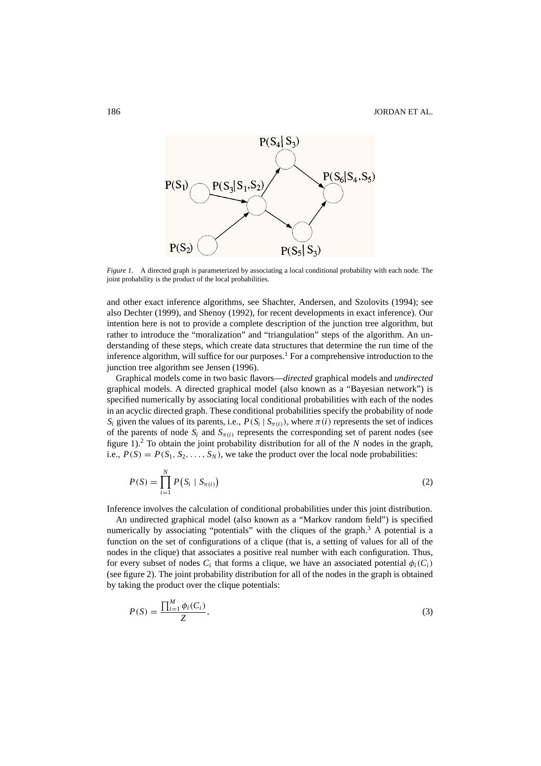*Figure 1.* A directed graph is parameterized by associating a local conditional probability with each node. The joint probability is the product of the local probabilities.

and other exact inference algorithms, see Shachter, Andersen, and Szolovits (1994); see also Dechter (1999), and Shenoy (1992), for recent developments in exact inference). Our intention here is not to provide a complete description of the junction tree algorithm, but rather to introduce the "moralization" and "triangulation" steps of the algorithm. An understanding of these steps, which create data structures that determine the run time of the inference algorithm, will suffice for our purposes.[1] For a comprehensive introduction to the junction tree algorithm see Jensen (1996).

Graphical models come in two basic flavors—*directed* graphical models and *undirected* graphical models. A directed graphical model (also known as a "Bayesian network") is specified numerically by associating local conditional probabilities with each of the nodes in an acyclic directed graph. These conditional probabilities specify the probability of node $S_i$ given the values of its parents, i.e., $P(S_i \mid S_{\pi(i)})$, where $\pi(i)$ represents the set of indices of the parents of node $S_i$ and $S_{\pi(i)}$ represents the corresponding set of parent nodes (see figure 1).[2] To obtain the joint probability distribution for all of the $N$ nodes in the graph, i.e., $P(S) = P(S_1, S_2, \ldots, S_N)$, we take the product over the local node probabilities:

$$P(S) = \prod_{i=1}^{N} P\big(S_i \mid S_{\pi(i)}\big) \tag{2}$$

Inference involves the calculation of conditional probabilities under this joint distribution.

An undirected graphical model (also known as a "Markov random field") is specified numerically by associating "potentials" with the cliques of the graph.[3] A potential is a function on the set of configurations of a clique (that is, a setting of values for all of the nodes in the clique) that associates a positive real number with each configuration. Thus, for every subset of nodes $C_i$ that forms a clique, we have an associated potential $\phi_i(C_i)$ (see figure 2). The joint probability distribution for all of the nodes in the graph is obtained by taking the product over the clique potentials:

$$P(S) = \frac{\prod_{i=1}^{M} \phi_i(C_i)}{Z}, \tag{3}$$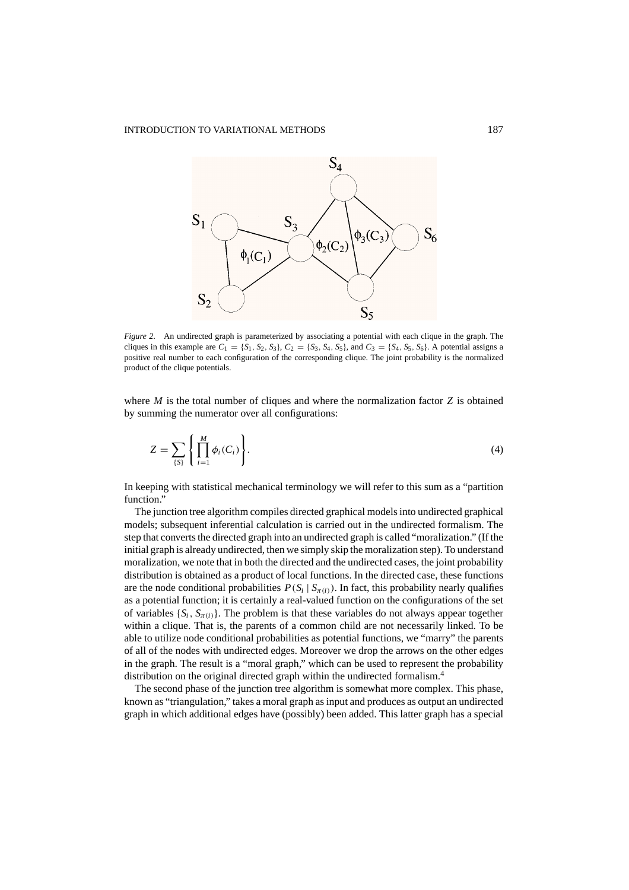*Figure 2.* An undirected graph is parameterized by associating a potential with each clique in the graph. The cliques in this example are $C_1 = \{S_1, S_2, S_3\}$, $C_2 = \{S_3, S_4, S_5\}$, and $C_3 = \{S_4, S_5, S_6\}$. A potential assigns a positive real number to each configuration of the corresponding clique. The joint probability is the normalized product of the clique potentials.

where $M$ is the total number of cliques and where the normalization factor $Z$ is obtained by summing the numerator over all configurations:

$$Z = \sum_{\{S\}} \left\{ \prod_{i=1}^{M} \phi_i(C_i) \right\}. \tag{4}$$

In keeping with statistical mechanical terminology we will refer to this sum as a "partition function."

The junction tree algorithm compiles directed graphical models into undirected graphical models; subsequent inferential calculation is carried out in the undirected formalism. The step that converts the directed graph into an undirected graph is called "moralization." (If the initial graph is already undirected, then we simply skip the moralization step). To understand moralization, we note that in both the directed and the undirected cases, the joint probability distribution is obtained as a product of local functions. In the directed case, these functions are the node conditional probabilities $P(S_i \mid S_{\pi(i)})$. In fact, this probability nearly qualifies as a potential function; it is certainly a real-valued function on the configurations of the set of variables $\{S_i, S_{\pi(i)}\}$. The problem is that these variables do not always appear together within a clique. That is, the parents of a common child are not necessarily linked. To be able to utilize node conditional probabilities as potential functions, we "marry" the parents of all of the nodes with undirected edges. Moreover we drop the arrows on the other edges in the graph. The result is a "moral graph," which can be used to represent the probability distribution on the original directed graph within the undirected formalism.[4]

The second phase of the junction tree algorithm is somewhat more complex. This phase, known as "triangulation," takes a moral graph as input and produces as output an undirected graph in which additional edges have (possibly) been added. This latter graph has a special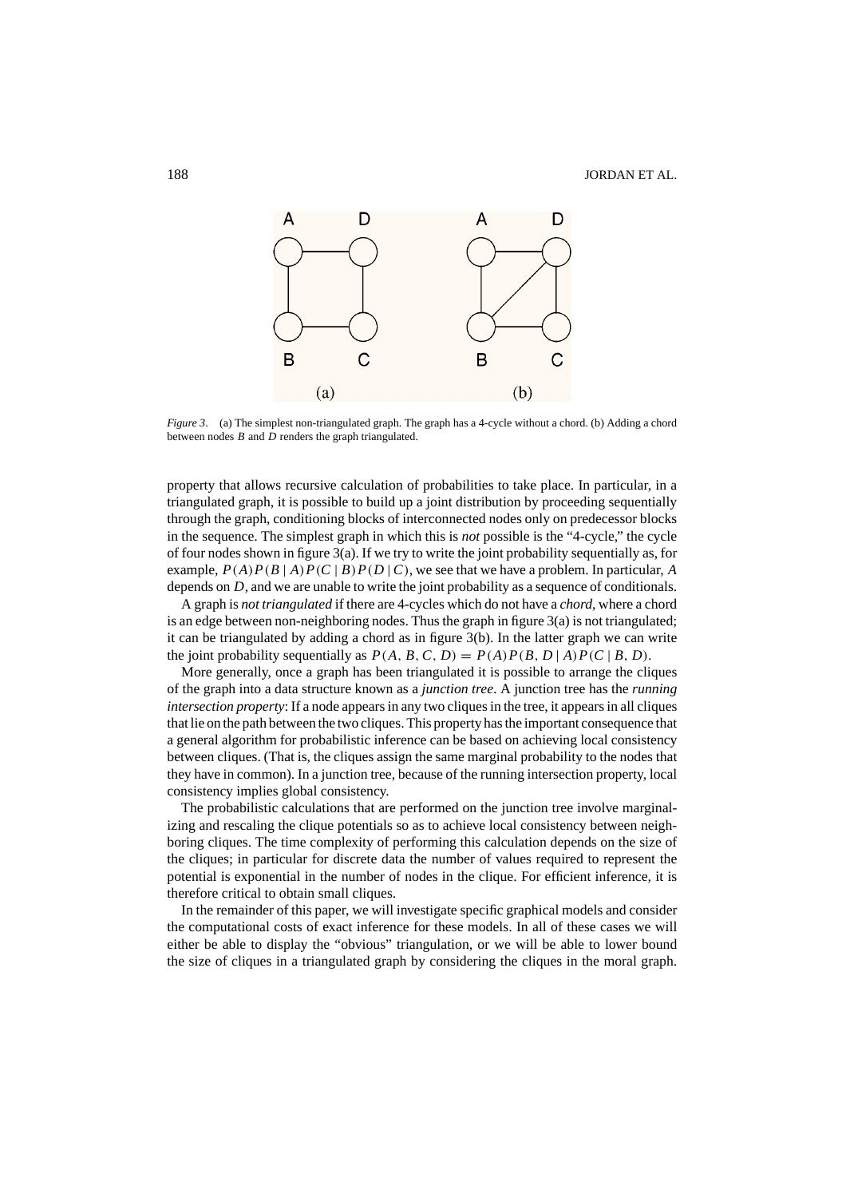*Figure 3*. (a) The simplest non-triangulated graph. The graph has a 4-cycle without a chord. (b) Adding a chord between nodes $B$ and $D$ renders the graph triangulated.

property that allows recursive calculation of probabilities to take place. In particular, in a triangulated graph, it is possible to build up a joint distribution by proceeding sequentially through the graph, conditioning blocks of interconnected nodes only on predecessor blocks in the sequence. The simplest graph in which this is *not* possible is the "4-cycle," the cycle of four nodes shown in figure 3(a). If we try to write the joint probability sequentially as, for example, $P(A)P(B \mid A)P(C \mid B)P(D \mid C)$, we see that we have a problem. In particular, $A$ depends on $D$, and we are unable to write the joint probability as a sequence of conditionals.

A graph is *not triangulated* if there are 4-cycles which do not have a *chord*, where a chord is an edge between non-neighboring nodes. Thus the graph in figure 3(a) is not triangulated; it can be triangulated by adding a chord as in figure 3(b). In the latter graph we can write the joint probability sequentially as $P(A, B, C, D) = P(A)P(B, D \mid A)P(C \mid B, D)$.

More generally, once a graph has been triangulated it is possible to arrange the cliques of the graph into a data structure known as a *junction tree*. A junction tree has the *running intersection property*: If a node appears in any two cliques in the tree, it appears in all cliques that lie on the path between the two cliques. This property has the important consequence that a general algorithm for probabilistic inference can be based on achieving local consistency between cliques. (That is, the cliques assign the same marginal probability to the nodes that they have in common). In a junction tree, because of the running intersection property, local consistency implies global consistency.

The probabilistic calculations that are performed on the junction tree involve marginalizing and rescaling the clique potentials so as to achieve local consistency between neighboring cliques. The time complexity of performing this calculation depends on the size of the cliques; in particular for discrete data the number of values required to represent the potential is exponential in the number of nodes in the clique. For efficient inference, it is therefore critical to obtain small cliques.

In the remainder of this paper, we will investigate specific graphical models and consider the computational costs of exact inference for these models. In all of these cases we will either be able to display the "obvious" triangulation, or we will be able to lower bound the size of cliques in a triangulated graph by considering the cliques in the moral graph.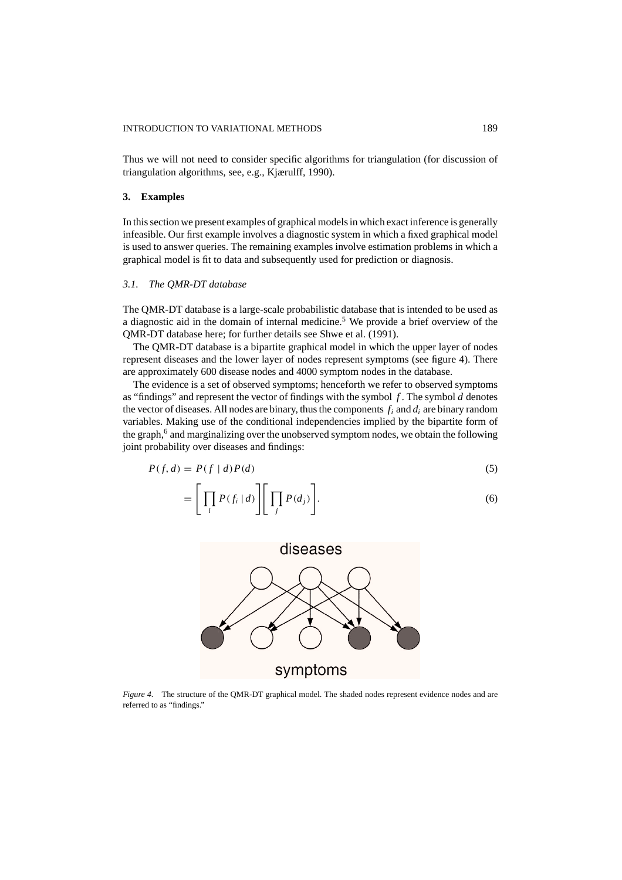Thus we will not need to consider specific algorithms for triangulation (for discussion of triangulation algorithms, see, e.g., Kjærulff, 1990).

## 3. Examples

In this section we present examples of graphical models in which exact inference is generally infeasible. Our first example involves a diagnostic system in which a fixed graphical model is used to answer queries. The remaining examples involve estimation problems in which a graphical model is fit to data and subsequently used for prediction or diagnosis.

### *3.1. The QMR-DT database*

The QMR-DT database is a large-scale probabilistic database that is intended to be used as a diagnostic aid in the domain of internal medicine.[5] We provide a brief overview of the QMR-DT database here; for further details see Shwe et al. (1991).

The QMR-DT database is a bipartite graphical model in which the upper layer of nodes represent diseases and the lower layer of nodes represent symptoms (see figure 4). There are approximately 600 disease nodes and 4000 symptom nodes in the database.

The evidence is a set of observed symptoms; henceforth we refer to observed symptoms as "findings" and represent the vector of findings with the symbol $f$. The symbol $d$ denotes the vector of diseases. All nodes are binary, thus the components $f_i$ and $d_i$ are binary random variables. Making use of the conditional independencies implied by the bipartite form of the graph,[6] and marginalizing over the unobserved symptom nodes, we obtain the following joint probability over diseases and findings:

$$P(f, d) = P(f \mid d)P(d) \tag{5}$$

$$= \left[\prod_i P(f_i \mid d)\right]\left[\prod_j P(d_j)\right]. \tag{6}$$

*Figure 4.* The structure of the QMR-DT graphical model. The shaded nodes represent evidence nodes and are referred to as "findings."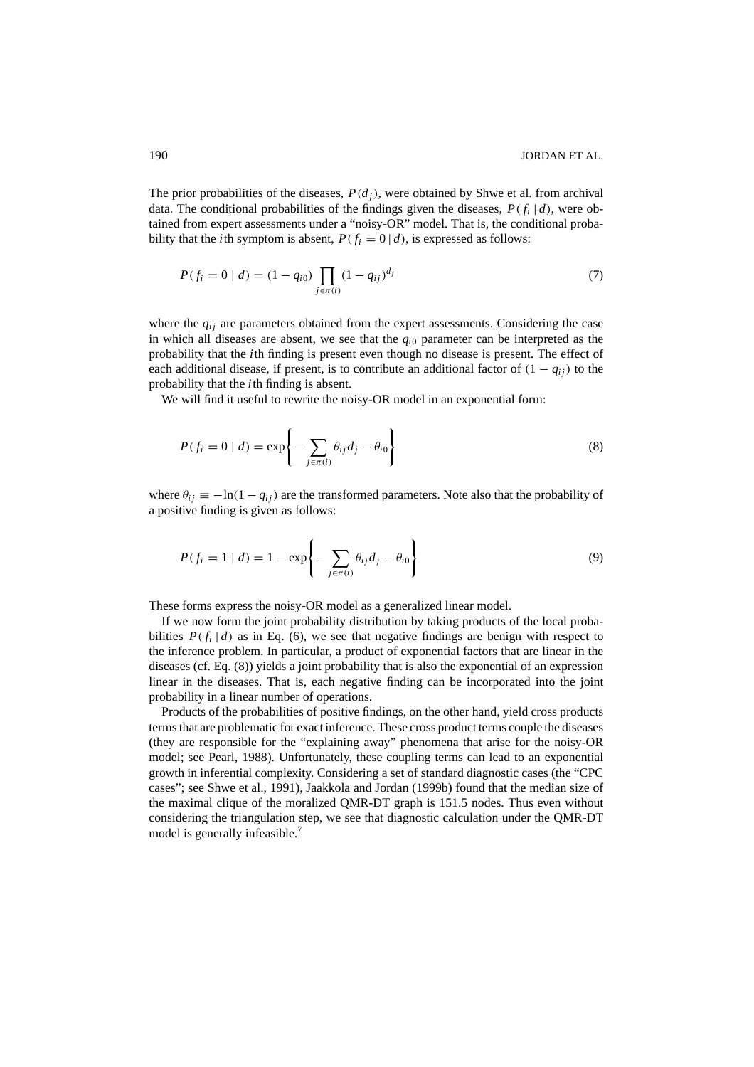The prior probabilities of the diseases, $P(d_j)$, were obtained by Shwe et al. from archival data. The conditional probabilities of the findings given the diseases, $P(f_i \mid d)$, were obtained from expert assessments under a "noisy-OR" model. That is, the conditional probability that the $i$th symptom is absent, $P(f_i = 0 \mid d)$, is expressed as follows:

$$P(f_i = 0 \mid d) = (1 - q_{i0}) \prod_{j \in \pi(i)} (1 - q_{ij})^{d_j} \tag{7}$$

where the $q_{ij}$ are parameters obtained from the expert assessments. Considering the case in which all diseases are absent, we see that the $q_{i0}$ parameter can be interpreted as the probability that the $i$th finding is present even though no disease is present. The effect of each additional disease, if present, is to contribute an additional factor of $(1 - q_{ij})$ to the probability that the $i$th finding is absent.

We will find it useful to rewrite the noisy-OR model in an exponential form:

$$P(f_i = 0 \mid d) = \exp\left\{ - \sum_{j \in \pi(i)} \theta_{ij} d_j - \theta_{i0} \right\} \tag{8}$$

where $\theta_{ij} \equiv -\ln(1 - q_{ij})$ are the transformed parameters. Note also that the probability of a positive finding is given as follows:

$$P(f_i = 1 \mid d) = 1 - \exp\left\{ - \sum_{j \in \pi(i)} \theta_{ij} d_j - \theta_{i0} \right\} \tag{9}$$

These forms express the noisy-OR model as a generalized linear model.

If we now form the joint probability distribution by taking products of the local probabilities $P(f_i \mid d)$ as in Eq. (6), we see that negative findings are benign with respect to the inference problem. In particular, a product of exponential factors that are linear in the diseases (cf. Eq. (8)) yields a joint probability that is also the exponential of an expression linear in the diseases. That is, each negative finding can be incorporated into the joint probability in a linear number of operations.

Products of the probabilities of positive findings, on the other hand, yield cross products terms that are problematic for exact inference. These cross product terms couple the diseases (they are responsible for the "explaining away" phenomena that arise for the noisy-OR model; see Pearl, 1988). Unfortunately, these coupling terms can lead to an exponential growth in inferential complexity. Considering a set of standard diagnostic cases (the "CPC cases"; see Shwe et al., 1991), Jaakkola and Jordan (1999b) found that the median size of the maximal clique of the moralized QMR-DT graph is 151.5 nodes. Thus even without considering the triangulation step, we see that diagnostic calculation under the QMR-DT model is generally infeasible.[7]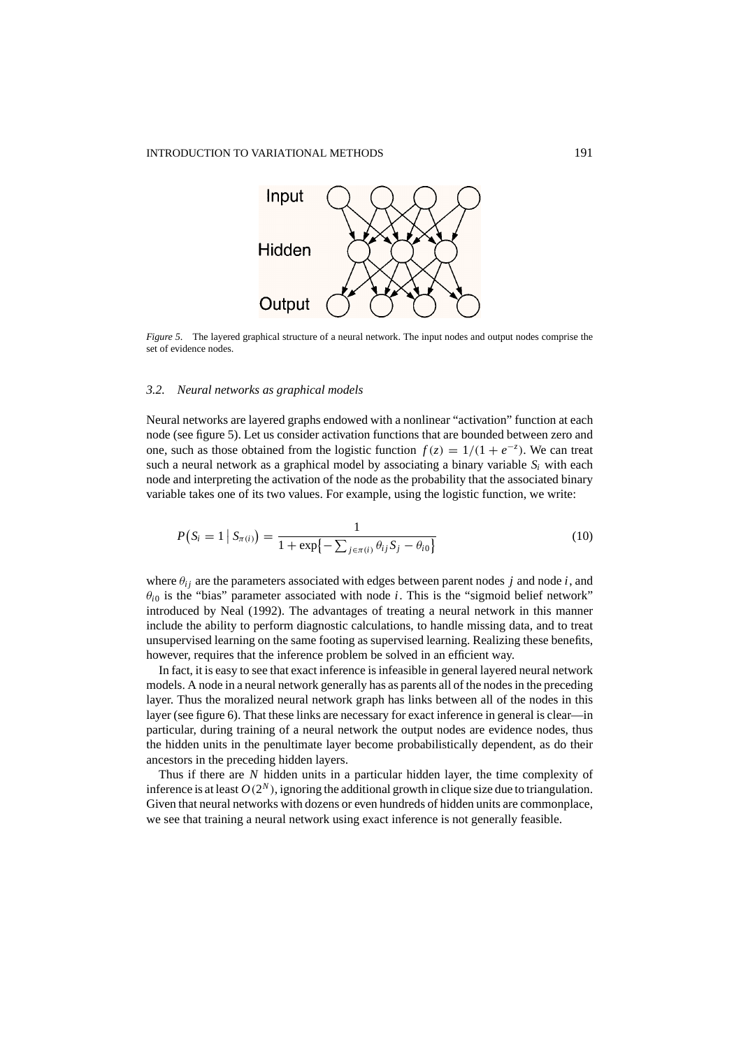*Figure 5*. The layered graphical structure of a neural network. The input nodes and output nodes comprise the set of evidence nodes.

### 3.2. Neural networks as graphical models

Neural networks are layered graphs endowed with a nonlinear "activation" function at each node (see figure 5). Let us consider activation functions that are bounded between zero and one, such as those obtained from the logistic function $f(z) = 1/(1 + e^{-z})$. We can treat such a neural network as a graphical model by associating a binary variable $S_i$ with each node and interpreting the activation of the node as the probability that the associated binary variable takes one of its two values. For example, using the logistic function, we write:

$$P(S_i = 1 \mid S_{\pi(i)}) = \frac{1}{1 + \exp\{-\sum_{j \in \pi(i)} \theta_{ij} S_j - \theta_{i0}\}} \tag{10}$$

where $\theta_{ij}$ are the parameters associated with edges between parent nodes $j$ and node $i$, and $\theta_{i0}$ is the "bias" parameter associated with node $i$. This is the "sigmoid belief network" introduced by Neal (1992). The advantages of treating a neural network in this manner include the ability to perform diagnostic calculations, to handle missing data, and to treat unsupervised learning on the same footing as supervised learning. Realizing these benefits, however, requires that the inference problem be solved in an efficient way.

In fact, it is easy to see that exact inference is infeasible in general layered neural network models. A node in a neural network generally has as parents all of the nodes in the preceding layer. Thus the moralized neural network graph has links between all of the nodes in this layer (see figure 6). That these links are necessary for exact inference in general is clear—in particular, during training of a neural network the output nodes are evidence nodes, thus the hidden units in the penultimate layer become probabilistically dependent, as do their ancestors in the preceding hidden layers.

Thus if there are $N$ hidden units in a particular hidden layer, the time complexity of inference is at least $O(2^N)$, ignoring the additional growth in clique size due to triangulation. Given that neural networks with dozens or even hundreds of hidden units are commonplace, we see that training a neural network using exact inference is not generally feasible.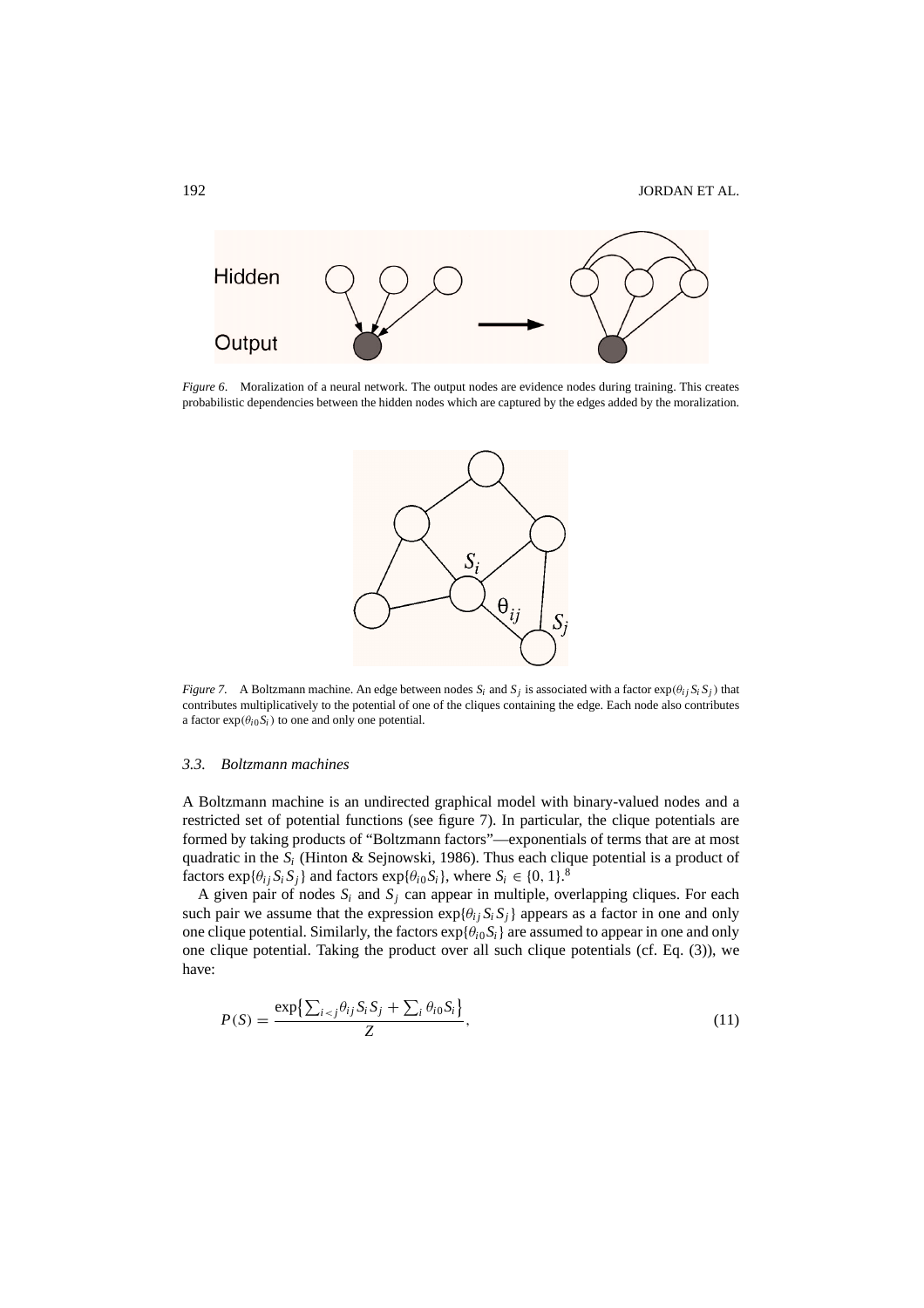*Figure 6*. Moralization of a neural network. The output nodes are evidence nodes during training. This creates probabilistic dependencies between the hidden nodes which are captured by the edges added by the moralization.

*Figure 7*. A Boltzmann machine. An edge between nodes $S_i$ and $S_j$ is associated with a factor $\exp(\theta_{ij} S_i S_j)$ that contributes multiplicatively to the potential of one of the cliques containing the edge. Each node also contributes a factor $\exp(\theta_{i0} S_i)$ to one and only one potential.

### *3.3. Boltzmann machines*

A Boltzmann machine is an undirected graphical model with binary-valued nodes and a restricted set of potential functions (see figure 7). In particular, the clique potentials are formed by taking products of "Boltzmann factors"—exponentials of terms that are at most quadratic in the $S_i$ (Hinton & Sejnowski, 1986). Thus each clique potential is a product of factors $\exp\{\theta_{ij} S_i S_j\}$ and factors $\exp\{\theta_{i0} S_i\}$, where $S_i \in \{0, 1\}$.[8]

A given pair of nodes $S_i$ and $S_j$ can appear in multiple, overlapping cliques. For each such pair we assume that the expression $\exp\{\theta_{ij} S_i S_j\}$ appears as a factor in one and only one clique potential. Similarly, the factors $\exp\{\theta_{i0} S_i\}$ are assumed to appear in one and only one clique potential. Taking the product over all such clique potentials (cf. Eq. (3)), we have:

$$P(S) = \frac{\exp\left\{\sum_{i<j} \theta_{ij} S_i S_j + \sum_i \theta_{i0} S_i\right\}}{Z}, \tag{11}$$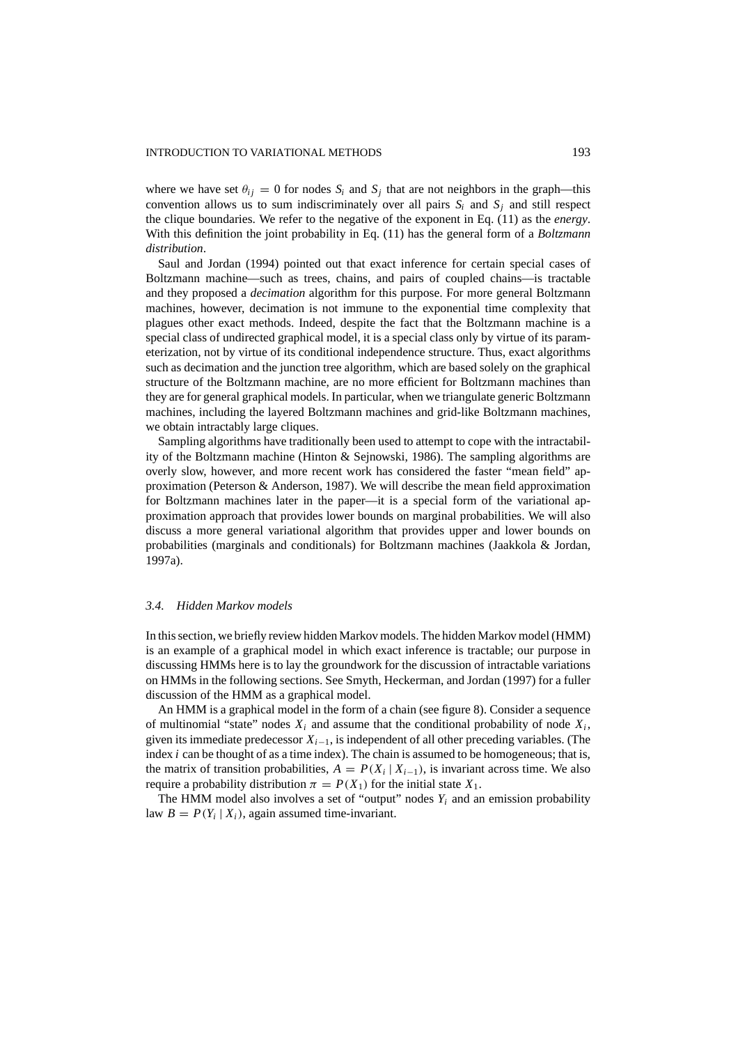where we have set $\theta_{ij} = 0$ for nodes $S_i$ and $S_j$ that are not neighbors in the graph—this convention allows us to sum indiscriminately over all pairs $S_i$ and $S_j$ and still respect the clique boundaries. We refer to the negative of the exponent in Eq. (11) as the *energy*. With this definition the joint probability in Eq. (11) has the general form of a *Boltzmann distribution*.

Saul and Jordan (1994) pointed out that exact inference for certain special cases of Boltzmann machine—such as trees, chains, and pairs of coupled chains—is tractable and they proposed a *decimation* algorithm for this purpose. For more general Boltzmann machines, however, decimation is not immune to the exponential time complexity that plagues other exact methods. Indeed, despite the fact that the Boltzmann machine is a special class of undirected graphical model, it is a special class only by virtue of its parameterization, not by virtue of its conditional independence structure. Thus, exact algorithms such as decimation and the junction tree algorithm, which are based solely on the graphical structure of the Boltzmann machine, are no more efficient for Boltzmann machines than they are for general graphical models. In particular, when we triangulate generic Boltzmann machines, including the layered Boltzmann machines and grid-like Boltzmann machines, we obtain intractably large cliques.

Sampling algorithms have traditionally been used to attempt to cope with the intractability of the Boltzmann machine (Hinton & Sejnowski, 1986). The sampling algorithms are overly slow, however, and more recent work has considered the faster "mean field" approximation (Peterson & Anderson, 1987). We will describe the mean field approximation for Boltzmann machines later in the paper—it is a special form of the variational approximation approach that provides lower bounds on marginal probabilities. We will also discuss a more general variational algorithm that provides upper and lower bounds on probabilities (marginals and conditionals) for Boltzmann machines (Jaakkola & Jordan, 1997a).

### 3.4. Hidden Markov models

In this section, we briefly review hidden Markov models. The hidden Markov model (HMM) is an example of a graphical model in which exact inference is tractable; our purpose in discussing HMMs here is to lay the groundwork for the discussion of intractable variations on HMMs in the following sections. See Smyth, Heckerman, and Jordan (1997) for a fuller discussion of the HMM as a graphical model.

An HMM is a graphical model in the form of a chain (see figure 8). Consider a sequence of multinomial "state" nodes $X_i$ and assume that the conditional probability of node $X_i$, given its immediate predecessor $X_{i-1}$, is independent of all other preceding variables. (The index $i$ can be thought of as a time index). The chain is assumed to be homogeneous; that is, the matrix of transition probabilities, $A = P(X_i \mid X_{i-1})$, is invariant across time. We also require a probability distribution $\pi = P(X_1)$ for the initial state $X_1$.

The HMM model also involves a set of "output" nodes $Y_i$ and an emission probability law $B = P(Y_i \mid X_i)$, again assumed time-invariant.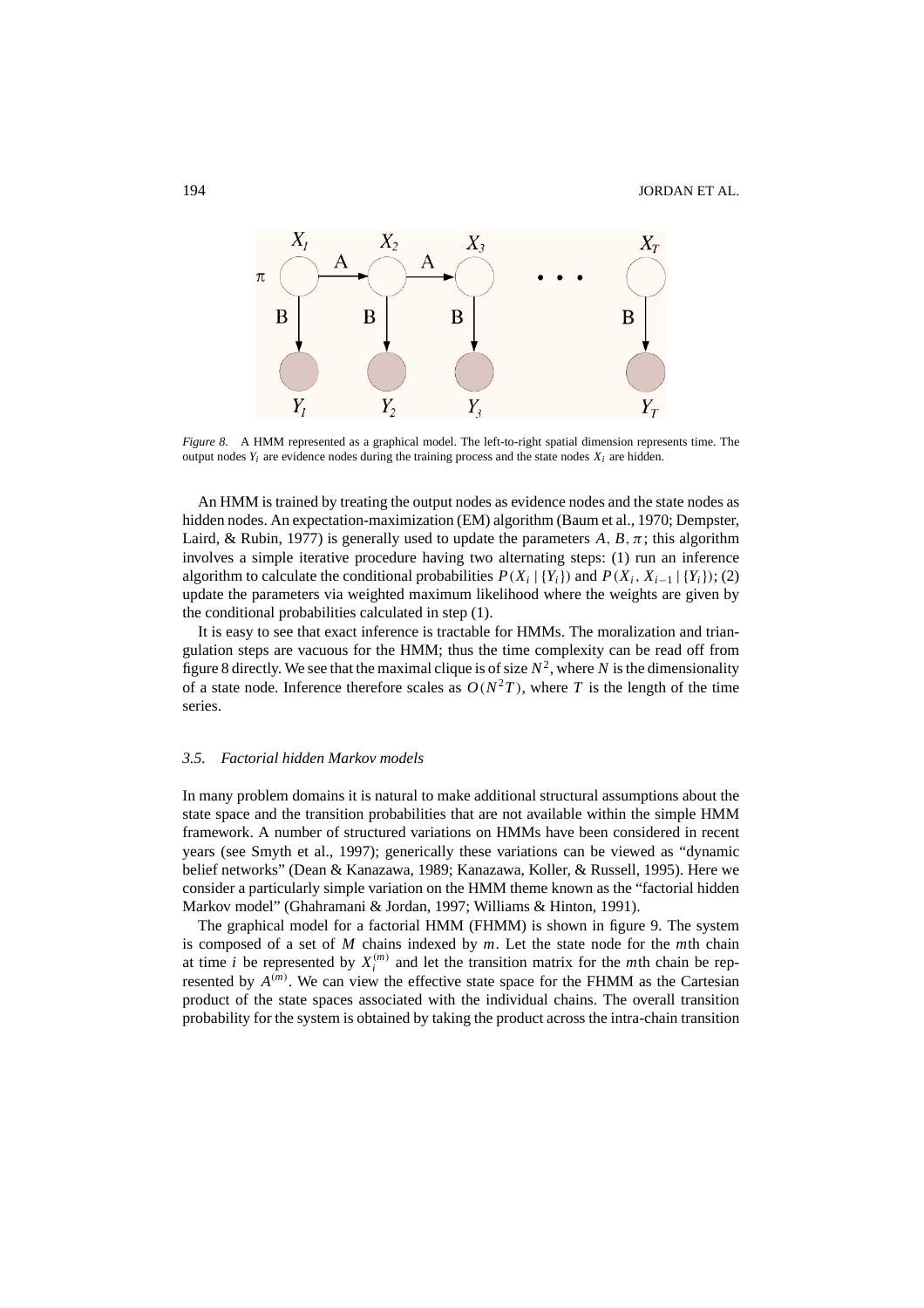*Figure 8*. A HMM represented as a graphical model. The left-to-right spatial dimension represents time. The output nodes $Y_i$ are evidence nodes during the training process and the state nodes $X_i$ are hidden.

An HMM is trained by treating the output nodes as evidence nodes and the state nodes as hidden nodes. An expectation-maximization (EM) algorithm (Baum et al., 1970; Dempster, Laird, & Rubin, 1977) is generally used to update the parameters $A, B, \pi$; this algorithm involves a simple iterative procedure having two alternating steps: (1) run an inference algorithm to calculate the conditional probabilities $P(X_i \mid \{Y_i\})$ and $P(X_i, X_{i-1} \mid \{Y_i\})$; (2) update the parameters via weighted maximum likelihood where the weights are given by the conditional probabilities calculated in step (1).

It is easy to see that exact inference is tractable for HMMs. The moralization and triangulation steps are vacuous for the HMM; thus the time complexity can be read off from figure 8 directly. We see that the maximal clique is of size $N^2$, where $N$ is the dimensionality of a state node. Inference therefore scales as $O(N^2T)$, where $T$ is the length of the time series.

### 3.5. *Factorial hidden Markov models*

In many problem domains it is natural to make additional structural assumptions about the state space and the transition probabilities that are not available within the simple HMM framework. A number of structured variations on HMMs have been considered in recent years (see Smyth et al., 1997); generically these variations can be viewed as "dynamic belief networks" (Dean & Kanazawa, 1989; Kanazawa, Koller, & Russell, 1995). Here we consider a particularly simple variation on the HMM theme known as the "factorial hidden Markov model" (Ghahramani & Jordan, 1997; Williams & Hinton, 1991).

The graphical model for a factorial HMM (FHMM) is shown in figure 9. The system is composed of a set of $M$ chains indexed by $m$. Let the state node for the $m$th chain at time $i$ be represented by $X_i^{(m)}$ and let the transition matrix for the $m$th chain be represented by $A^{(m)}$. We can view the effective state space for the FHMM as the Cartesian product of the state spaces associated with the individual chains. The overall transition probability for the system is obtained by taking the product across the intra-chain transition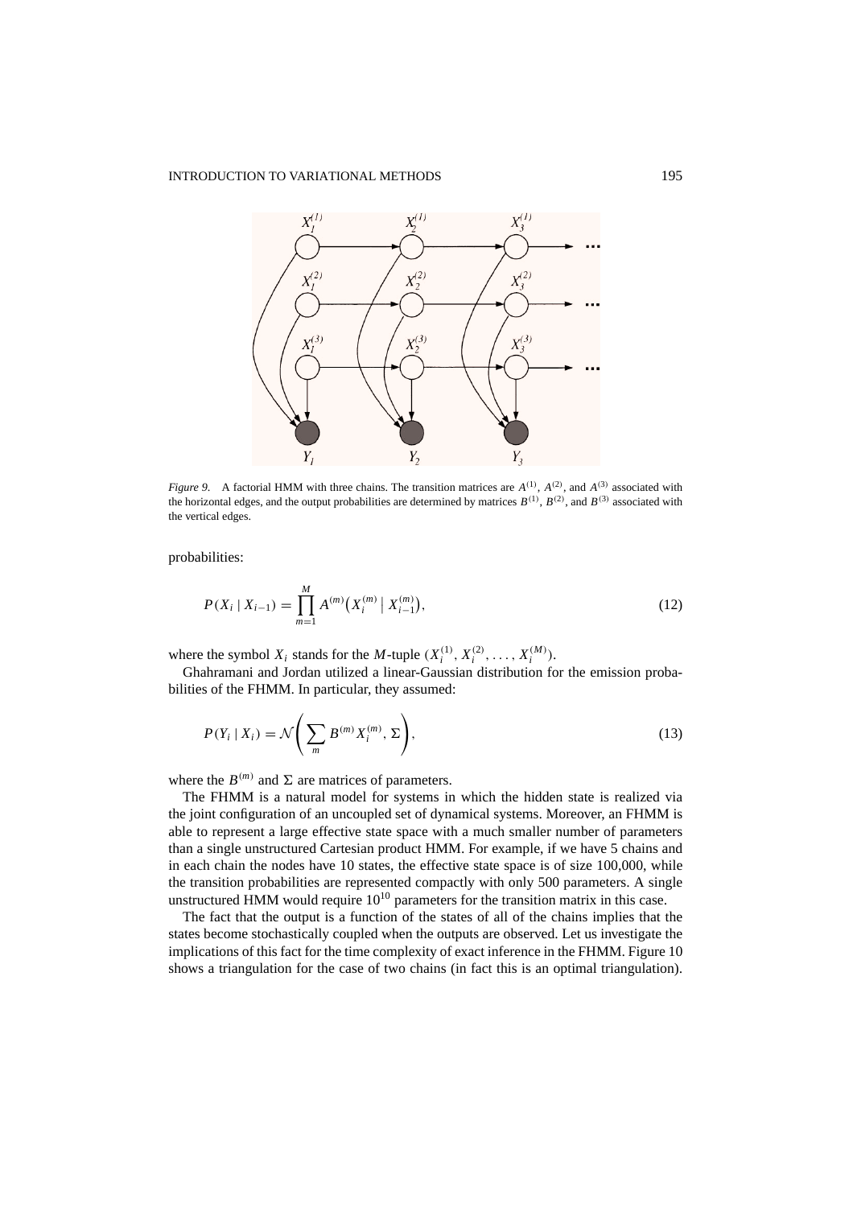*Figure 9*. A factorial HMM with three chains. The transition matrices are $A^{(1)}$, $A^{(2)}$, and $A^{(3)}$ associated with the horizontal edges, and the output probabilities are determined by matrices $B^{(1)}$, $B^{(2)}$, and $B^{(3)}$ associated with the vertical edges.

probabilities:

$$P(X_i \mid X_{i-1}) = \prod_{m=1}^{M} A^{(m)}\big(X_i^{(m)} \mid X_{i-1}^{(m)}\big), \tag{12}$$

where the symbol $X_i$ stands for the $M$-tuple $(X_i^{(1)}, X_i^{(2)}, \ldots, X_i^{(M)})$.

Ghahramani and Jordan utilized a linear-Gaussian distribution for the emission probabilities of the FHMM. In particular, they assumed:

$$P(Y_i \mid X_i) = \mathcal{N}\left(\sum_m B^{(m)} X_i^{(m)}, \Sigma\right), \tag{13}$$

where the $B^{(m)}$ and $\Sigma$ are matrices of parameters.

The FHMM is a natural model for systems in which the hidden state is realized via the joint configuration of an uncoupled set of dynamical systems. Moreover, an FHMM is able to represent a large effective state space with a much smaller number of parameters than a single unstructured Cartesian product HMM. For example, if we have 5 chains and in each chain the nodes have 10 states, the effective state space is of size 100,000, while the transition probabilities are represented compactly with only 500 parameters. A single unstructured HMM would require $10^{10}$ parameters for the transition matrix in this case.

The fact that the output is a function of the states of all of the chains implies that the states become stochastically coupled when the outputs are observed. Let us investigate the implications of this fact for the time complexity of exact inference in the FHMM. Figure 10 shows a triangulation for the case of two chains (in fact this is an optimal triangulation).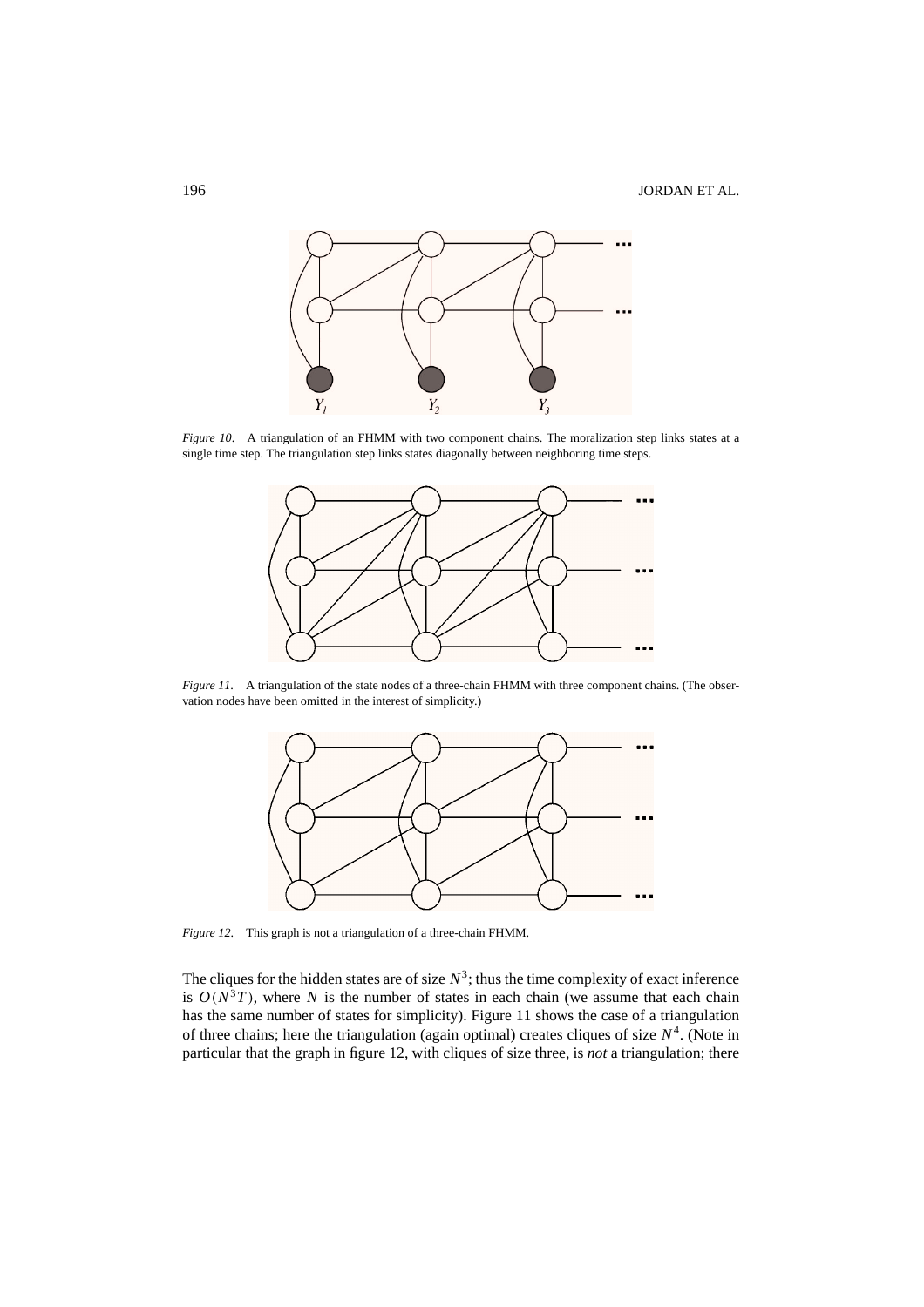*Figure 10*. A triangulation of an FHMM with two component chains. The moralization step links states at a single time step. The triangulation step links states diagonally between neighboring time steps.

*Figure 11*. A triangulation of the state nodes of a three-chain FHMM with three component chains. (The observation nodes have been omitted in the interest of simplicity.)

*Figure 12*. This graph is not a triangulation of a three-chain FHMM.

The cliques for the hidden states are of size $N^3$; thus the time complexity of exact inference is $O(N^3T)$, where $N$ is the number of states in each chain (we assume that each chain has the same number of states for simplicity). Figure 11 shows the case of a triangulation of three chains; here the triangulation (again optimal) creates cliques of size $N^4$. (Note in particular that the graph in figure 12, with cliques of size three, is *not* a triangulation; there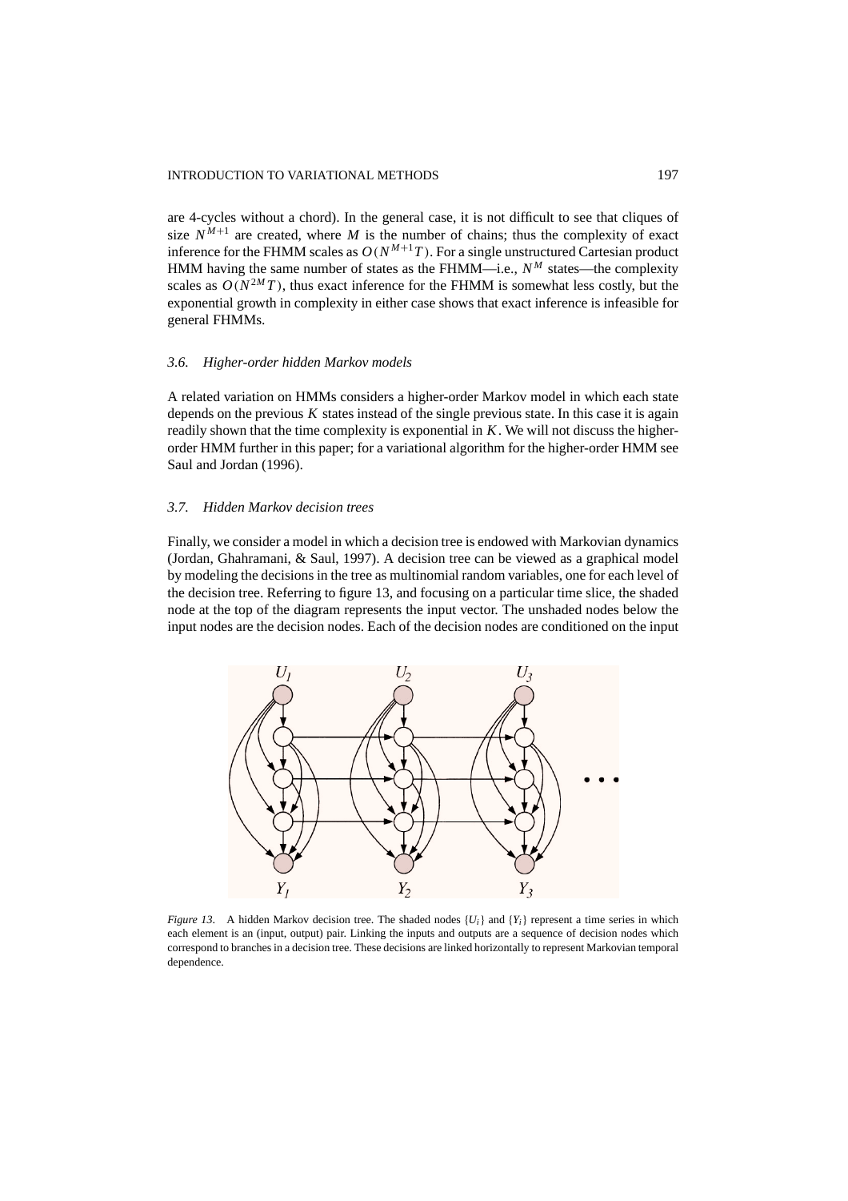are 4-cycles without a chord). In the general case, it is not difficult to see that cliques of size $N^{M+1}$ are created, where $M$ is the number of chains; thus the complexity of exact inference for the FHMM scales as $O(N^{M+1}T)$. For a single unstructured Cartesian product HMM having the same number of states as the FHMM—i.e., $N^M$ states—the complexity scales as $O(N^{2M}T)$, thus exact inference for the FHMM is somewhat less costly, but the exponential growth in complexity in either case shows that exact inference is infeasible for general FHMMs.

### *3.6. Higher-order hidden Markov models*

A related variation on HMMs considers a higher-order Markov model in which each state depends on the previous $K$ states instead of the single previous state. In this case it is again readily shown that the time complexity is exponential in $K$. We will not discuss the higher-order HMM further in this paper; for a variational algorithm for the higher-order HMM see Saul and Jordan (1996).

### *3.7. Hidden Markov decision trees*

Finally, we consider a model in which a decision tree is endowed with Markovian dynamics (Jordan, Ghahramani, & Saul, 1997). A decision tree can be viewed as a graphical model by modeling the decisions in the tree as multinomial random variables, one for each level of the decision tree. Referring to figure 13, and focusing on a particular time slice, the shaded node at the top of the diagram represents the input vector. The unshaded nodes below the input nodes are the decision nodes. Each of the decision nodes are conditioned on the input

*Figure 13.* A hidden Markov decision tree. The shaded nodes $\{U_i\}$ and $\{Y_i\}$ represent a time series in which each element is an (input, output) pair. Linking the inputs and outputs are a sequence of decision nodes which correspond to branches in a decision tree. These decisions are linked horizontally to represent Markovian temporal dependence.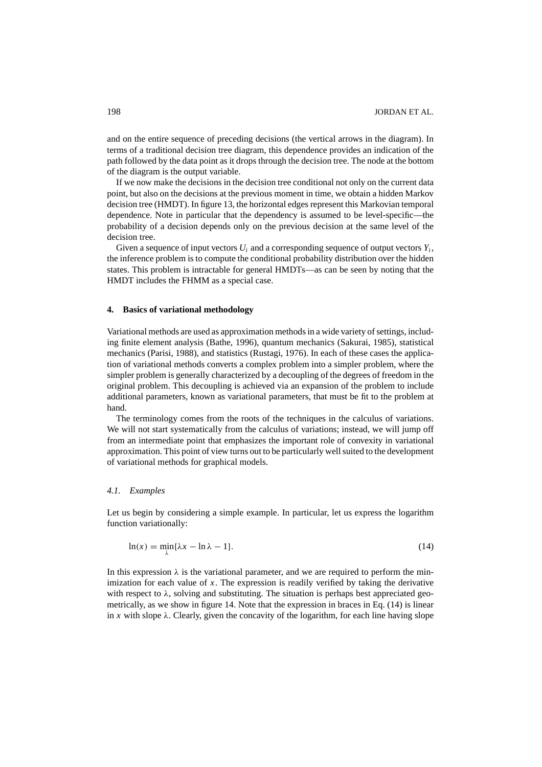and on the entire sequence of preceding decisions (the vertical arrows in the diagram). In terms of a traditional decision tree diagram, this dependence provides an indication of the path followed by the data point as it drops through the decision tree. The node at the bottom of the diagram is the output variable.

If we now make the decisions in the decision tree conditional not only on the current data point, but also on the decisions at the previous moment in time, we obtain a hidden Markov decision tree (HMDT). In figure 13, the horizontal edges represent this Markovian temporal dependence. Note in particular that the dependency is assumed to be level-specific—the probability of a decision depends only on the previous decision at the same level of the decision tree.

Given a sequence of input vectors $U_i$ and a corresponding sequence of output vectors $Y_i$, the inference problem is to compute the conditional probability distribution over the hidden states. This problem is intractable for general HMDTs—as can be seen by noting that the HMDT includes the FHMM as a special case.

## 4. Basics of variational methodology

Variational methods are used as approximation methods in a wide variety of settings, including finite element analysis (Bathe, 1996), quantum mechanics (Sakurai, 1985), statistical mechanics (Parisi, 1988), and statistics (Rustagi, 1976). In each of these cases the application of variational methods converts a complex problem into a simpler problem, where the simpler problem is generally characterized by a decoupling of the degrees of freedom in the original problem. This decoupling is achieved via an expansion of the problem to include additional parameters, known as variational parameters, that must be fit to the problem at hand.

The terminology comes from the roots of the techniques in the calculus of variations. We will not start systematically from the calculus of variations; instead, we will jump off from an intermediate point that emphasizes the important role of convexity in variational approximation. This point of view turns out to be particularly well suited to the development of variational methods for graphical models.

### *4.1. Examples*

Let us begin by considering a simple example. In particular, let us express the logarithm function variationally:

$$\ln(x) = \min_{\lambda}\{\lambda x - \ln \lambda - 1\}. \tag{14}$$

In this expression $\lambda$ is the variational parameter, and we are required to perform the minimization for each value of $x$. The expression is readily verified by taking the derivative with respect to $\lambda$, solving and substituting. The situation is perhaps best appreciated geometrically, as we show in figure 14. Note that the expression in braces in Eq. (14) is linear in $x$ with slope $\lambda$. Clearly, given the concavity of the logarithm, for each line having slope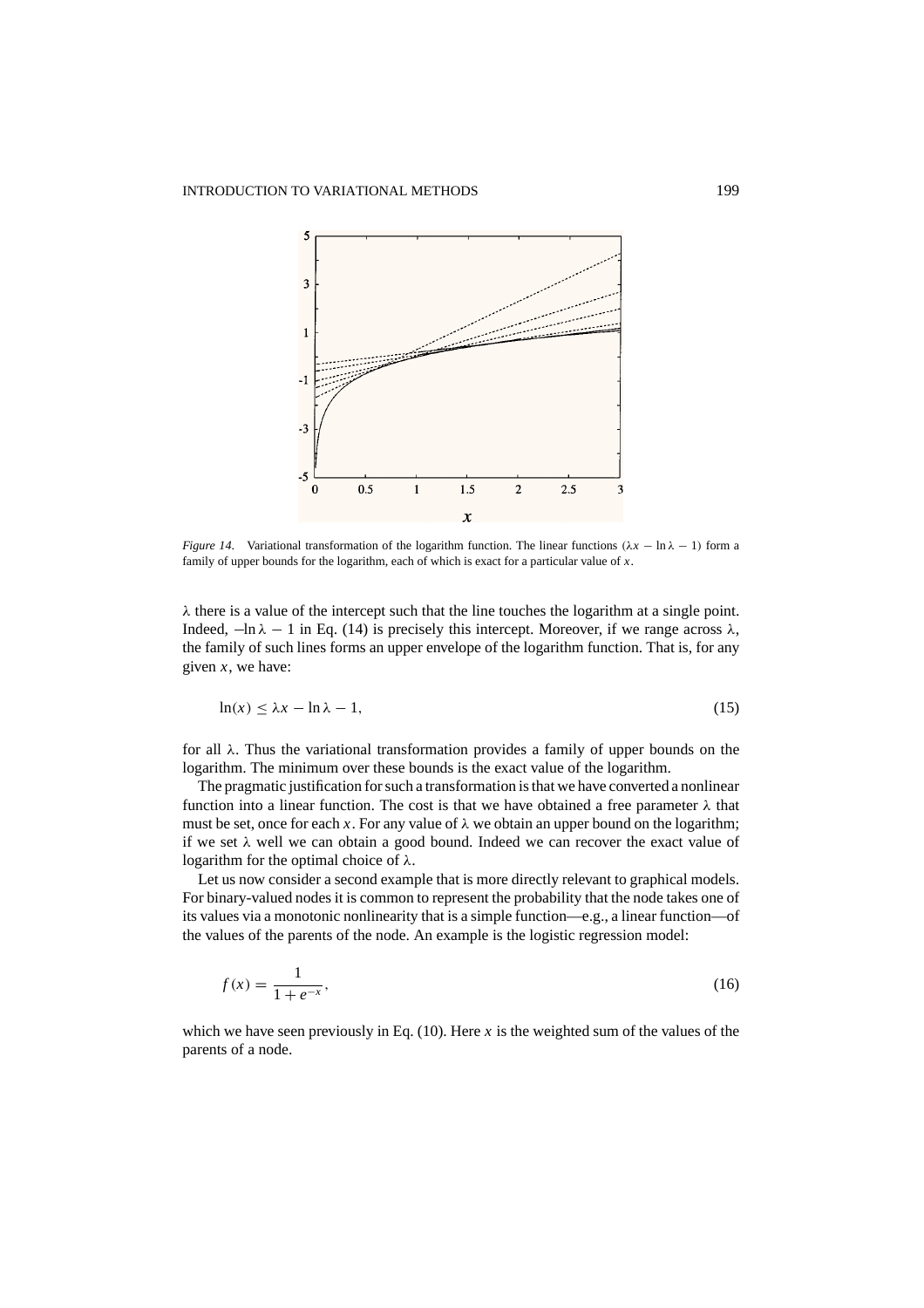*Figure 14*. Variational transformation of the logarithm function. The linear functions $(\lambda x - \ln \lambda - 1)$ form a family of upper bounds for the logarithm, each of which is exact for a particular value of $x$.

$\lambda$ there is a value of the intercept such that the line touches the logarithm at a single point. Indeed, $-\ln \lambda - 1$ in Eq. (14) is precisely this intercept. Moreover, if we range across $\lambda$, the family of such lines forms an upper envelope of the logarithm function. That is, for any given $x$, we have:

$$\ln(x) \leq \lambda x - \ln \lambda - 1, \tag{15}$$

for all $\lambda$. Thus the variational transformation provides a family of upper bounds on the logarithm. The minimum over these bounds is the exact value of the logarithm.

The pragmatic justification for such a transformation is that we have converted a nonlinear function into a linear function. The cost is that we have obtained a free parameter $\lambda$ that must be set, once for each $x$. For any value of $\lambda$ we obtain an upper bound on the logarithm; if we set $\lambda$ well we can obtain a good bound. Indeed we can recover the exact value of logarithm for the optimal choice of $\lambda$.

Let us now consider a second example that is more directly relevant to graphical models. For binary-valued nodes it is common to represent the probability that the node takes one of its values via a monotonic nonlinearity that is a simple function—e.g., a linear function—of the values of the parents of the node. An example is the logistic regression model:

$$f(x) = \frac{1}{1 + e^{-x}}, \tag{16}$$

which we have seen previously in Eq. (10). Here $x$ is the weighted sum of the values of the parents of a node.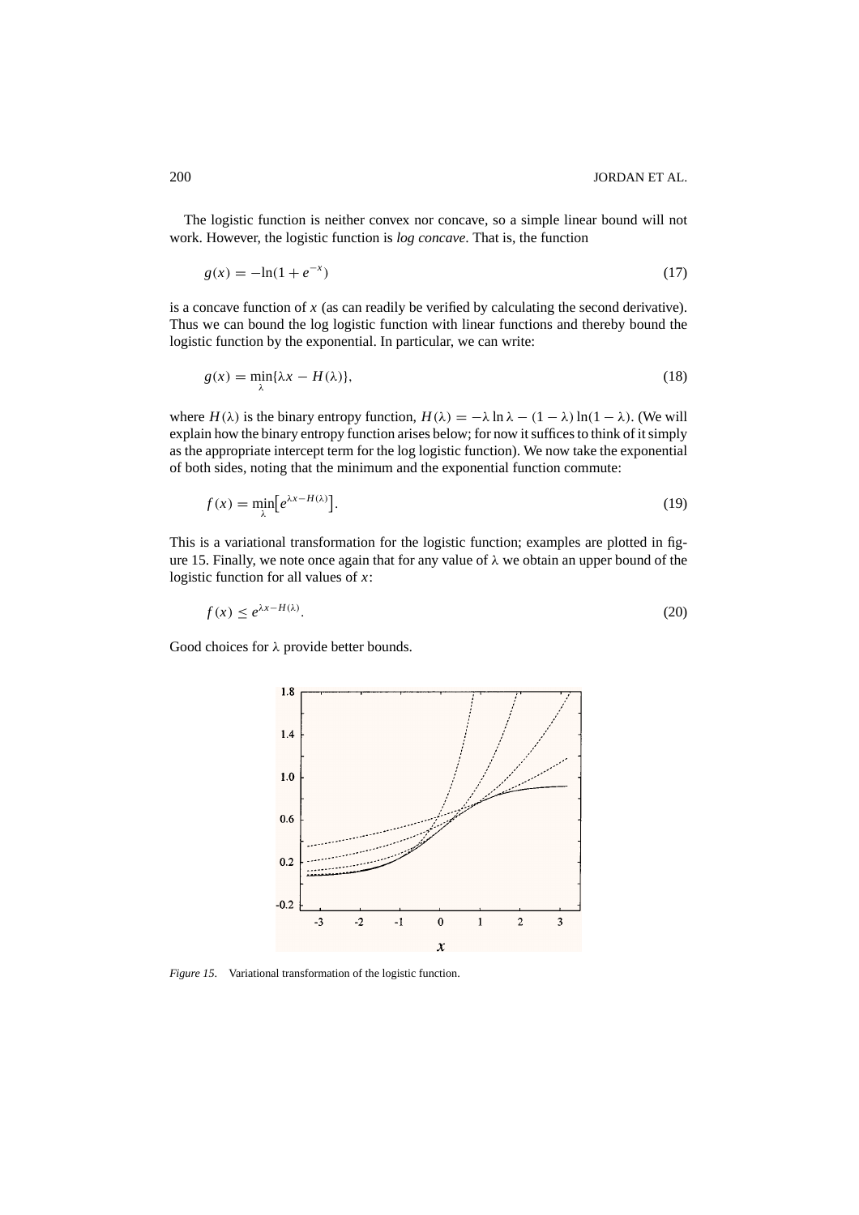The logistic function is neither convex nor concave, so a simple linear bound will not work. However, the logistic function is *log concave*. That is, the function

$$g(x) = -\ln(1 + e^{-x}) \tag{17}$$

is a concave function of $x$ (as can readily be verified by calculating the second derivative). Thus we can bound the log logistic function with linear functions and thereby bound the logistic function by the exponential. In particular, we can write:

$$g(x) = \min_{\lambda}\{\lambda x - H(\lambda)\}, \tag{18}$$

where $H(\lambda)$ is the binary entropy function, $H(\lambda) = -\lambda \ln \lambda - (1 - \lambda) \ln(1 - \lambda)$. (We will explain how the binary entropy function arises below; for now it suffices to think of it simply as the appropriate intercept term for the log logistic function). We now take the exponential of both sides, noting that the minimum and the exponential function commute:

$$f(x) = \min_{\lambda}\left[e^{\lambda x - H(\lambda)}\right]. \tag{19}$$

This is a variational transformation for the logistic function; examples are plotted in figure 15. Finally, we note once again that for any value of $\lambda$ we obtain an upper bound of the logistic function for all values of $x$:

$$f(x) \leq e^{\lambda x - H(\lambda)}. \tag{20}$$

Good choices for $\lambda$ provide better bounds.

*Figure 15*. Variational transformation of the logistic function.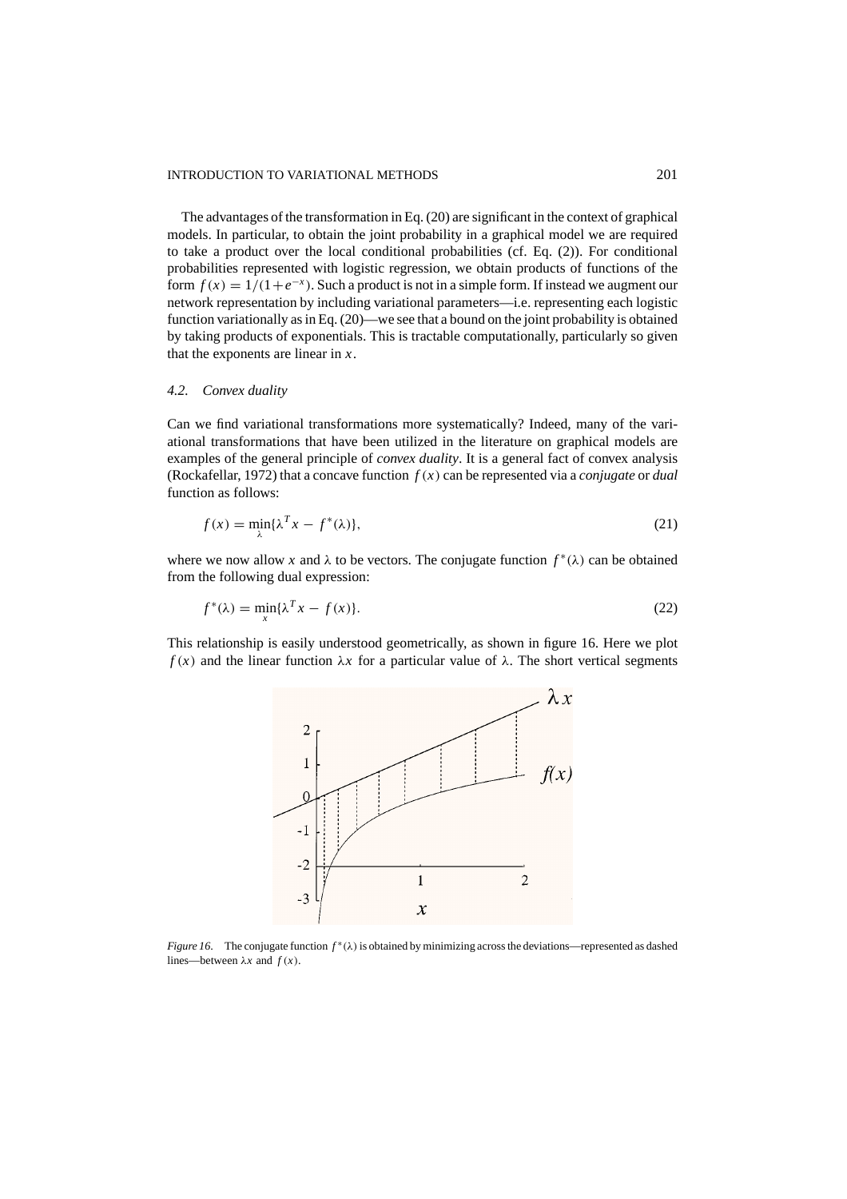The advantages of the transformation in Eq. (20) are significant in the context of graphical models. In particular, to obtain the joint probability in a graphical model we are required to take a product over the local conditional probabilities (cf. Eq. (2)). For conditional probabilities represented with logistic regression, we obtain products of functions of the form $f(x) = 1/(1+e^{-x})$. Such a product is not in a simple form. If instead we augment our network representation by including variational parameters—i.e. representing each logistic function variationally as in Eq. (20)—we see that a bound on the joint probability is obtained by taking products of exponentials. This is tractable computationally, particularly so given that the exponents are linear in $x$.

### *4.2. Convex duality*

Can we find variational transformations more systematically? Indeed, many of the variational transformations that have been utilized in the literature on graphical models are examples of the general principle of *convex duality*. It is a general fact of convex analysis (Rockafellar, 1972) that a concave function $f(x)$ can be represented via a *conjugate* or *dual* function as follows:

$$f(x) = \min_{\lambda}\{\lambda^T x - f^*(\lambda)\}, \tag{21}$$

where we now allow $x$ and $\lambda$ to be vectors. The conjugate function $f^*(\lambda)$ can be obtained from the following dual expression:

$$f^*(\lambda) = \min_{x}\{\lambda^T x - f(x)\}. \tag{22}$$

This relationship is easily understood geometrically, as shown in figure 16. Here we plot $f(x)$ and the linear function $\lambda x$ for a particular value of $\lambda$. The short vertical segments

*Figure 16.* The conjugate function $f^*(\lambda)$ is obtained by minimizing across the deviations—represented as dashed lines—between $\lambda x$ and $f(x)$.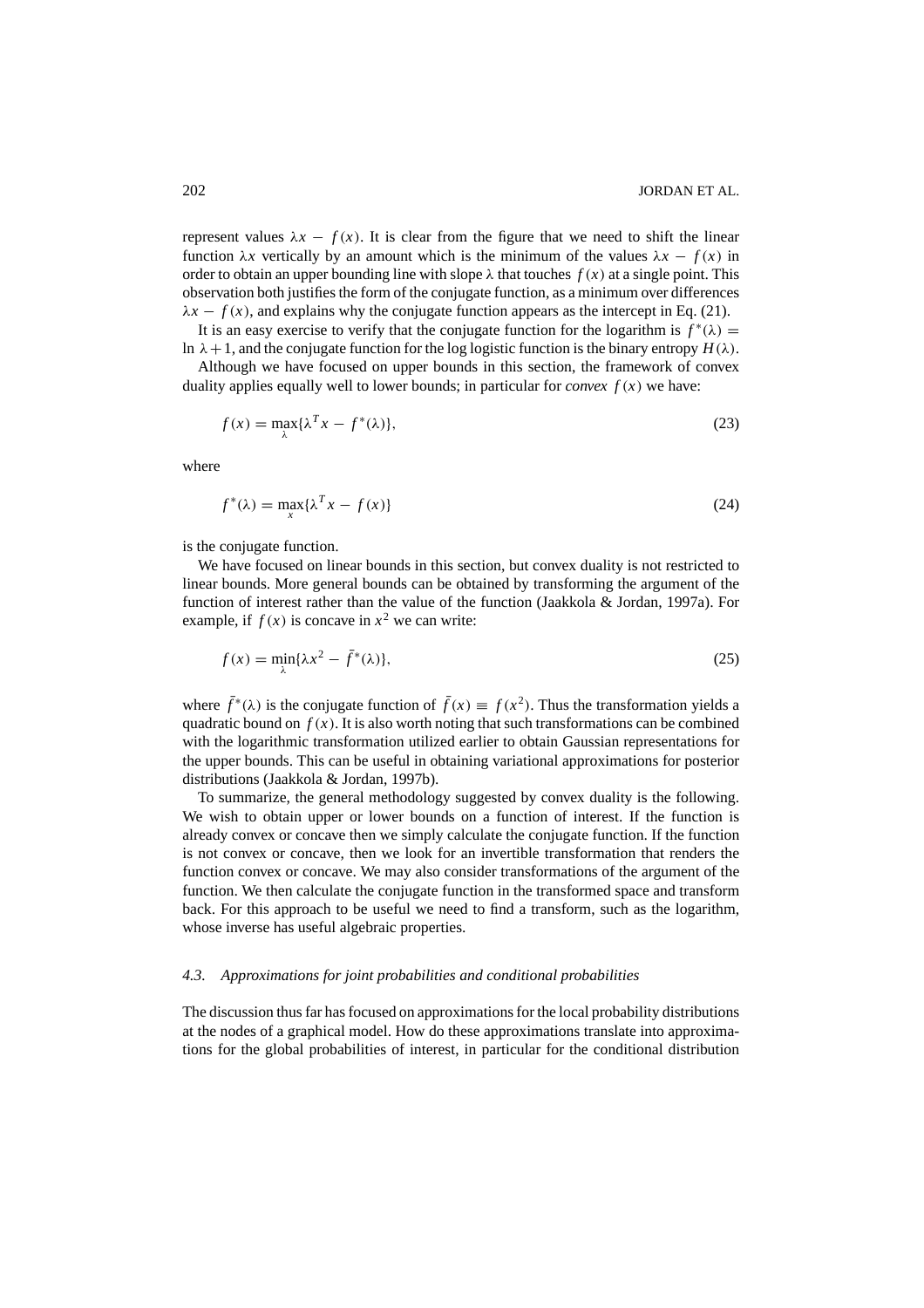represent values $\lambda x - f(x)$. It is clear from the figure that we need to shift the linear function $\lambda x$ vertically by an amount which is the minimum of the values $\lambda x - f(x)$ in order to obtain an upper bounding line with slope $\lambda$ that touches $f(x)$ at a single point. This observation both justifies the form of the conjugate function, as a minimum over differences $\lambda x - f(x)$, and explains why the conjugate function appears as the intercept in Eq. (21).

It is an easy exercise to verify that the conjugate function for the logarithm is $f^*(\lambda) = \ln \lambda + 1$, and the conjugate function for the log logistic function is the binary entropy $H(\lambda)$.

Although we have focused on upper bounds in this section, the framework of convex duality applies equally well to lower bounds; in particular for *convex* $f(x)$ we have:

$$f(x) = \max_{\lambda}\{\lambda^T x - f^*(\lambda)\}, \tag{23}$$

where

$$f^*(\lambda) = \max_{x}\{\lambda^T x - f(x)\} \tag{24}$$

is the conjugate function.

We have focused on linear bounds in this section, but convex duality is not restricted to linear bounds. More general bounds can be obtained by transforming the argument of the function of interest rather than the value of the function (Jaakkola & Jordan, 1997a). For example, if $f(x)$ is concave in $x^2$ we can write:

$$f(x) = \min_{\lambda}\{\lambda x^2 - \bar{f}^*(\lambda)\}, \tag{25}$$

where $\bar{f}^*(\lambda)$ is the conjugate function of $\bar{f}(x) \equiv f(x^2)$. Thus the transformation yields a quadratic bound on $f(x)$. It is also worth noting that such transformations can be combined with the logarithmic transformation utilized earlier to obtain Gaussian representations for the upper bounds. This can be useful in obtaining variational approximations for posterior distributions (Jaakkola & Jordan, 1997b).

To summarize, the general methodology suggested by convex duality is the following. We wish to obtain upper or lower bounds on a function of interest. If the function is already convex or concave then we simply calculate the conjugate function. If the function is not convex or concave, then we look for an invertible transformation that renders the function convex or concave. We may also consider transformations of the argument of the function. We then calculate the conjugate function in the transformed space and transform back. For this approach to be useful we need to find a transform, such as the logarithm, whose inverse has useful algebraic properties.

### 4.3. Approximations for joint probabilities and conditional probabilities

The discussion thus far has focused on approximations for the local probability distributions at the nodes of a graphical model. How do these approximations translate into approximations for the global probabilities of interest, in particular for the conditional distribution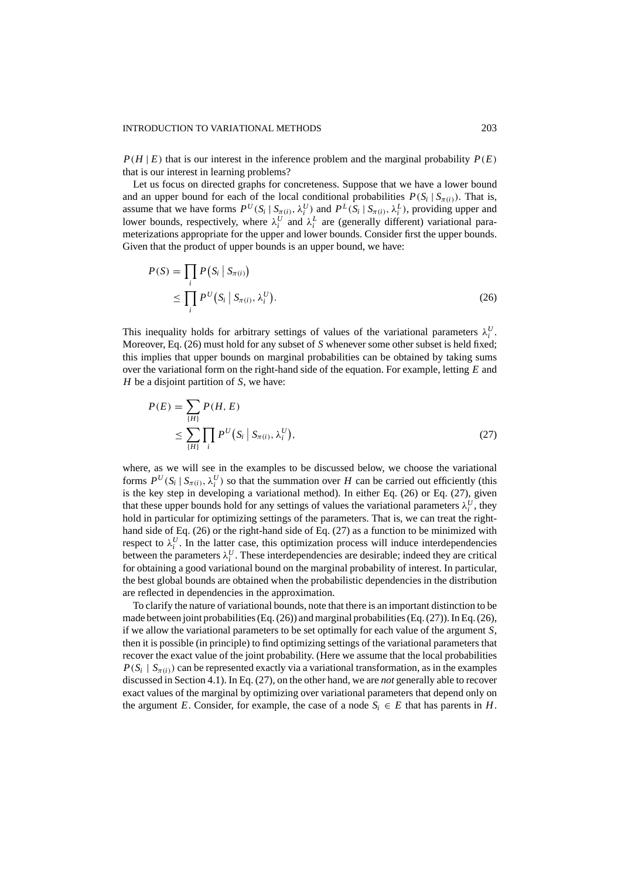$P(H \mid E)$ that is our interest in the inference problem and the marginal probability $P(E)$ that is our interest in learning problems?

Let us focus on directed graphs for concreteness. Suppose that we have a lower bound and an upper bound for each of the local conditional probabilities $P(S_i \mid S_{\pi(i)})$. That is, assume that we have forms $P^U(S_i \mid S_{\pi(i)}, \lambda_i^U)$ and $P^L(S_i \mid S_{\pi(i)}, \lambda_i^L)$, providing upper and lower bounds, respectively, where $\lambda_i^U$ and $\lambda_i^L$ are (generally different) variational parameterizations appropriate for the upper and lower bounds. Consider first the upper bounds. Given that the product of upper bounds is an upper bound, we have:

$$
\begin{aligned}
P(S) &= \prod_i P\big(S_i \mid S_{\pi(i)}\big) \\
&\leq \prod_i P^U\big(S_i \mid S_{\pi(i)}, \lambda_i^U\big).
\end{aligned} \tag{26}
$$

This inequality holds for arbitrary settings of values of the variational parameters $\lambda_i^U$. Moreover, Eq. (26) must hold for any subset of $S$ whenever some other subset is held fixed; this implies that upper bounds on marginal probabilities can be obtained by taking sums over the variational form on the right-hand side of the equation. For example, letting $E$ and $H$ be a disjoint partition of $S$, we have:

$$
\begin{aligned}
P(E) &= \sum_{\{H\}} P(H, E) \\
&\leq \sum_{\{H\}} \prod_i P^U\big(S_i \mid S_{\pi(i)}, \lambda_i^U\big),
\end{aligned} \tag{27}
$$

where, as we will see in the examples to be discussed below, we choose the variational forms $P^U(S_i \mid S_{\pi(i)}, \lambda_i^U)$ so that the summation over $H$ can be carried out efficiently (this is the key step in developing a variational method). In either Eq. (26) or Eq. (27), given that these upper bounds hold for any settings of values the variational parameters $\lambda_i^U$, they hold in particular for optimizing settings of the parameters. That is, we can treat the right-hand side of Eq. (26) or the right-hand side of Eq. (27) as a function to be minimized with respect to $\lambda_i^U$. In the latter case, this optimization process will induce interdependencies between the parameters $\lambda_i^U$. These interdependencies are desirable; indeed they are critical for obtaining a good variational bound on the marginal probability of interest. In particular, the best global bounds are obtained when the probabilistic dependencies in the distribution are reflected in dependencies in the approximation.

To clarify the nature of variational bounds, note that there is an important distinction to be made between joint probabilities (Eq. (26)) and marginal probabilities (Eq. (27)). In Eq. (26), if we allow the variational parameters to be set optimally for each value of the argument $S$, then it is possible (in principle) to find optimizing settings of the variational parameters that recover the exact value of the joint probability. (Here we assume that the local probabilities $P(S_i \mid S_{\pi(i)})$ can be represented exactly via a variational transformation, as in the examples discussed in Section 4.1). In Eq. (27), on the other hand, we are *not* generally able to recover exact values of the marginal by optimizing over variational parameters that depend only on the argument $E$. Consider, for example, the case of a node $S_i \in E$ that has parents in $H$.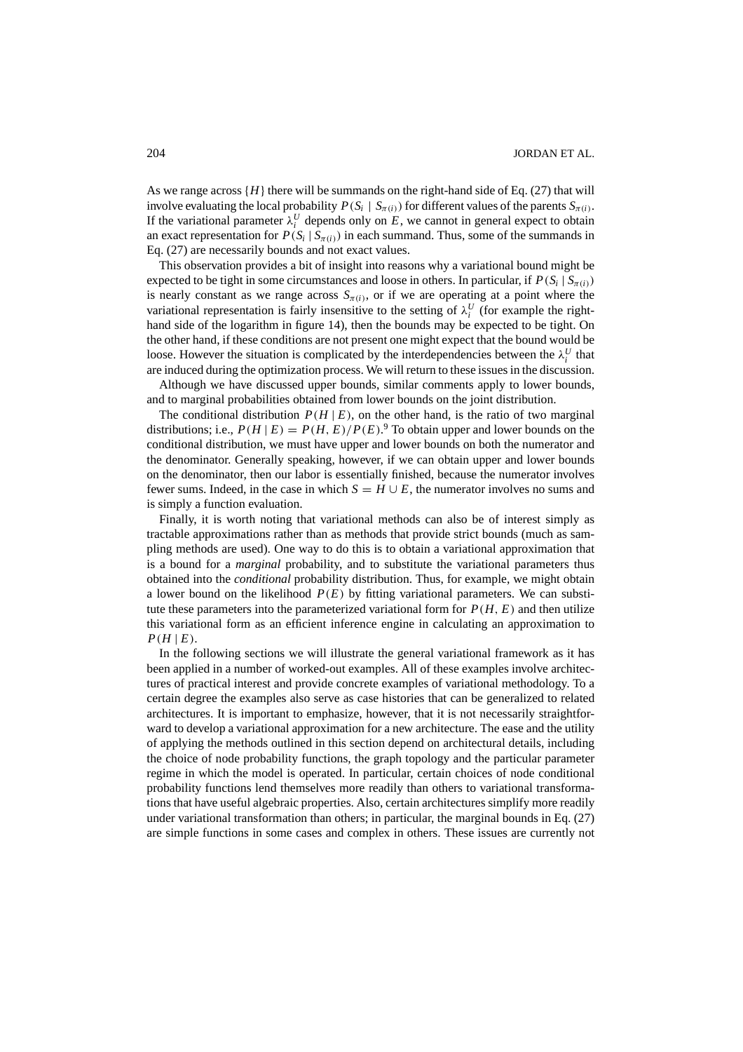As we range across $\{H\}$ there will be summands on the right-hand side of Eq. (27) that will involve evaluating the local probability $P(S_i \mid S_{\pi(i)})$ for different values of the parents $S_{\pi(i)}$. If the variational parameter $\lambda_i^U$ depends only on $E$, we cannot in general expect to obtain an exact representation for $P(S_i \mid S_{\pi(i)})$ in each summand. Thus, some of the summands in Eq. (27) are necessarily bounds and not exact values.

This observation provides a bit of insight into reasons why a variational bound might be expected to be tight in some circumstances and loose in others. In particular, if $P(S_i \mid S_{\pi(i)})$ is nearly constant as we range across $S_{\pi(i)}$, or if we are operating at a point where the variational representation is fairly insensitive to the setting of $\lambda_i^U$ (for example the right-hand side of the logarithm in figure 14), then the bounds may be expected to be tight. On the other hand, if these conditions are not present one might expect that the bound would be loose. However the situation is complicated by the interdependencies between the $\lambda_i^U$ that are induced during the optimization process. We will return to these issues in the discussion.

Although we have discussed upper bounds, similar comments apply to lower bounds, and to marginal probabilities obtained from lower bounds on the joint distribution.

The conditional distribution $P(H \mid E)$, on the other hand, is the ratio of two marginal distributions; i.e., $P(H \mid E) = P(H, E)/P(E)$.[9] To obtain upper and lower bounds on the conditional distribution, we must have upper and lower bounds on both the numerator and the denominator. Generally speaking, however, if we can obtain upper and lower bounds on the denominator, then our labor is essentially finished, because the numerator involves fewer sums. Indeed, in the case in which $S = H \cup E$, the numerator involves no sums and is simply a function evaluation.

Finally, it is worth noting that variational methods can also be of interest simply as tractable approximations rather than as methods that provide strict bounds (much as sampling methods are used). One way to do this is to obtain a variational approximation that is a bound for a *marginal* probability, and to substitute the variational parameters thus obtained into the *conditional* probability distribution. Thus, for example, we might obtain a lower bound on the likelihood $P(E)$ by fitting variational parameters. We can substitute these parameters into the parameterized variational form for $P(H, E)$ and then utilize this variational form as an efficient inference engine in calculating an approximation to $P(H \mid E)$.

In the following sections we will illustrate the general variational framework as it has been applied in a number of worked-out examples. All of these examples involve architectures of practical interest and provide concrete examples of variational methodology. To a certain degree the examples also serve as case histories that can be generalized to related architectures. It is important to emphasize, however, that it is not necessarily straightforward to develop a variational approximation for a new architecture. The ease and the utility of applying the methods outlined in this section depend on architectural details, including the choice of node probability functions, the graph topology and the particular parameter regime in which the model is operated. In particular, certain choices of node conditional probability functions lend themselves more readily than others to variational transformations that have useful algebraic properties. Also, certain architectures simplify more readily under variational transformation than others; in particular, the marginal bounds in Eq. (27) are simple functions in some cases and complex in others. These issues are currently not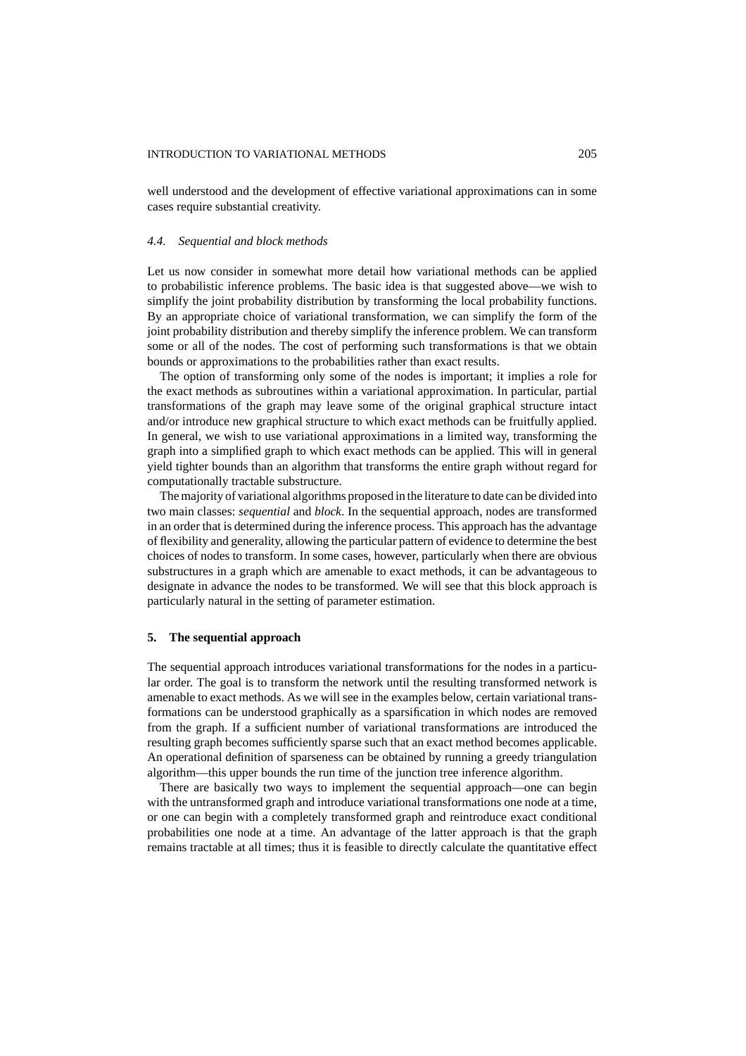well understood and the development of effective variational approximations can in some cases require substantial creativity.

### *4.4. Sequential and block methods*

Let us now consider in somewhat more detail how variational methods can be applied to probabilistic inference problems. The basic idea is that suggested above—we wish to simplify the joint probability distribution by transforming the local probability functions. By an appropriate choice of variational transformation, we can simplify the form of the joint probability distribution and thereby simplify the inference problem. We can transform some or all of the nodes. The cost of performing such transformations is that we obtain bounds or approximations to the probabilities rather than exact results.

The option of transforming only some of the nodes is important; it implies a role for the exact methods as subroutines within a variational approximation. In particular, partial transformations of the graph may leave some of the original graphical structure intact and/or introduce new graphical structure to which exact methods can be fruitfully applied. In general, we wish to use variational approximations in a limited way, transforming the graph into a simplified graph to which exact methods can be applied. This will in general yield tighter bounds than an algorithm that transforms the entire graph without regard for computationally tractable substructure.

The majority of variational algorithms proposed in the literature to date can be divided into two main classes: *sequential* and *block*. In the sequential approach, nodes are transformed in an order that is determined during the inference process. This approach has the advantage of flexibility and generality, allowing the particular pattern of evidence to determine the best choices of nodes to transform. In some cases, however, particularly when there are obvious substructures in a graph which are amenable to exact methods, it can be advantageous to designate in advance the nodes to be transformed. We will see that this block approach is particularly natural in the setting of parameter estimation.

## 5. The sequential approach

The sequential approach introduces variational transformations for the nodes in a particular order. The goal is to transform the network until the resulting transformed network is amenable to exact methods. As we will see in the examples below, certain variational transformations can be understood graphically as a sparsification in which nodes are removed from the graph. If a sufficient number of variational transformations are introduced the resulting graph becomes sufficiently sparse such that an exact method becomes applicable. An operational definition of sparseness can be obtained by running a greedy triangulation algorithm—this upper bounds the run time of the junction tree inference algorithm.

There are basically two ways to implement the sequential approach—one can begin with the untransformed graph and introduce variational transformations one node at a time, or one can begin with a completely transformed graph and reintroduce exact conditional probabilities one node at a time. An advantage of the latter approach is that the graph remains tractable at all times; thus it is feasible to directly calculate the quantitative effect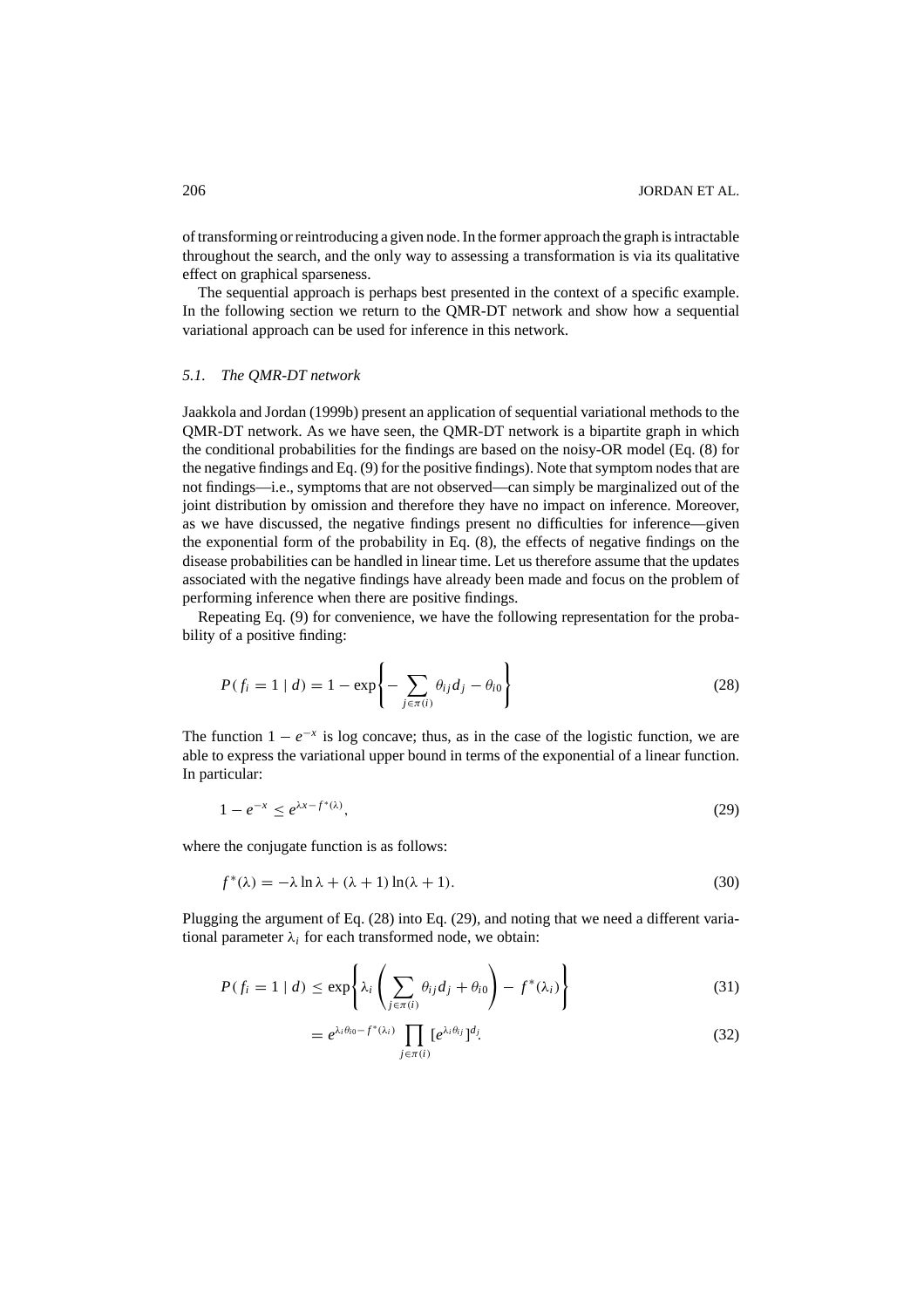of transforming or reintroducing a given node. In the former approach the graph is intractable throughout the search, and the only way to assessing a transformation is via its qualitative effect on graphical sparseness.

The sequential approach is perhaps best presented in the context of a specific example. In the following section we return to the QMR-DT network and show how a sequential variational approach can be used for inference in this network.

### *5.1. The QMR-DT network*

Jaakkola and Jordan (1999b) present an application of sequential variational methods to the QMR-DT network. As we have seen, the QMR-DT network is a bipartite graph in which the conditional probabilities for the findings are based on the noisy-OR model (Eq. (8) for the negative findings and Eq. (9) for the positive findings). Note that symptom nodes that are not findings—i.e., symptoms that are not observed—can simply be marginalized out of the joint distribution by omission and therefore they have no impact on inference. Moreover, as we have discussed, the negative findings present no difficulties for inference—given the exponential form of the probability in Eq. (8), the effects of negative findings on the disease probabilities can be handled in linear time. Let us therefore assume that the updates associated with the negative findings have already been made and focus on the problem of performing inference when there are positive findings.

Repeating Eq. (9) for convenience, we have the following representation for the probability of a positive finding:

$$P(f_i = 1 \mid d) = 1 - \exp\left\{ -\sum_{j \in \pi(i)} \theta_{ij} d_j - \theta_{i0} \right\} \tag{28}$$

The function $1 - e^{-x}$ is log concave; thus, as in the case of the logistic function, we are able to express the variational upper bound in terms of the exponential of a linear function. In particular:

$$1 - e^{-x} \leq e^{\lambda x - f^*(\lambda)}, \tag{29}$$

where the conjugate function is as follows:

$$f^*(\lambda) = -\lambda \ln \lambda + (\lambda + 1) \ln(\lambda + 1). \tag{30}$$

Plugging the argument of Eq. (28) into Eq. (29), and noting that we need a different variational parameter $\lambda_i$ for each transformed node, we obtain:

$$P(f_i = 1 \mid d) \leq \exp\left\{ \lambda_i \left( \sum_{j \in \pi(i)} \theta_{ij} d_j + \theta_{i0} \right) - f^*(\lambda_i) \right\} \tag{31}$$

$$= e^{\lambda_i \theta_{i0} - f^*(\lambda_i)} \prod_{j \in \pi(i)} \left[ e^{\lambda_i \theta_{ij}} \right]^{d_j}. \tag{32}$$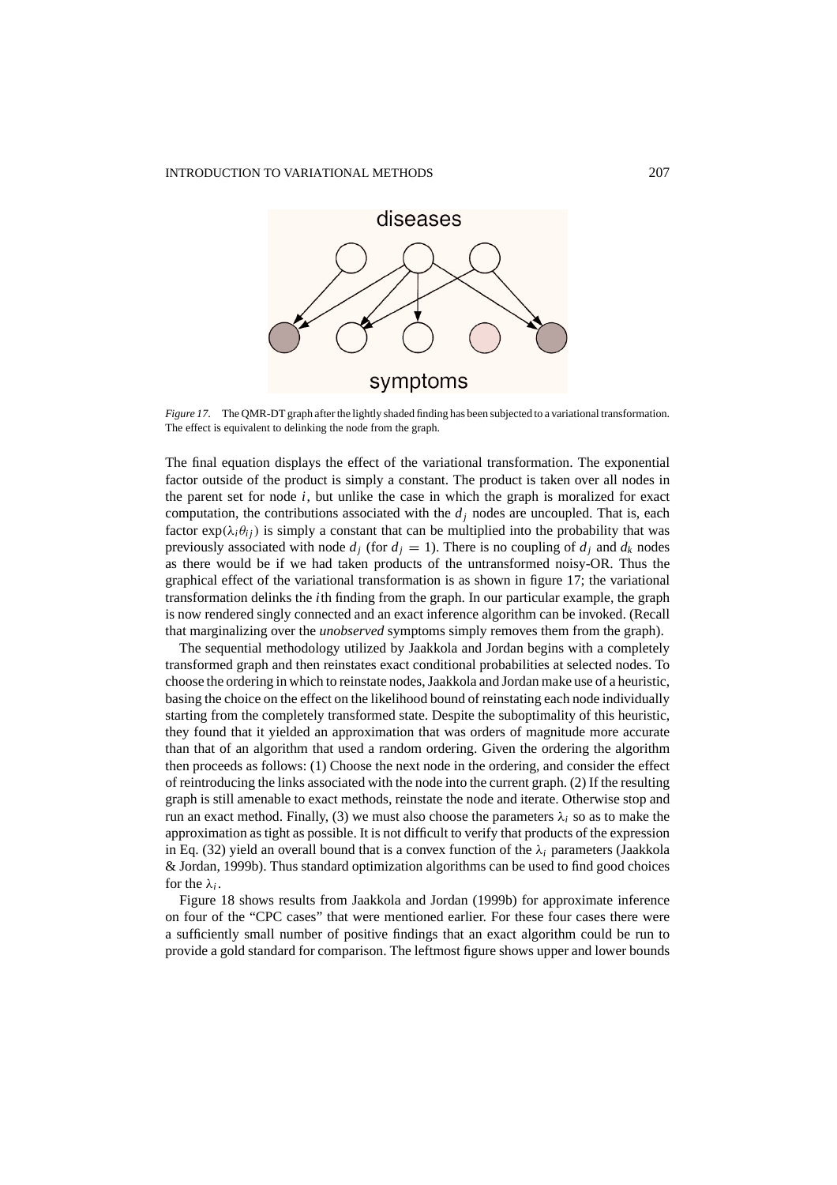*Figure 17.* The QMR-DT graph after the lightly shaded finding has been subjected to a variational transformation. The effect is equivalent to delinking the node from the graph.

The final equation displays the effect of the variational transformation. The exponential factor outside of the product is simply a constant. The product is taken over all nodes in the parent set for node $i$, but unlike the case in which the graph is moralized for exact computation, the contributions associated with the $d_j$ nodes are uncoupled. That is, each factor $\exp(\lambda_i \theta_{ij})$ is simply a constant that can be multiplied into the probability that was previously associated with node $d_j$ (for $d_j = 1$). There is no coupling of $d_j$ and $d_k$ nodes as there would be if we had taken products of the untransformed noisy-OR. Thus the graphical effect of the variational transformation is as shown in figure 17; the variational transformation delinks the $i$th finding from the graph. In our particular example, the graph is now rendered singly connected and an exact inference algorithm can be invoked. (Recall that marginalizing over the *unobserved* symptoms simply removes them from the graph).

The sequential methodology utilized by Jaakkola and Jordan begins with a completely transformed graph and then reinstates exact conditional probabilities at selected nodes. To choose the ordering in which to reinstate nodes, Jaakkola and Jordan make use of a heuristic, basing the choice on the effect on the likelihood bound of reinstating each node individually starting from the completely transformed state. Despite the suboptimality of this heuristic, they found that it yielded an approximation that was orders of magnitude more accurate than that of an algorithm that used a random ordering. Given the ordering the algorithm then proceeds as follows: (1) Choose the next node in the ordering, and consider the effect of reintroducing the links associated with the node into the current graph. (2) If the resulting graph is still amenable to exact methods, reinstate the node and iterate. Otherwise stop and run an exact method. Finally, (3) we must also choose the parameters $\lambda_i$ so as to make the approximation as tight as possible. It is not difficult to verify that products of the expression in Eq. (32) yield an overall bound that is a convex function of the $\lambda_i$ parameters (Jaakkola & Jordan, 1999b). Thus standard optimization algorithms can be used to find good choices for the $\lambda_i$.

Figure 18 shows results from Jaakkola and Jordan (1999b) for approximate inference on four of the "CPC cases" that were mentioned earlier. For these four cases there were a sufficiently small number of positive findings that an exact algorithm could be run to provide a gold standard for comparison. The leftmost figure shows upper and lower bounds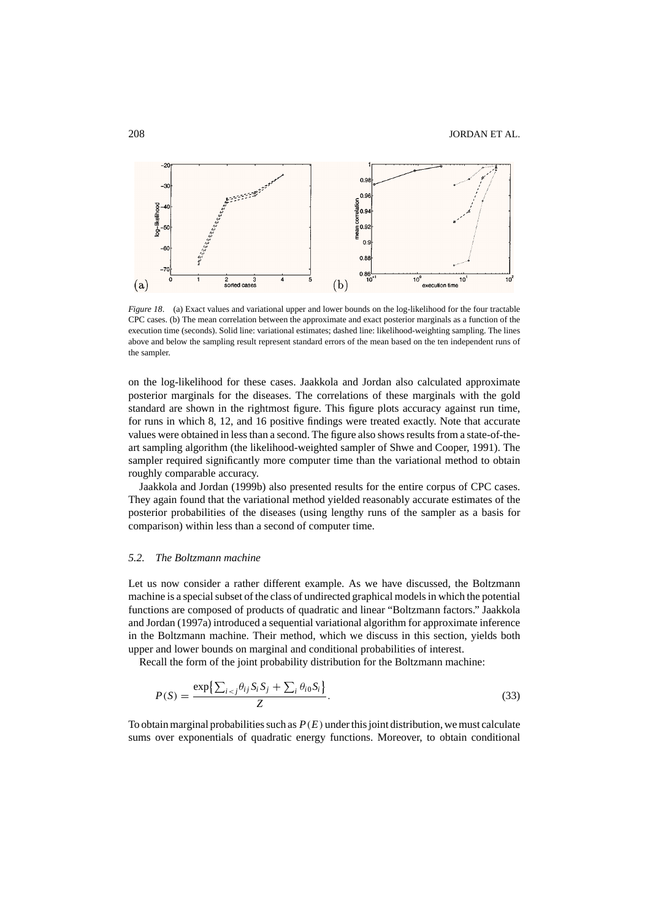*Figure 18*. (a) Exact values and variational upper and lower bounds on the log-likelihood for the four tractable CPC cases. (b) The mean correlation between the approximate and exact posterior marginals as a function of the execution time (seconds). Solid line: variational estimates; dashed line: likelihood-weighting sampling. The lines above and below the sampling result represent standard errors of the mean based on the ten independent runs of the sampler.

on the log-likelihood for these cases. Jaakkola and Jordan also calculated approximate posterior marginals for the diseases. The correlations of these marginals with the gold standard are shown in the rightmost figure. This figure plots accuracy against run time, for runs in which 8, 12, and 16 positive findings were treated exactly. Note that accurate values were obtained in less than a second. The figure also shows results from a state-of-the-art sampling algorithm (the likelihood-weighted sampler of Shwe and Cooper, 1991). The sampler required significantly more computer time than the variational method to obtain roughly comparable accuracy.

Jaakkola and Jordan (1999b) also presented results for the entire corpus of CPC cases. They again found that the variational method yielded reasonably accurate estimates of the posterior probabilities of the diseases (using lengthy runs of the sampler as a basis for comparison) within less than a second of computer time.

### 5.2. *The Boltzmann machine*

Let us now consider a rather different example. As we have discussed, the Boltzmann machine is a special subset of the class of undirected graphical models in which the potential functions are composed of products of quadratic and linear "Boltzmann factors." Jaakkola and Jordan (1997a) introduced a sequential variational algorithm for approximate inference in the Boltzmann machine. Their method, which we discuss in this section, yields both upper and lower bounds on marginal and conditional probabilities of interest.

Recall the form of the joint probability distribution for the Boltzmann machine:

$$P(S) = \frac{\exp\left\{\sum_{i<j} \theta_{ij} S_i S_j + \sum_i \theta_{i0} S_i\right\}}{Z}. \tag{33}$$

To obtain marginal probabilities such as $P(E)$ under this joint distribution, we must calculate sums over exponentials of quadratic energy functions. Moreover, to obtain conditional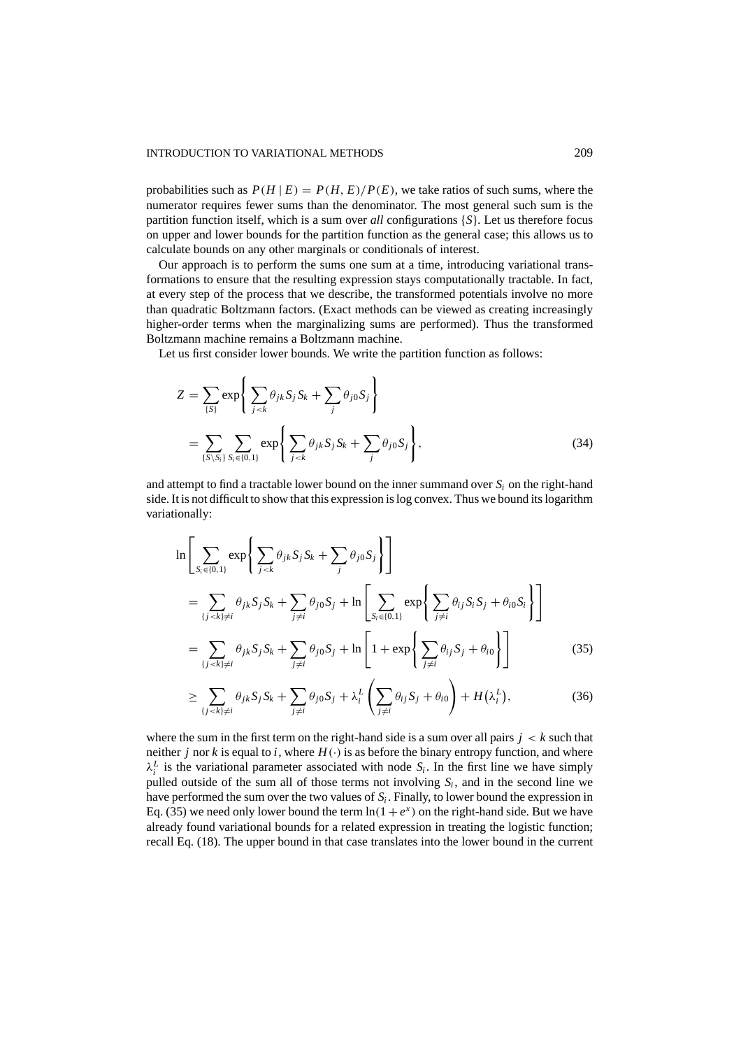probabilities such as $P(H \mid E) = P(H, E)/P(E)$, we take ratios of such sums, where the numerator requires fewer sums than the denominator. The most general such sum is the partition function itself, which is a sum over *all* configurations $\{S\}$. Let us therefore focus on upper and lower bounds for the partition function as the general case; this allows us to calculate bounds on any other marginals or conditionals of interest.

Our approach is to perform the sums one sum at a time, introducing variational transformations to ensure that the resulting expression stays computationally tractable. In fact, at every step of the process that we describe, the transformed potentials involve no more than quadratic Boltzmann factors. (Exact methods can be viewed as creating increasingly higher-order terms when the marginalizing sums are performed). Thus the transformed Boltzmann machine remains a Boltzmann machine.

Let us first consider lower bounds. We write the partition function as follows:

$$
\begin{aligned}
Z &= \sum_{\{S\}} \exp\left\{ \sum_{j<k} \theta_{jk} S_j S_k + \sum_j \theta_{j0} S_j \right\} \\
&= \sum_{\{S \setminus S_i\}} \sum_{S_i \in \{0,1\}} \exp\left\{ \sum_{j<k} \theta_{jk} S_j S_k + \sum_j \theta_{j0} S_j \right\}, \qquad (34)
\end{aligned}
$$

and attempt to find a tractable lower bound on the inner summand over $S_i$ on the right-hand side. It is not difficult to show that this expression is log convex. Thus we bound its logarithm variationally:

$$
\begin{aligned}
&\ln\left[ \sum_{S_i \in \{0,1\}} \exp\left\{ \sum_{j<k} \theta_{jk} S_j S_k + \sum_j \theta_{j0} S_j \right\} \right] \\
&\quad = \sum_{\{j<k\} \neq i} \theta_{jk} S_j S_k + \sum_{j \neq i} \theta_{j0} S_j + \ln\left[ \sum_{S_i \in \{0,1\}} \exp\left\{ \sum_{j \neq i} \theta_{ij} S_i S_j + \theta_{i0} S_i \right\} \right] \\
&\quad = \sum_{\{j<k\} \neq i} \theta_{jk} S_j S_k + \sum_{j \neq i} \theta_{j0} S_j + \ln\left[ 1 + \exp\left\{ \sum_{j \neq i} \theta_{ij} S_j + \theta_{i0} \right\} \right] \qquad (35) \\
&\quad \geq \sum_{\{j<k\} \neq i} \theta_{jk} S_j S_k + \sum_{j \neq i} \theta_{j0} S_j + \lambda_i^L \left( \sum_{j \neq i} \theta_{ij} S_j + \theta_{i0} \right) + H\big(\lambda_i^L\big), \qquad (36)
\end{aligned}
$$

where the sum in the first term on the right-hand side is a sum over all pairs $j < k$ such that neither $j$ nor $k$ is equal to $i$, where $H(\cdot)$ is as before the binary entropy function, and where $\lambda_i^L$ is the variational parameter associated with node $S_i$. In the first line we have simply pulled outside of the sum all of those terms not involving $S_i$, and in the second line we have performed the sum over the two values of $S_i$. Finally, to lower bound the expression in Eq. (35) we need only lower bound the term $\ln(1 + e^x)$ on the right-hand side. But we have already found variational bounds for a related expression in treating the logistic function; recall Eq. (18). The upper bound in that case translates into the lower bound in the current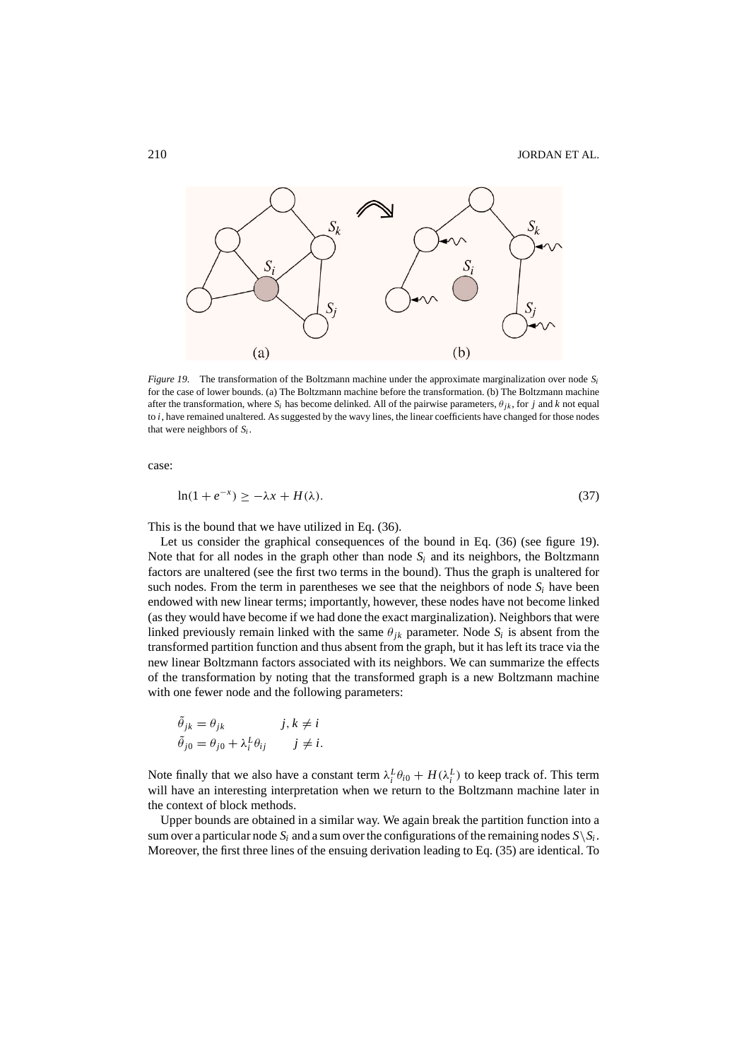*Figure 19.* The transformation of the Boltzmann machine under the approximate marginalization over node $S_i$ for the case of lower bounds. (a) The Boltzmann machine before the transformation. (b) The Boltzmann machine after the transformation, where $S_i$ has become delinked. All of the pairwise parameters, $\theta_{jk}$, for $j$ and $k$ not equal to $i$, have remained unaltered. As suggested by the wavy lines, the linear coefficients have changed for those nodes that were neighbors of $S_i$.

case:

$$\ln(1 + e^{-x}) \geq -\lambda x + H(\lambda). \tag{37}$$

This is the bound that we have utilized in Eq. (36).

Let us consider the graphical consequences of the bound in Eq. (36) (see figure 19). Note that for all nodes in the graph other than node $S_i$ and its neighbors, the Boltzmann factors are unaltered (see the first two terms in the bound). Thus the graph is unaltered for such nodes. From the term in parentheses we see that the neighbors of node $S_i$ have been endowed with new linear terms; importantly, however, these nodes have not become linked (as they would have become if we had done the exact marginalization). Neighbors that were linked previously remain linked with the same $\theta_{jk}$ parameter. Node $S_i$ is absent from the transformed partition function and thus absent from the graph, but it has left its trace via the new linear Boltzmann factors associated with its neighbors. We can summarize the effects of the transformation by noting that the transformed graph is a new Boltzmann machine with one fewer node and the following parameters:

$$\begin{aligned} \tilde{\theta}_{jk} &= \theta_{jk} \qquad\qquad j, k \neq i \\ \tilde{\theta}_{j0} &= \theta_{j0} + \lambda_i^L \theta_{ij} \qquad j \neq i. \end{aligned}$$

Note finally that we also have a constant term $\lambda_i^L \theta_{i0} + H(\lambda_i^L)$ to keep track of. This term will have an interesting interpretation when we return to the Boltzmann machine later in the context of block methods.

Upper bounds are obtained in a similar way. We again break the partition function into a sum over a particular node $S_i$ and a sum over the configurations of the remaining nodes $S \backslash S_i$. Moreover, the first three lines of the ensuing derivation leading to Eq. (35) are identical. To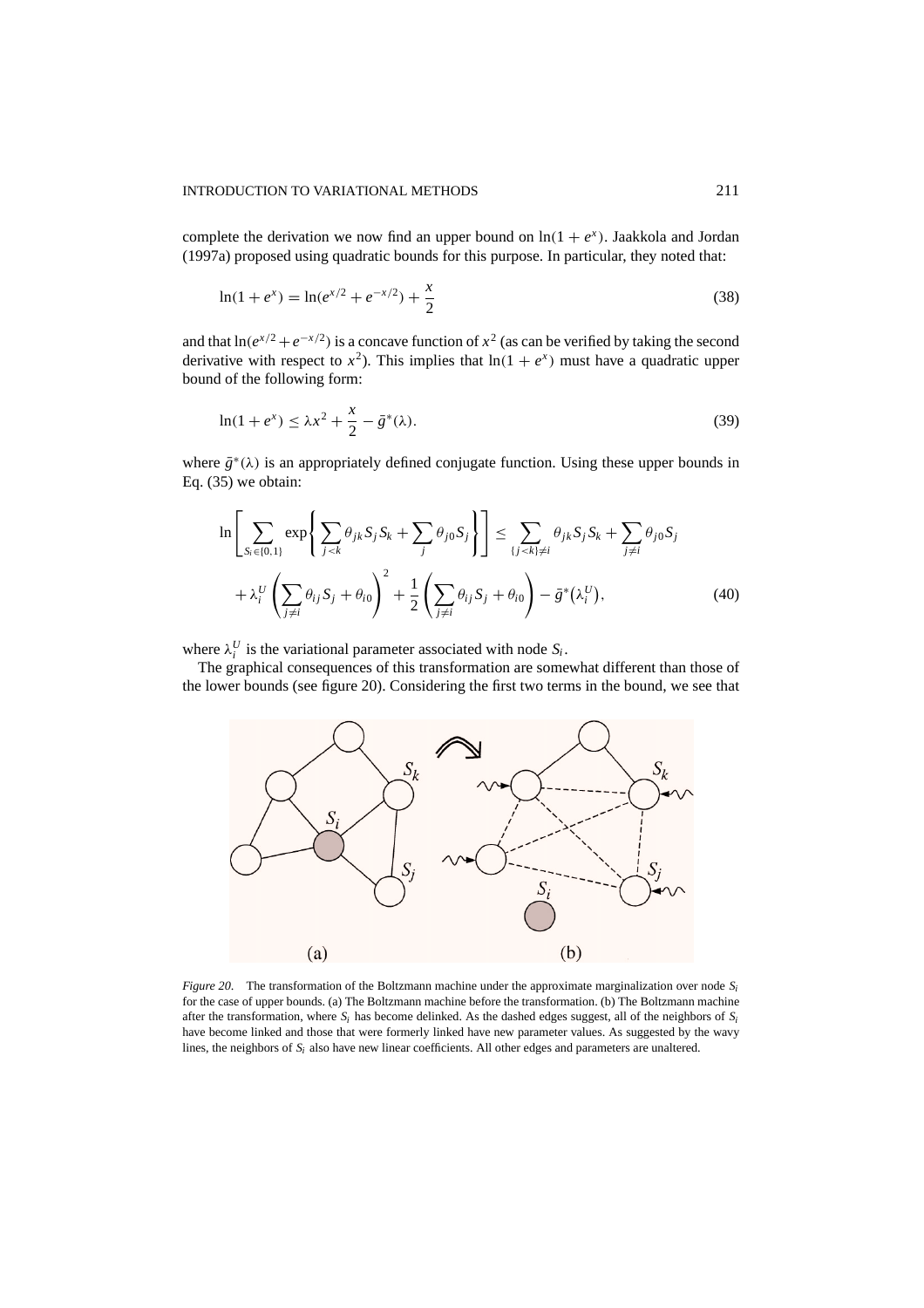complete the derivation we now find an upper bound on $\ln(1 + e^x)$. Jaakkola and Jordan (1997a) proposed using quadratic bounds for this purpose. In particular, they noted that:

$$\ln(1 + e^x) = \ln(e^{x/2} + e^{-x/2}) + \frac{x}{2} \tag{38}$$

and that $\ln(e^{x/2} + e^{-x/2})$ is a concave function of $x^2$ (as can be verified by taking the second derivative with respect to $x^2$). This implies that $\ln(1 + e^x)$ must have a quadratic upper bound of the following form:

$$\ln(1 + e^x) \leq \lambda x^2 + \frac{x}{2} - \bar{g}^*(\lambda). \tag{39}$$

where $\bar{g}^*(\lambda)$ is an appropriately defined conjugate function. Using these upper bounds in Eq. (35) we obtain:

$$\begin{aligned}\ln\left[\sum_{S_i \in \{0,1\}} \exp\left\{\sum_{j<k} \theta_{jk} S_j S_k + \sum_j \theta_{j0} S_j\right\}\right] &\leq \sum_{\{j<k\}\neq i} \theta_{jk} S_j S_k + \sum_{j \neq i} \theta_{j0} S_j \\ &+ \lambda_i^U \left(\sum_{j\neq i} \theta_{ij} S_j + \theta_{i0}\right)^2 + \frac{1}{2}\left(\sum_{j \neq i} \theta_{ij} S_j + \theta_{i0}\right) - \bar{g}^*(\lambda_i^U),\end{aligned} \tag{40}$$

where $\lambda_i^U$ is the variational parameter associated with node $S_i$.

The graphical consequences of this transformation are somewhat different than those of the lower bounds (see figure 20). Considering the first two terms in the bound, we see that

*Figure 20.* The transformation of the Boltzmann machine under the approximate marginalization over node $S_i$ for the case of upper bounds. (a) The Boltzmann machine before the transformation. (b) The Boltzmann machine after the transformation, where $S_i$ has become delinked. As the dashed edges suggest, all of the neighbors of $S_i$ have become linked and those that were formerly linked have new parameter values. As suggested by the wavy lines, the neighbors of $S_i$ also have new linear coefficients. All other edges and parameters are unaltered.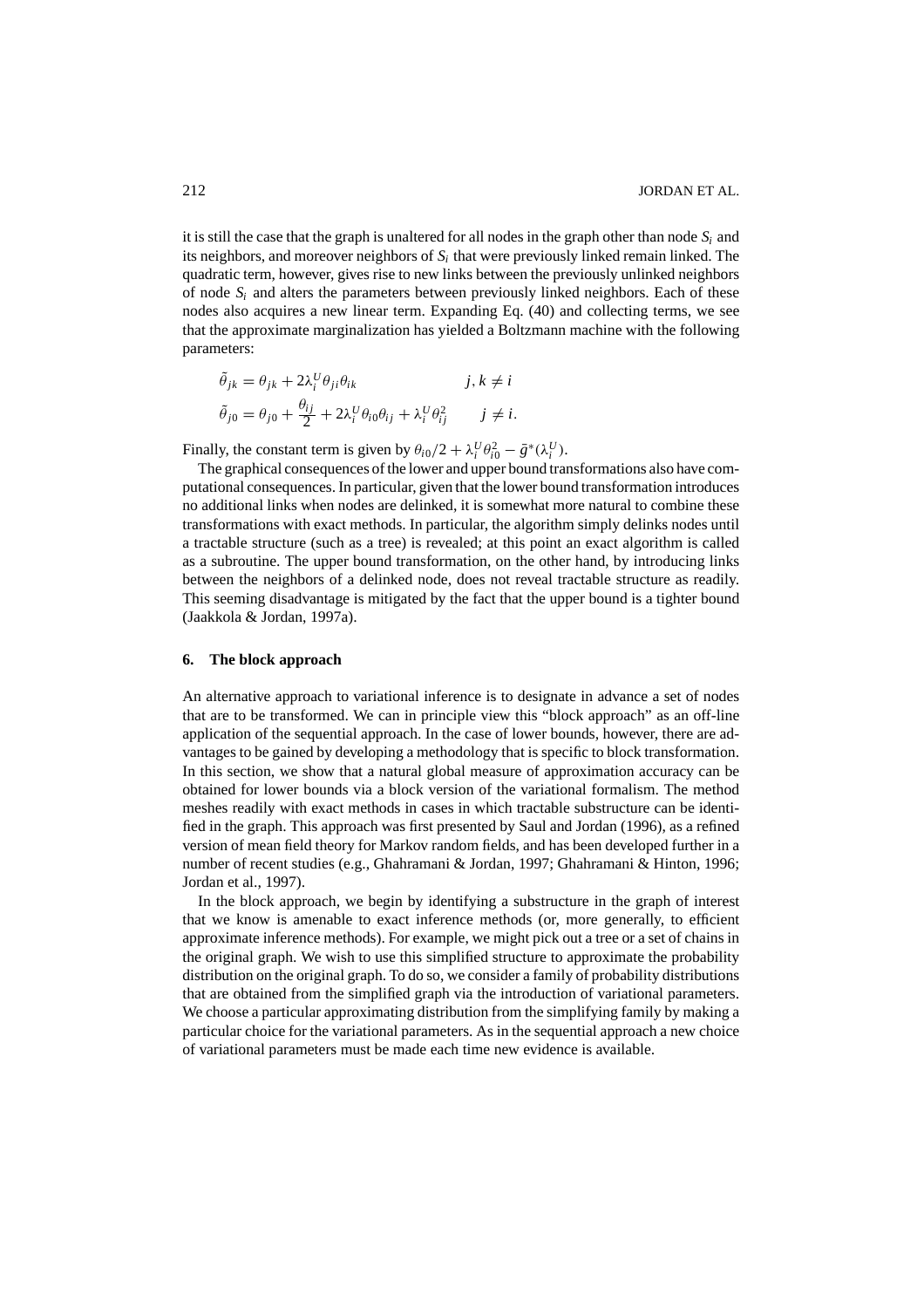it is still the case that the graph is unaltered for all nodes in the graph other than node $S_i$ and its neighbors, and moreover neighbors of $S_i$ that were previously linked remain linked. The quadratic term, however, gives rise to new links between the previously unlinked neighbors of node $S_i$ and alters the parameters between previously linked neighbors. Each of these nodes also acquires a new linear term. Expanding Eq. (40) and collecting terms, we see that the approximate marginalization has yielded a Boltzmann machine with the following parameters:

$$\tilde{\theta}_{jk} = \theta_{jk} + 2\lambda_i^U \theta_{ji}\theta_{ik} \qquad\qquad j, k \neq i$$

$$\tilde{\theta}_{j0} = \theta_{j0} + \frac{\theta_{ij}}{2} + 2\lambda_i^U \theta_{i0}\theta_{ij} + \lambda_i^U \theta_{ij}^2 \qquad j \neq i.$$

Finally, the constant term is given by $\theta_{i0}/2 + \lambda_i^U \theta_{i0}^2 - \bar{g}^*(\lambda_i^U)$.

The graphical consequences of the lower and upper bound transformations also have computational consequences. In particular, given that the lower bound transformation introduces no additional links when nodes are delinked, it is somewhat more natural to combine these transformations with exact methods. In particular, the algorithm simply delinks nodes until a tractable structure (such as a tree) is revealed; at this point an exact algorithm is called as a subroutine. The upper bound transformation, on the other hand, by introducing links between the neighbors of a delinked node, does not reveal tractable structure as readily. This seeming disadvantage is mitigated by the fact that the upper bound is a tighter bound (Jaakkola & Jordan, 1997a).

## 6. The block approach

An alternative approach to variational inference is to designate in advance a set of nodes that are to be transformed. We can in principle view this "block approach" as an off-line application of the sequential approach. In the case of lower bounds, however, there are advantages to be gained by developing a methodology that is specific to block transformation. In this section, we show that a natural global measure of approximation accuracy can be obtained for lower bounds via a block version of the variational formalism. The method meshes readily with exact methods in cases in which tractable substructure can be identified in the graph. This approach was first presented by Saul and Jordan (1996), as a refined version of mean field theory for Markov random fields, and has been developed further in a number of recent studies (e.g., Ghahramani & Jordan, 1997; Ghahramani & Hinton, 1996; Jordan et al., 1997).

In the block approach, we begin by identifying a substructure in the graph of interest that we know is amenable to exact inference methods (or, more generally, to efficient approximate inference methods). For example, we might pick out a tree or a set of chains in the original graph. We wish to use this simplified structure to approximate the probability distribution on the original graph. To do so, we consider a family of probability distributions that are obtained from the simplified graph via the introduction of variational parameters. We choose a particular approximating distribution from the simplifying family by making a particular choice for the variational parameters. As in the sequential approach a new choice of variational parameters must be made each time new evidence is available.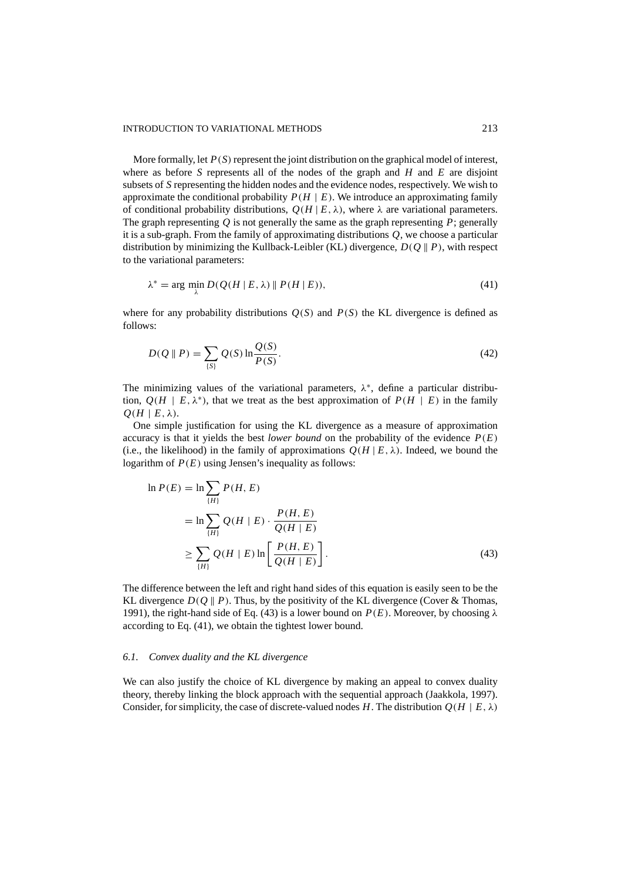More formally, let $P(S)$ represent the joint distribution on the graphical model of interest, where as before $S$ represents all of the nodes of the graph and $H$ and $E$ are disjoint subsets of $S$ representing the hidden nodes and the evidence nodes, respectively. We wish to approximate the conditional probability $P(H \mid E)$. We introduce an approximating family of conditional probability distributions, $Q(H \mid E, \lambda)$, where $\lambda$ are variational parameters. The graph representing $Q$ is not generally the same as the graph representing $P$; generally it is a sub-graph. From the family of approximating distributions $Q$, we choose a particular distribution by minimizing the Kullback-Leibler (KL) divergence, $D(Q \parallel P)$, with respect to the variational parameters:

$$\lambda^* = \arg \min_{\lambda} D(Q(H \mid E, \lambda) \parallel P(H \mid E)), \tag{41}$$

where for any probability distributions $Q(S)$ and $P(S)$ the KL divergence is defined as follows:

$$D(Q \parallel P) = \sum_{\{S\}} Q(S) \ln \frac{Q(S)}{P(S)}. \tag{42}$$

The minimizing values of the variational parameters, $\lambda^*$, define a particular distribution, $Q(H \mid E, \lambda^*)$, that we treat as the best approximation of $P(H \mid E)$ in the family $Q(H \mid E, \lambda)$.

One simple justification for using the KL divergence as a measure of approximation accuracy is that it yields the best *lower bound* on the probability of the evidence $P(E)$ (i.e., the likelihood) in the family of approximations $Q(H \mid E, \lambda)$. Indeed, we bound the logarithm of $P(E)$ using Jensen's inequality as follows:

$$\begin{aligned}
\ln P(E) &= \ln \sum_{\{H\}} P(H, E) \\
&= \ln \sum_{\{H\}} Q(H \mid E) \cdot \frac{P(H, E)}{Q(H \mid E)} \\
&\geq \sum_{\{H\}} Q(H \mid E) \ln \left[ \frac{P(H, E)}{Q(H \mid E)} \right].
\end{aligned} \tag{43}$$

The difference between the left and right hand sides of this equation is easily seen to be the KL divergence $D(Q \parallel P)$. Thus, by the positivity of the KL divergence (Cover & Thomas, 1991), the right-hand side of Eq. (43) is a lower bound on $P(E)$. Moreover, by choosing $\lambda$ according to Eq. (41), we obtain the tightest lower bound.

### *6.1. Convex duality and the KL divergence*

We can also justify the choice of KL divergence by making an appeal to convex duality theory, thereby linking the block approach with the sequential approach (Jaakkola, 1997). Consider, for simplicity, the case of discrete-valued nodes $H$. The distribution $Q(H \mid E, \lambda)$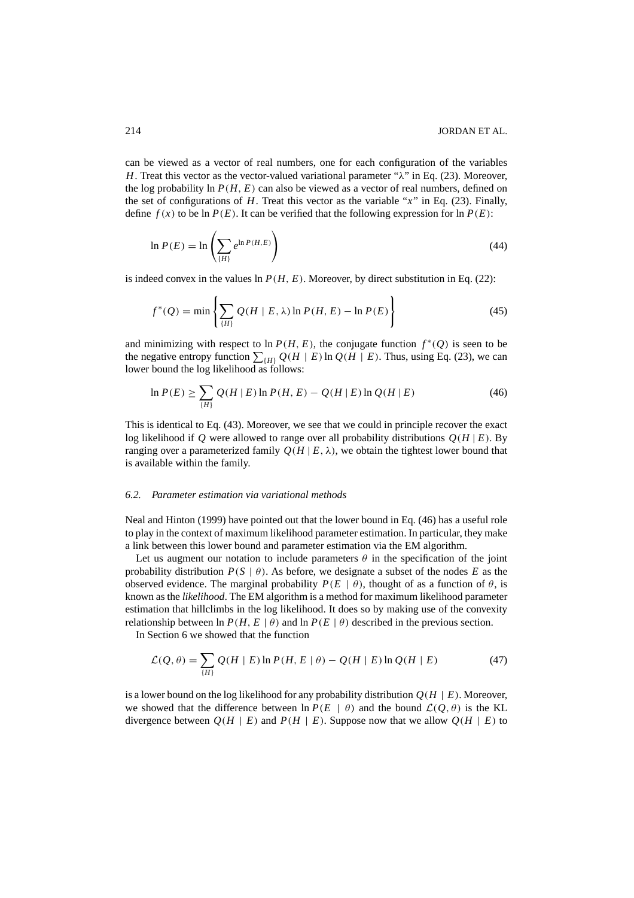can be viewed as a vector of real numbers, one for each configuration of the variables $H$. Treat this vector as the vector-valued variational parameter "$\lambda$" in Eq. (23). Moreover, the log probability $\ln P(H, E)$ can also be viewed as a vector of real numbers, defined on the set of configurations of $H$. Treat this vector as the variable "$x$" in Eq. (23). Finally, define $f(x)$ to be $\ln P(E)$. It can be verified that the following expression for $\ln P(E)$:

$$\ln P(E) = \ln \left( \sum_{\{H\}} e^{\ln P(H,E)} \right) \tag{44}$$

is indeed convex in the values $\ln P(H, E)$. Moreover, by direct substitution in Eq. (22):

$$f^*(Q) = \min \left\{ \sum_{\{H\}} Q(H \mid E, \lambda) \ln P(H, E) - \ln P(E) \right\} \tag{45}$$

and minimizing with respect to $\ln P(H, E)$, the conjugate function $f^*(Q)$ is seen to be the negative entropy function $\sum_{\{H\}} Q(H \mid E) \ln Q(H \mid E)$. Thus, using Eq. (23), we can lower bound the log likelihood as follows:

$$\ln P(E) \geq \sum_{\{H\}} Q(H \mid E) \ln P(H, E) - Q(H \mid E) \ln Q(H \mid E) \tag{46}$$

This is identical to Eq. (43). Moreover, we see that we could in principle recover the exact log likelihood if $Q$ were allowed to range over all probability distributions $Q(H \mid E)$. By ranging over a parameterized family $Q(H \mid E, \lambda)$, we obtain the tightest lower bound that is available within the family.

### 6.2. *Parameter estimation via variational methods*

Neal and Hinton (1999) have pointed out that the lower bound in Eq. (46) has a useful role to play in the context of maximum likelihood parameter estimation. In particular, they make a link between this lower bound and parameter estimation via the EM algorithm.

Let us augment our notation to include parameters $\theta$ in the specification of the joint probability distribution $P(S \mid \theta)$. As before, we designate a subset of the nodes $E$ as the observed evidence. The marginal probability $P(E \mid \theta)$, thought of as a function of $\theta$, is known as the *likelihood*. The EM algorithm is a method for maximum likelihood parameter estimation that hillclimbs in the log likelihood. It does so by making use of the convexity relationship between $\ln P(H, E \mid \theta)$ and $\ln P(E \mid \theta)$ described in the previous section.

In Section 6 we showed that the function

$$\mathcal{L}(Q, \theta) = \sum_{\{H\}} Q(H \mid E) \ln P(H, E \mid \theta) - Q(H \mid E) \ln Q(H \mid E) \tag{47}$$

is a lower bound on the log likelihood for any probability distribution $Q(H \mid E)$. Moreover, we showed that the difference between $\ln P(E \mid \theta)$ and the bound $\mathcal{L}(Q, \theta)$ is the KL divergence between $Q(H \mid E)$ and $P(H \mid E)$. Suppose now that we allow $Q(H \mid E)$ to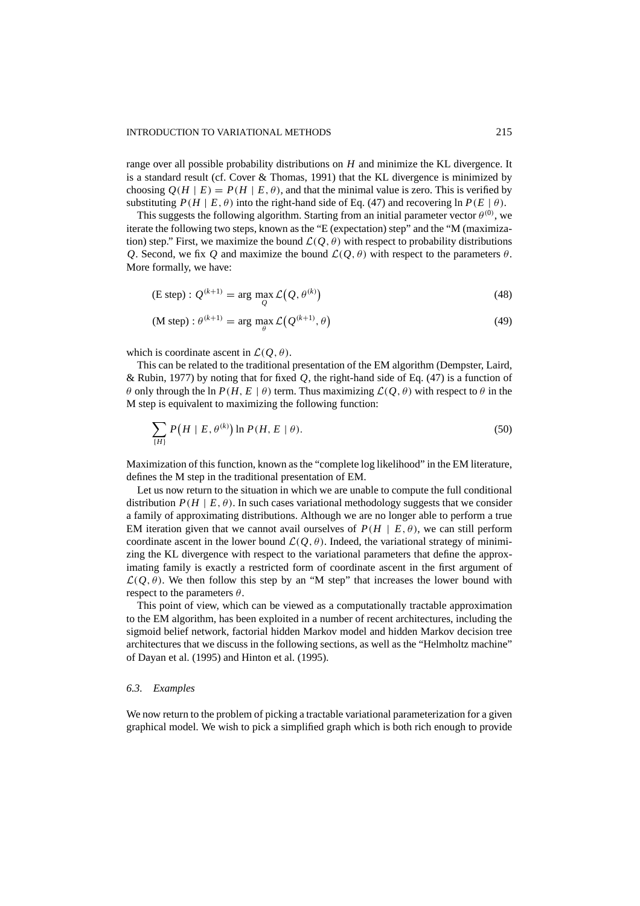range over all possible probability distributions on $H$ and minimize the KL divergence. It is a standard result (cf. Cover & Thomas, 1991) that the KL divergence is minimized by choosing $Q(H \mid E) = P(H \mid E, \theta)$, and that the minimal value is zero. This is verified by substituting $P(H \mid E, \theta)$ into the right-hand side of Eq. (47) and recovering $\ln P(E \mid \theta)$.

This suggests the following algorithm. Starting from an initial parameter vector $\theta^{(0)}$, we iterate the following two steps, known as the "E (expectation) step" and the "M (maximization) step." First, we maximize the bound $\mathcal{L}(Q, \theta)$ with respect to probability distributions $Q$. Second, we fix $Q$ and maximize the bound $\mathcal{L}(Q, \theta)$ with respect to the parameters $\theta$. More formally, we have:

$$(\text{E step}) : Q^{(k+1)} = \arg \max_{Q} \mathcal{L}\big(Q, \theta^{(k)}\big) \tag{48}$$

$$(\text{M step}) : \theta^{(k+1)} = \arg \max_{\theta} \mathcal{L}\big(Q^{(k+1)}, \theta\big) \tag{49}$$

which is coordinate ascent in $\mathcal{L}(Q, \theta)$.

This can be related to the traditional presentation of the EM algorithm (Dempster, Laird, & Rubin, 1977) by noting that for fixed $Q$, the right-hand side of Eq. (47) is a function of $\theta$ only through the $\ln P(H, E \mid \theta)$ term. Thus maximizing $\mathcal{L}(Q, \theta)$ with respect to $\theta$ in the M step is equivalent to maximizing the following function:

$$\sum_{\{H\}} P\big(H \mid E, \theta^{(k)}\big) \ln P(H, E \mid \theta). \tag{50}$$

Maximization of this function, known as the "complete log likelihood" in the EM literature, defines the M step in the traditional presentation of EM.

Let us now return to the situation in which we are unable to compute the full conditional distribution $P(H \mid E, \theta)$. In such cases variational methodology suggests that we consider a family of approximating distributions. Although we are no longer able to perform a true EM iteration given that we cannot avail ourselves of $P(H \mid E, \theta)$, we can still perform coordinate ascent in the lower bound $\mathcal{L}(Q, \theta)$. Indeed, the variational strategy of minimizing the KL divergence with respect to the variational parameters that define the approximating family is exactly a restricted form of coordinate ascent in the first argument of $\mathcal{L}(Q, \theta)$. We then follow this step by an "M step" that increases the lower bound with respect to the parameters $\theta$.

This point of view, which can be viewed as a computationally tractable approximation to the EM algorithm, has been exploited in a number of recent architectures, including the sigmoid belief network, factorial hidden Markov model and hidden Markov decision tree architectures that we discuss in the following sections, as well as the "Helmholtz machine" of Dayan et al. (1995) and Hinton et al. (1995).

### *6.3. Examples*

We now return to the problem of picking a tractable variational parameterization for a given graphical model. We wish to pick a simplified graph which is both rich enough to provide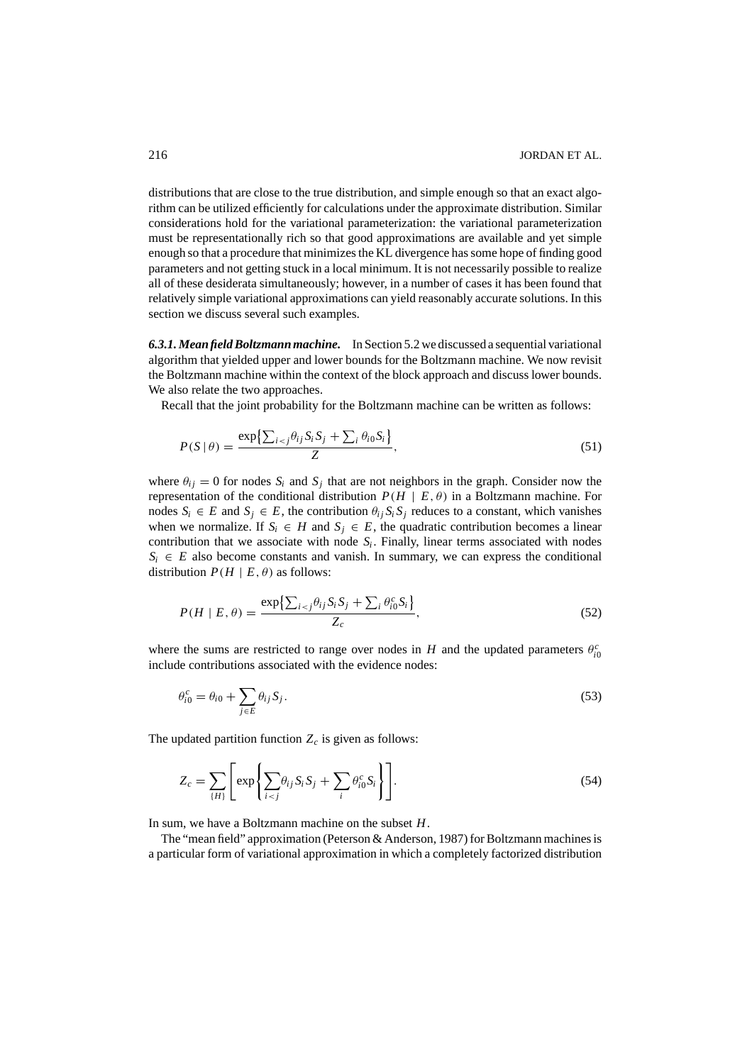distributions that are close to the true distribution, and simple enough so that an exact algorithm can be utilized efficiently for calculations under the approximate distribution. Similar considerations hold for the variational parameterization: the variational parameterization must be representationally rich so that good approximations are available and yet simple enough so that a procedure that minimizes the KL divergence has some hope of finding good parameters and not getting stuck in a local minimum. It is not necessarily possible to realize all of these desiderata simultaneously; however, in a number of cases it has been found that relatively simple variational approximations can yield reasonably accurate solutions. In this section we discuss several such examples.

***6.3.1. Mean field Boltzmann machine.*** In Section 5.2 we discussed a sequential variational algorithm that yielded upper and lower bounds for the Boltzmann machine. We now revisit the Boltzmann machine within the context of the block approach and discuss lower bounds. We also relate the two approaches.

Recall that the joint probability for the Boltzmann machine can be written as follows:

$$P(S \mid \theta) = \frac{\exp\left\{\sum_{i<j} \theta_{ij} S_i S_j + \sum_i \theta_{i0} S_i\right\}}{Z}, \tag{51}$$

where $\theta_{ij} = 0$ for nodes $S_i$ and $S_j$ that are not neighbors in the graph. Consider now the representation of the conditional distribution $P(H \mid E, \theta)$ in a Boltzmann machine. For nodes $S_i \in E$ and $S_j \in E$, the contribution $\theta_{ij} S_i S_j$ reduces to a constant, which vanishes when we normalize. If $S_i \in H$ and $S_j \in E$, the quadratic contribution becomes a linear contribution that we associate with node $S_i$. Finally, linear terms associated with nodes $S_i \in E$ also become constants and vanish. In summary, we can express the conditional distribution $P(H \mid E, \theta)$ as follows:

$$P(H \mid E, \theta) = \frac{\exp\left\{\sum_{i<j} \theta_{ij} S_i S_j + \sum_i \theta_{i0}^c S_i\right\}}{Z_c}, \tag{52}$$

where the sums are restricted to range over nodes in $H$ and the updated parameters $\theta_{i0}^c$ include contributions associated with the evidence nodes:

$$\theta_{i0}^c = \theta_{i0} + \sum_{j \in E} \theta_{ij} S_j. \tag{53}$$

The updated partition function $Z_c$ is given as follows:

$$Z_c = \sum_{\{H\}} \left[ \exp\left\{ \sum_{i<j} \theta_{ij} S_i S_j + \sum_i \theta_{i0}^c S_i \right\} \right]. \tag{54}$$

In sum, we have a Boltzmann machine on the subset $H$.

The "mean field" approximation (Peterson & Anderson, 1987) for Boltzmann machines is a particular form of variational approximation in which a completely factorized distribution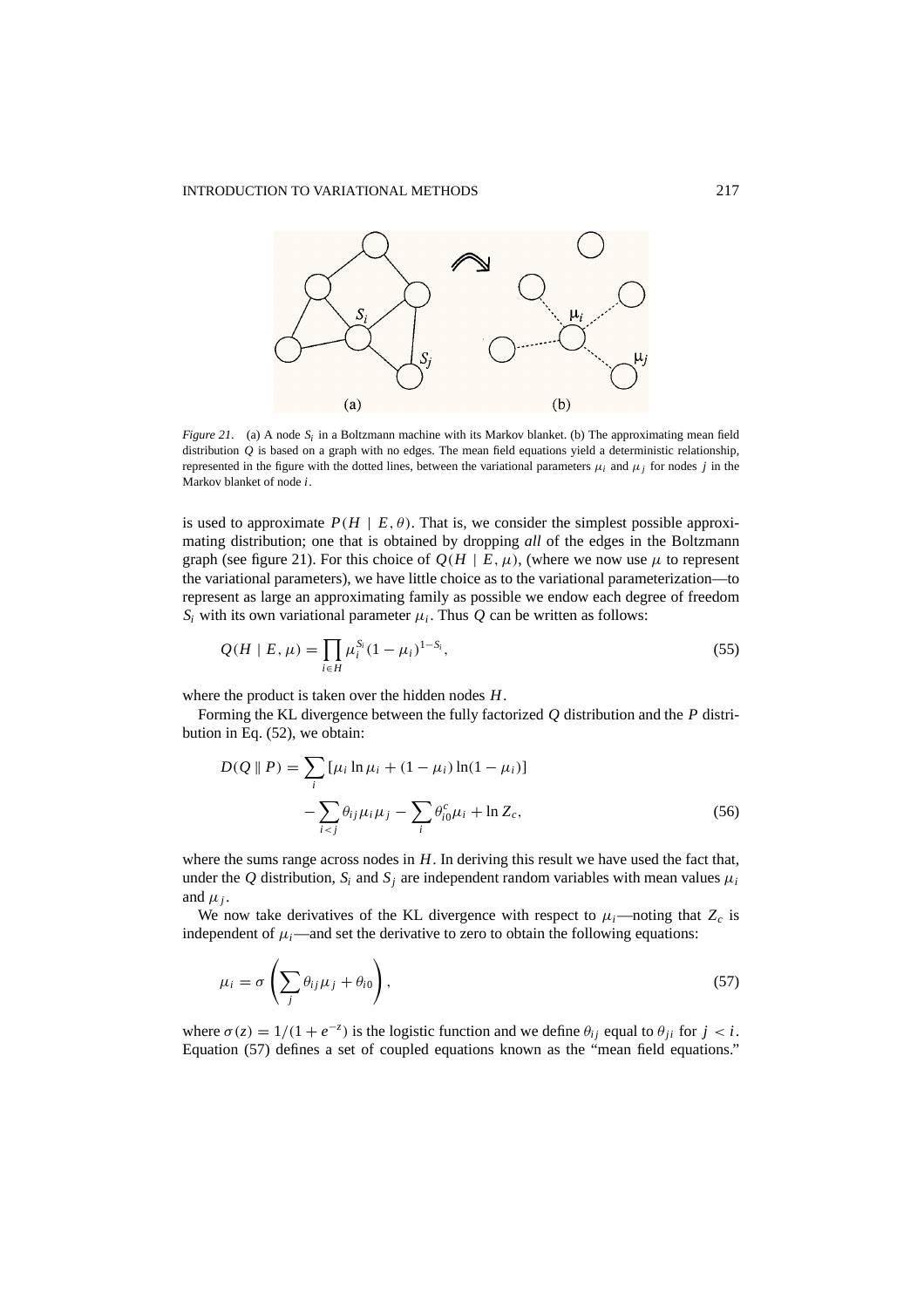*Figure 21.* (a) A node $S_i$ in a Boltzmann machine with its Markov blanket. (b) The approximating mean field distribution $Q$ is based on a graph with no edges. The mean field equations yield a deterministic relationship, represented in the figure with the dotted lines, between the variational parameters $\mu_i$ and $\mu_j$ for nodes $j$ in the Markov blanket of node $i$.

is used to approximate $P(H \mid E, \theta)$. That is, we consider the simplest possible approximating distribution; one that is obtained by dropping *all* of the edges in the Boltzmann graph (see figure 21). For this choice of $Q(H \mid E, \mu)$, (where we now use $\mu$ to represent the variational parameters), we have little choice as to the variational parameterization—to represent as large an approximating family as possible we endow each degree of freedom $S_i$ with its own variational parameter $\mu_i$. Thus $Q$ can be written as follows:

$$Q(H \mid E, \mu) = \prod_{i \in H} \mu_i^{S_i} (1 - \mu_i)^{1 - S_i}, \tag{55}$$

where the product is taken over the hidden nodes $H$.

Forming the KL divergence between the fully factorized $Q$ distribution and the $P$ distribution in Eq. (52), we obtain:

$$\begin{aligned} D(Q \,\|\, P) = & \sum_i [\mu_i \ln \mu_i + (1 - \mu_i) \ln(1 - \mu_i)] \\ & - \sum_{i<j} \theta_{ij} \mu_i \mu_j - \sum_i \theta_{i0}^c \mu_i + \ln Z_c, \end{aligned} \tag{56}$$

where the sums range across nodes in $H$. In deriving this result we have used the fact that, under the $Q$ distribution, $S_i$ and $S_j$ are independent random variables with mean values $\mu_i$ and $\mu_j$.

We now take derivatives of the KL divergence with respect to $\mu_i$—noting that $Z_c$ is independent of $\mu_i$—and set the derivative to zero to obtain the following equations:

$$\mu_i = \sigma \left( \sum_j \theta_{ij} \mu_j + \theta_{i0} \right), \tag{57}$$

where $\sigma(z) = 1/(1 + e^{-z})$ is the logistic function and we define $\theta_{ij}$ equal to $\theta_{ji}$ for $j < i$. Equation (57) defines a set of coupled equations known as the "mean field equations."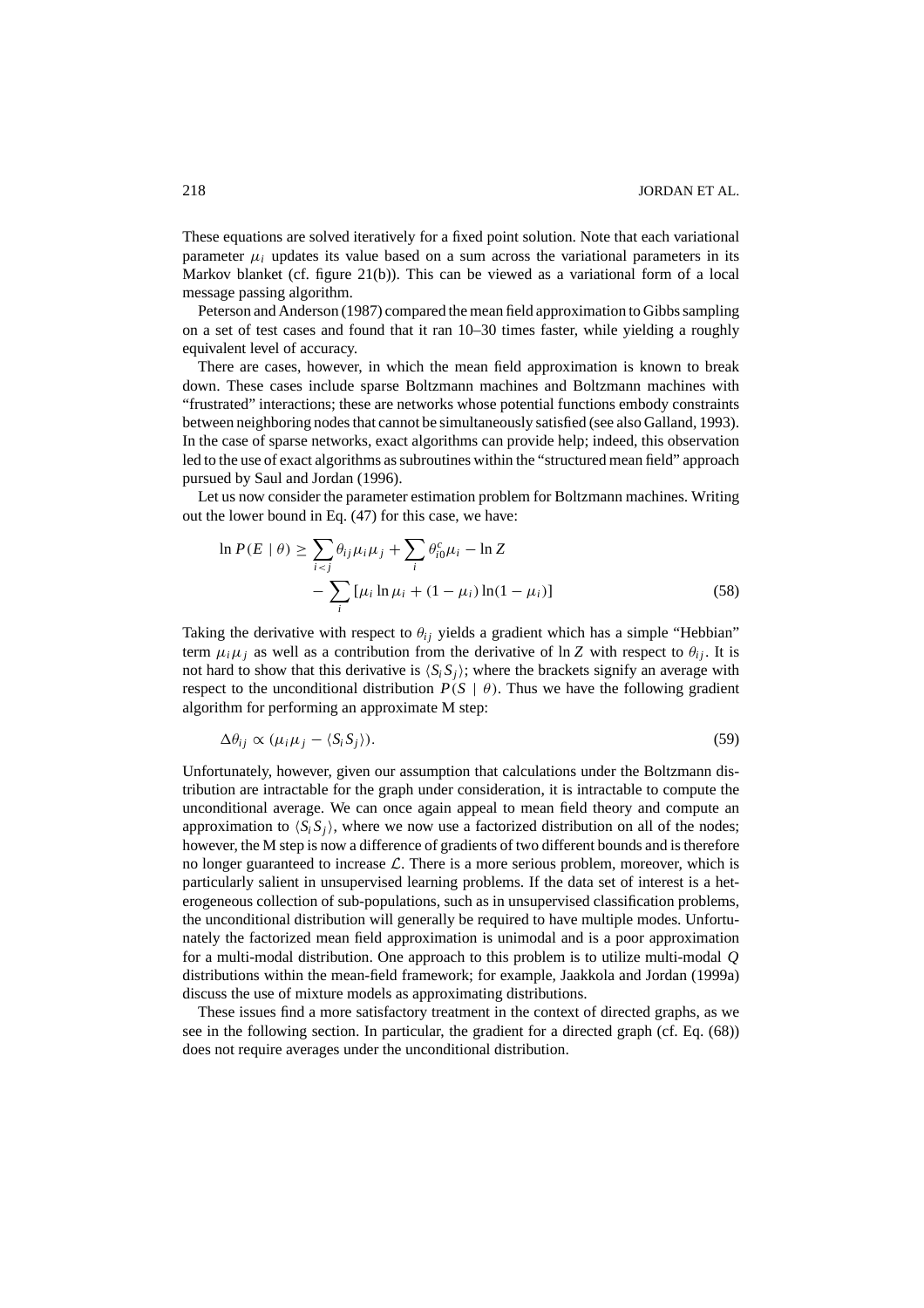These equations are solved iteratively for a fixed point solution. Note that each variational parameter $\mu_i$ updates its value based on a sum across the variational parameters in its Markov blanket (cf. figure 21(b)). This can be viewed as a variational form of a local message passing algorithm.

Peterson and Anderson (1987) compared the mean field approximation to Gibbs sampling on a set of test cases and found that it ran 10–30 times faster, while yielding a roughly equivalent level of accuracy.

There are cases, however, in which the mean field approximation is known to break down. These cases include sparse Boltzmann machines and Boltzmann machines with "frustrated" interactions; these are networks whose potential functions embody constraints between neighboring nodes that cannot be simultaneously satisfied (see also Galland, 1993). In the case of sparse networks, exact algorithms can provide help; indeed, this observation led to the use of exact algorithms as subroutines within the "structured mean field" approach pursued by Saul and Jordan (1996).

Let us now consider the parameter estimation problem for Boltzmann machines. Writing out the lower bound in Eq. (47) for this case, we have:

$$\ln P(E \mid \theta) \geq \sum_{i<j} \theta_{ij} \mu_i \mu_j + \sum_i \theta_{i0}^c \mu_i - \ln Z - \sum_i [\mu_i \ln \mu_i + (1 - \mu_i) \ln(1 - \mu_i)] \tag{58}$$

Taking the derivative with respect to $\theta_{ij}$ yields a gradient which has a simple "Hebbian" term $\mu_i \mu_j$ as well as a contribution from the derivative of $\ln Z$ with respect to $\theta_{ij}$. It is not hard to show that this derivative is $\langle S_i S_j \rangle$; where the brackets signify an average with respect to the unconditional distribution $P(S \mid \theta)$. Thus we have the following gradient algorithm for performing an approximate M step:

$$\Delta\theta_{ij} \propto (\mu_i \mu_j - \langle S_i S_j \rangle). \tag{59}$$

Unfortunately, however, given our assumption that calculations under the Boltzmann distribution are intractable for the graph under consideration, it is intractable to compute the unconditional average. We can once again appeal to mean field theory and compute an approximation to $\langle S_i S_j \rangle$, where we now use a factorized distribution on all of the nodes; however, the M step is now a difference of gradients of two different bounds and is therefore no longer guaranteed to increase $\mathcal{L}$. There is a more serious problem, moreover, which is particularly salient in unsupervised learning problems. If the data set of interest is a heterogeneous collection of sub-populations, such as in unsupervised classification problems, the unconditional distribution will generally be required to have multiple modes. Unfortunately the factorized mean field approximation is unimodal and is a poor approximation for a multi-modal distribution. One approach to this problem is to utilize multi-modal $Q$ distributions within the mean-field framework; for example, Jaakkola and Jordan (1999a) discuss the use of mixture models as approximating distributions.

These issues find a more satisfactory treatment in the context of directed graphs, as we see in the following section. In particular, the gradient for a directed graph (cf. Eq. (68)) does not require averages under the unconditional distribution.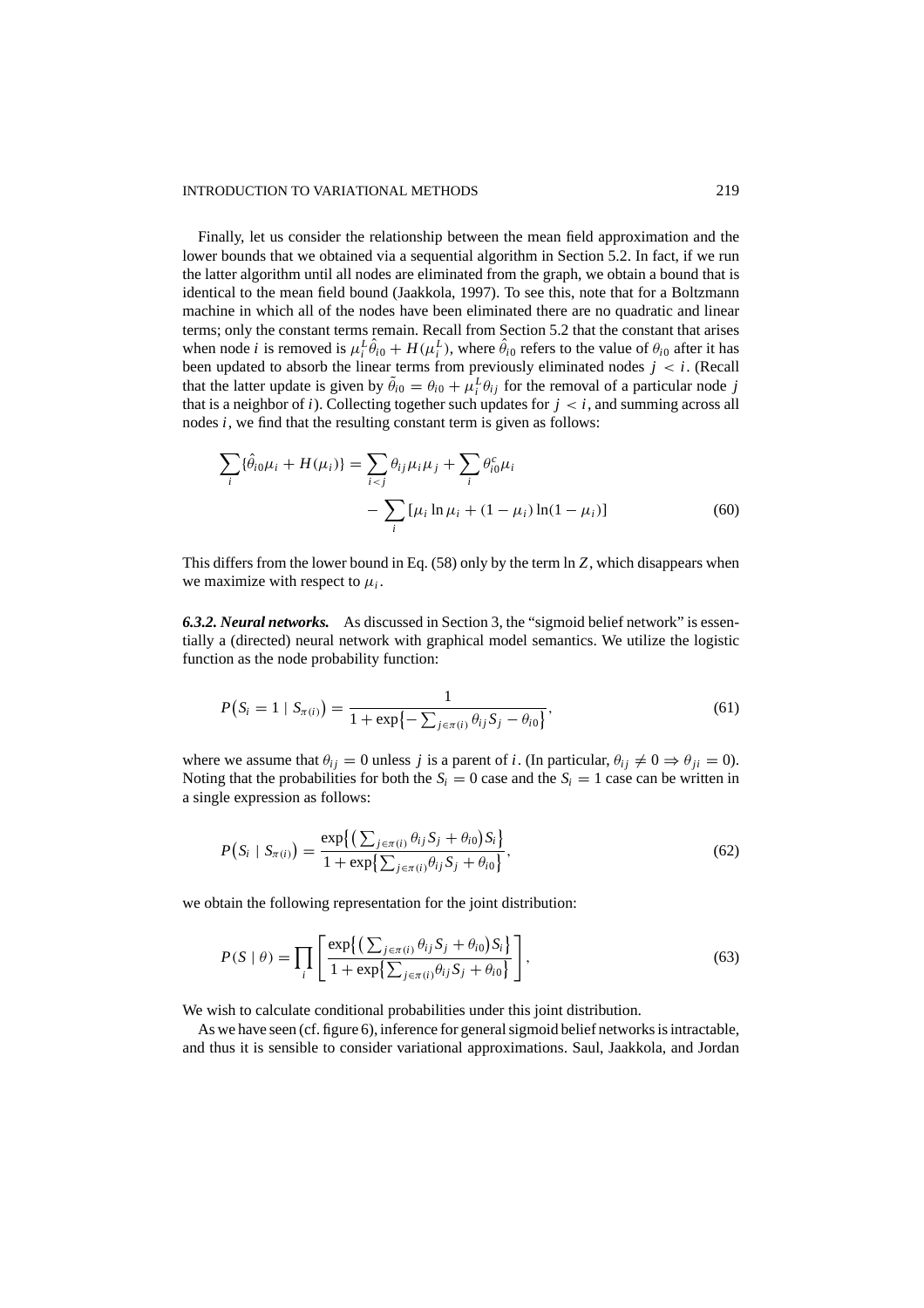Finally, let us consider the relationship between the mean field approximation and the lower bounds that we obtained via a sequential algorithm in Section 5.2. In fact, if we run the latter algorithm until all nodes are eliminated from the graph, we obtain a bound that is identical to the mean field bound (Jaakkola, 1997). To see this, note that for a Boltzmann machine in which all of the nodes have been eliminated there are no quadratic and linear terms; only the constant terms remain. Recall from Section 5.2 that the constant that arises when node $i$ is removed is $\mu_i^L \hat{\theta}_{i0} + H(\mu_i^L)$, where $\hat{\theta}_{i0}$ refers to the value of $\theta_{i0}$ after it has been updated to absorb the linear terms from previously eliminated nodes $j < i$. (Recall that the latter update is given by $\tilde{\theta}_{i0} = \theta_{i0} + \mu_i^L \theta_{ij}$ for the removal of a particular node $j$ that is a neighbor of $i$). Collecting together such updates for $j < i$, and summing across all nodes $i$, we find that the resulting constant term is given as follows:

$$
\begin{aligned}
\sum_i \{\hat{\theta}_{i0}\mu_i + H(\mu_i)\} &= \sum_{i<j} \theta_{ij}\mu_i\mu_j + \sum_i \theta_{i0}^c \mu_i \\
&\quad - \sum_i [\mu_i \ln \mu_i + (1-\mu_i)\ln(1-\mu_i)]
\end{aligned} \tag{60}
$$

This differs from the lower bound in Eq. (58) only by the term $\ln Z$, which disappears when we maximize with respect to $\mu_i$.

***6.3.2. Neural networks.*** As discussed in Section 3, the "sigmoid belief network" is essentially a (directed) neural network with graphical model semantics. We utilize the logistic function as the node probability function:

$$
P(S_i = 1 \mid S_{\pi(i)}) = \frac{1}{1 + \exp\{-\sum_{j\in\pi(i)} \theta_{ij} S_j - \theta_{i0}\}}, \tag{61}
$$

where we assume that $\theta_{ij} = 0$ unless $j$ is a parent of $i$. (In particular, $\theta_{ij} \neq 0 \Rightarrow \theta_{ji} = 0$). Noting that the probabilities for both the $S_i = 0$ case and the $S_i = 1$ case can be written in a single expression as follows:

$$
P(S_i \mid S_{\pi(i)}) = \frac{\exp\{(\sum_{j\in\pi(i)} \theta_{ij} S_j + \theta_{i0}) S_i\}}{1 + \exp\{\sum_{j\in\pi(i)} \theta_{ij} S_j + \theta_{i0}\}}, \tag{62}
$$

we obtain the following representation for the joint distribution:

$$
P(S \mid \theta) = \prod_i \left[ \frac{\exp\{(\sum_{j\in\pi(i)} \theta_{ij} S_j + \theta_{i0}) S_i\}}{1 + \exp\{\sum_{j\in\pi(i)} \theta_{ij} S_j + \theta_{i0}\}} \right], \tag{63}
$$

We wish to calculate conditional probabilities under this joint distribution.

As we have seen (cf. figure 6), inference for general sigmoid belief networks is intractable, and thus it is sensible to consider variational approximations. Saul, Jaakkola, and Jordan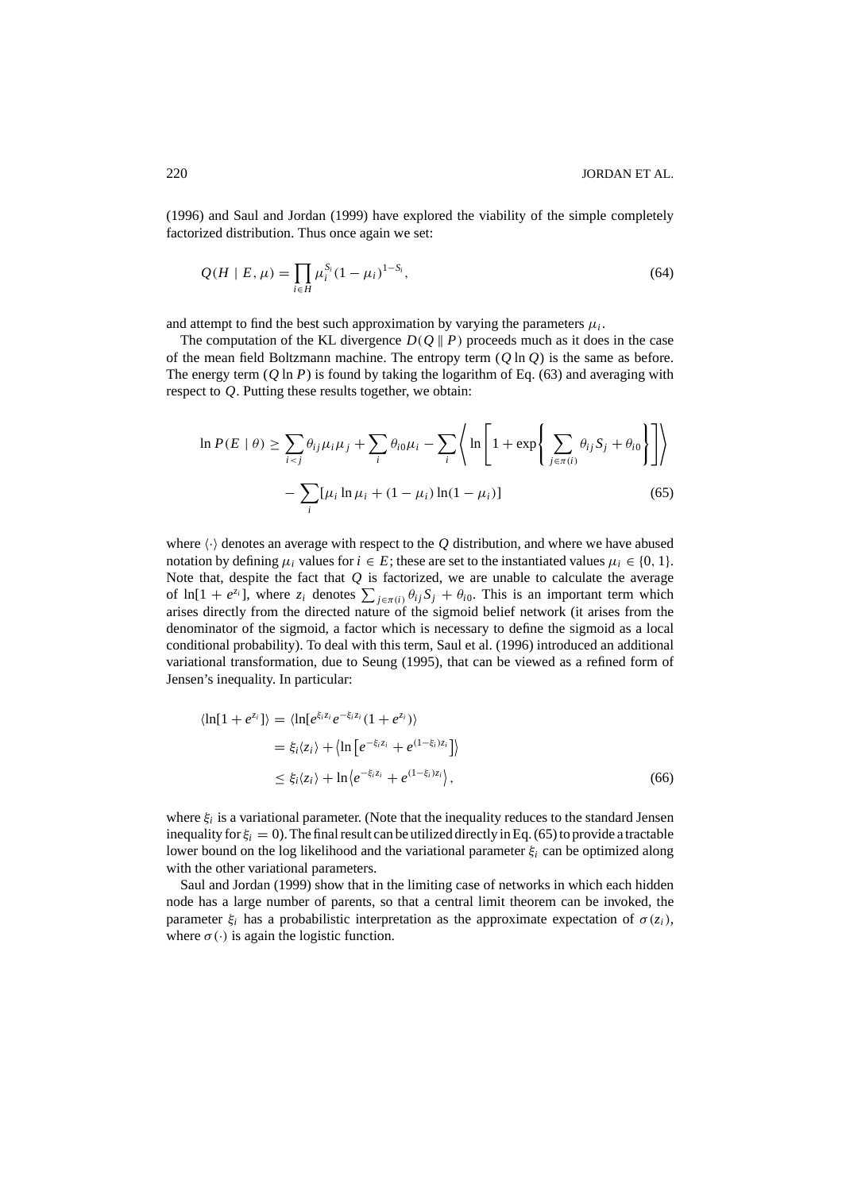(1996) and Saul and Jordan (1999) have explored the viability of the simple completely factorized distribution. Thus once again we set:

$$Q(H \mid E, \mu) = \prod_{i \in H} \mu_i^{S_i} (1 - \mu_i)^{1 - S_i}, \tag{64}$$

and attempt to find the best such approximation by varying the parameters $\mu_i$.

The computation of the KL divergence $D(Q \,\|\, P)$ proceeds much as it does in the case of the mean field Boltzmann machine. The entropy term ($Q \ln Q$) is the same as before. The energy term ($Q \ln P$) is found by taking the logarithm of Eq. (63) and averaging with respect to $Q$. Putting these results together, we obtain:

$$\begin{aligned}
\ln P(E \mid \theta) \geq & \sum_{i<j} \theta_{ij} \mu_i \mu_j + \sum_i \theta_{i0} \mu_i - \sum_i \left\langle \ln \left[ 1 + \exp \left\{ \sum_{j \in \pi(i)} \theta_{ij} S_j + \theta_{i0} \right\} \right] \right\rangle \\
& - \sum_i [\mu_i \ln \mu_i + (1 - \mu_i) \ln(1 - \mu_i)]
\end{aligned} \tag{65}$$

where $\langle \cdot \rangle$ denotes an average with respect to the $Q$ distribution, and where we have abused notation by defining $\mu_i$ values for $i \in E$; these are set to the instantiated values $\mu_i \in \{0, 1\}$. Note that, despite the fact that $Q$ is factorized, we are unable to calculate the average of $\ln[1 + e^{z_i}]$, where $z_i$ denotes $\sum_{j \in \pi(i)} \theta_{ij} S_j + \theta_{i0}$. This is an important term which arises directly from the directed nature of the sigmoid belief network (it arises from the denominator of the sigmoid, a factor which is necessary to define the sigmoid as a local conditional probability). To deal with this term, Saul et al. (1996) introduced an additional variational transformation, due to Seung (1995), that can be viewed as a refined form of Jensen's inequality. In particular:

$$\begin{aligned}
\langle \ln[1 + e^{z_i}] \rangle &= \langle \ln[e^{\xi_i z_i} e^{-\xi_i z_i} (1 + e^{z_i})] \rangle \\
&= \xi_i \langle z_i \rangle + \left\langle \ln \left[ e^{-\xi_i z_i} + e^{(1 - \xi_i) z_i} \right] \right\rangle \\
&\leq \xi_i \langle z_i \rangle + \ln \left\langle e^{-\xi_i z_i} + e^{(1 - \xi_i) z_i} \right\rangle,
\end{aligned} \tag{66}$$

where $\xi_i$ is a variational parameter. (Note that the inequality reduces to the standard Jensen inequality for $\xi_i = 0$). The final result can be utilized directly in Eq. (65) to provide a tractable lower bound on the log likelihood and the variational parameter $\xi_i$ can be optimized along with the other variational parameters.

Saul and Jordan (1999) show that in the limiting case of networks in which each hidden node has a large number of parents, so that a central limit theorem can be invoked, the parameter $\xi_i$ has a probabilistic interpretation as the approximate expectation of $\sigma(z_i)$, where $\sigma(\cdot)$ is again the logistic function.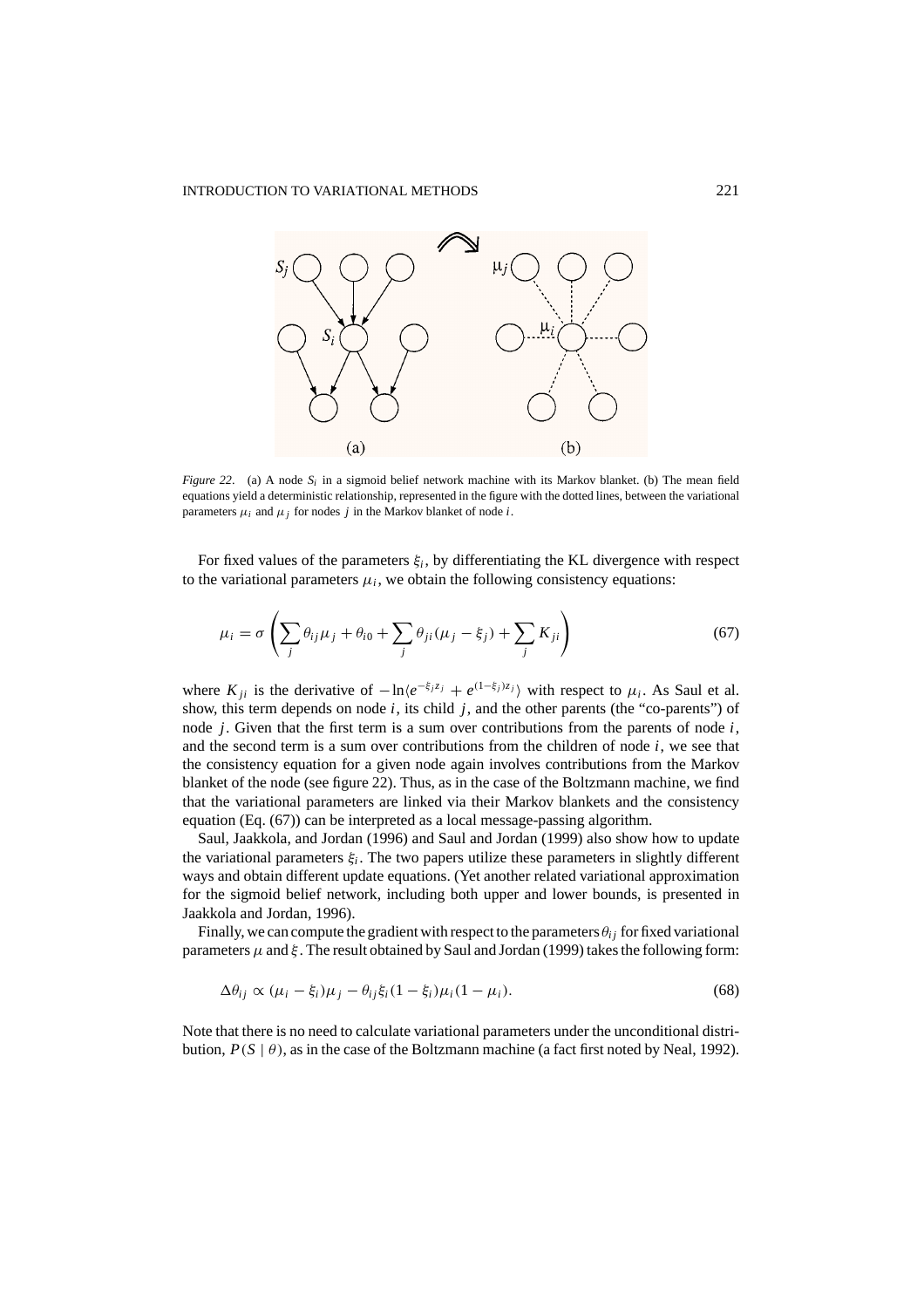*Figure 22*. (a) A node $S_i$ in a sigmoid belief network machine with its Markov blanket. (b) The mean field equations yield a deterministic relationship, represented in the figure with the dotted lines, between the variational parameters $\mu_i$ and $\mu_j$ for nodes $j$ in the Markov blanket of node $i$.

For fixed values of the parameters $\xi_i$, by differentiating the KL divergence with respect to the variational parameters $\mu_i$, we obtain the following consistency equations:

$$\mu_i = \sigma\left(\sum_j \theta_{ij}\mu_j + \theta_{i0} + \sum_j \theta_{ji}(\mu_j - \xi_j) + \sum_j K_{ji}\right) \tag{67}$$

where $K_{ji}$ is the derivative of $-\ln\langle e^{-\xi_j z_j} + e^{(1-\xi_j)z_j}\rangle$ with respect to $\mu_i$. As Saul et al. show, this term depends on node $i$, its child $j$, and the other parents (the "co-parents") of node $j$. Given that the first term is a sum over contributions from the parents of node $i$, and the second term is a sum over contributions from the children of node $i$, we see that the consistency equation for a given node again involves contributions from the Markov blanket of the node (see figure 22). Thus, as in the case of the Boltzmann machine, we find that the variational parameters are linked via their Markov blankets and the consistency equation (Eq. (67)) can be interpreted as a local message-passing algorithm.

Saul, Jaakkola, and Jordan (1996) and Saul and Jordan (1999) also show how to update the variational parameters $\xi_i$. The two papers utilize these parameters in slightly different ways and obtain different update equations. (Yet another related variational approximation for the sigmoid belief network, including both upper and lower bounds, is presented in Jaakkola and Jordan, 1996).

Finally, we can compute the gradient with respect to the parameters $\theta_{ij}$ for fixed variational parameters $\mu$ and $\xi$. The result obtained by Saul and Jordan (1999) takes the following form:

$$\Delta\theta_{ij} \propto (\mu_i - \xi_i)\mu_j - \theta_{ij}\xi_i(1 - \xi_i)\mu_i(1 - \mu_i). \tag{68}$$

Note that there is no need to calculate variational parameters under the unconditional distribution, $P(S \mid \theta)$, as in the case of the Boltzmann machine (a fact first noted by Neal, 1992).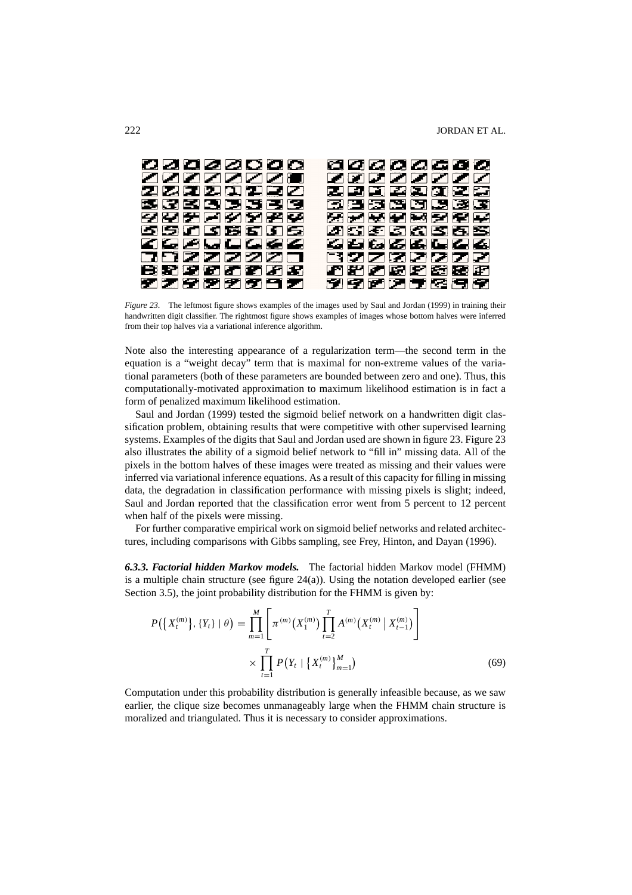*Figure 23.* The leftmost figure shows examples of the images used by Saul and Jordan (1999) in training their handwritten digit classifier. The rightmost figure shows examples of images whose bottom halves were inferred from their top halves via a variational inference algorithm.

Note also the interesting appearance of a regularization term—the second term in the equation is a "weight decay" term that is maximal for non-extreme values of the variational parameters (both of these parameters are bounded between zero and one). Thus, this computationally-motivated approximation to maximum likelihood estimation is in fact a form of penalized maximum likelihood estimation.

Saul and Jordan (1999) tested the sigmoid belief network on a handwritten digit classification problem, obtaining results that were competitive with other supervised learning systems. Examples of the digits that Saul and Jordan used are shown in figure 23. Figure 23 also illustrates the ability of a sigmoid belief network to "fill in" missing data. All of the pixels in the bottom halves of these images were treated as missing and their values were inferred via variational inference equations. As a result of this capacity for filling in missing data, the degradation in classification performance with missing pixels is slight; indeed, Saul and Jordan reported that the classification error went from 5 percent to 12 percent when half of the pixels were missing.

For further comparative empirical work on sigmoid belief networks and related architectures, including comparisons with Gibbs sampling, see Frey, Hinton, and Dayan (1996).

***6.3.3. Factorial hidden Markov models.*** The factorial hidden Markov model (FHMM) is a multiple chain structure (see figure 24(a)). Using the notation developed earlier (see Section 3.5), the joint probability distribution for the FHMM is given by:

$$P\left(\left\{X_t^{(m)}\right\}, \{Y_t\} \mid \theta\right) = \prod_{m=1}^{M} \left[ \pi^{(m)}\left(X_1^{(m)}\right) \prod_{t=2}^{T} A^{(m)}\left(X_t^{(m)} \mid X_{t-1}^{(m)}\right) \right] \times \prod_{t=1}^{T} P\left(Y_t \mid \left\{X_t^{(m)}\right\}_{m=1}^{M}\right) \tag{69}$$

Computation under this probability distribution is generally infeasible because, as we saw earlier, the clique size becomes unmanageably large when the FHMM chain structure is moralized and triangulated. Thus it is necessary to consider approximations.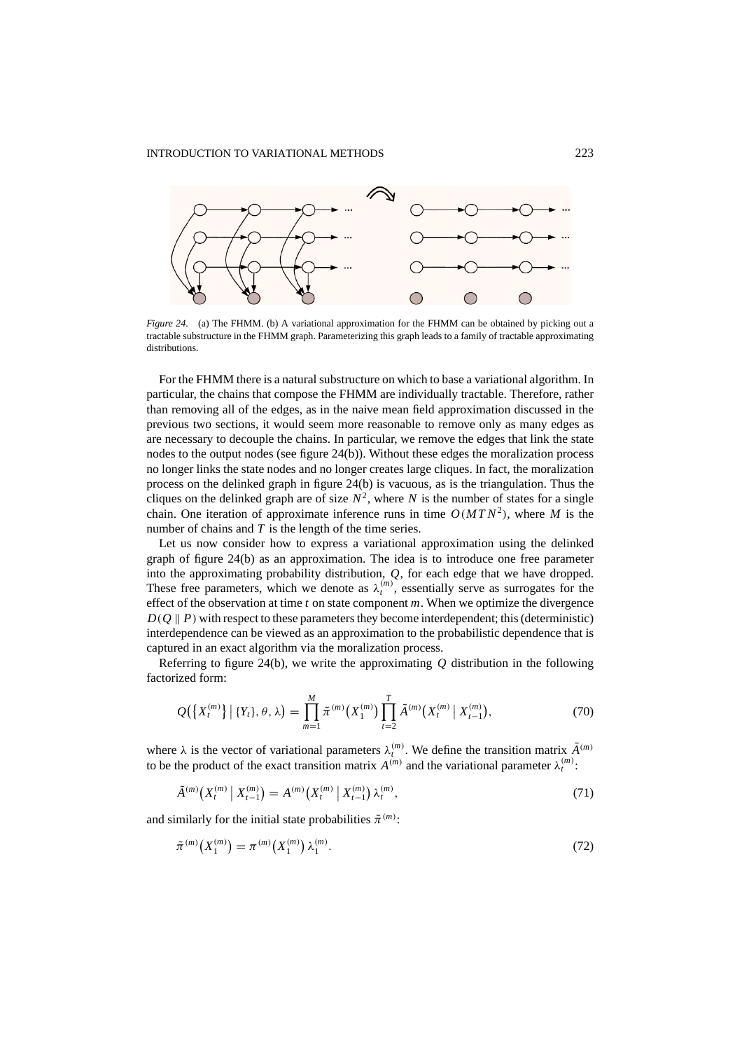*Figure 24*. (a) The FHMM. (b) A variational approximation for the FHMM can be obtained by picking out a tractable substructure in the FHMM graph. Parameterizing this graph leads to a family of tractable approximating distributions.

For the FHMM there is a natural substructure on which to base a variational algorithm. In particular, the chains that compose the FHMM are individually tractable. Therefore, rather than removing all of the edges, as in the naive mean field approximation discussed in the previous two sections, it would seem more reasonable to remove only as many edges as are necessary to decouple the chains. In particular, we remove the edges that link the state nodes to the output nodes (see figure 24(b)). Without these edges the moralization process no longer links the state nodes and no longer creates large cliques. In fact, the moralization process on the delinked graph in figure 24(b) is vacuous, as is the triangulation. Thus the cliques on the delinked graph are of size $N^2$, where $N$ is the number of states for a single chain. One iteration of approximate inference runs in time $O(MTN^2)$, where $M$ is the number of chains and $T$ is the length of the time series.

Let us now consider how to express a variational approximation using the delinked graph of figure 24(b) as an approximation. The idea is to introduce one free parameter into the approximating probability distribution, $Q$, for each edge that we have dropped. These free parameters, which we denote as $\lambda_t^{(m)}$, essentially serve as surrogates for the effect of the observation at time $t$ on state component $m$. When we optimize the divergence $D(Q \,\|\, P)$ with respect to these parameters they become interdependent; this (deterministic) interdependence can be viewed as an approximation to the probabilistic dependence that is captured in an exact algorithm via the moralization process.

Referring to figure 24(b), we write the approximating $Q$ distribution in the following factorized form:

$$Q\big(\big\{X_t^{(m)}\big\} \,\big|\, \{Y_t\}, \theta, \lambda\big) = \prod_{m=1}^{M} \tilde{\pi}^{(m)}\big(X_1^{(m)}\big) \prod_{t=2}^{T} \tilde{A}^{(m)}\big(X_t^{(m)} \,\big|\, X_{t-1}^{(m)}\big), \tag{70}$$

where $\lambda$ is the vector of variational parameters $\lambda_t^{(m)}$. We define the transition matrix $\tilde{A}^{(m)}$ to be the product of the exact transition matrix $A^{(m)}$ and the variational parameter $\lambda_t^{(m)}$:

$$\tilde{A}^{(m)}\big(X_t^{(m)} \,\big|\, X_{t-1}^{(m)}\big) = A^{(m)}\big(X_t^{(m)} \,\big|\, X_{t-1}^{(m)}\big)\, \lambda_t^{(m)}, \tag{71}$$

and similarly for the initial state probabilities $\tilde{\pi}^{(m)}$:

$$\tilde{\pi}^{(m)}\big(X_1^{(m)}\big) = \pi^{(m)}\big(X_1^{(m)}\big)\, \lambda_1^{(m)}. \tag{72}$$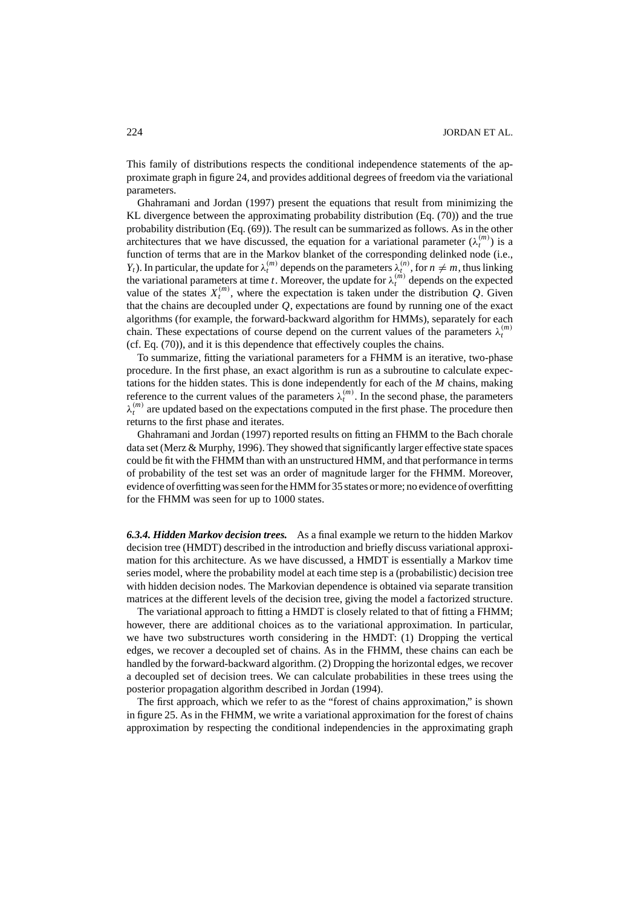This family of distributions respects the conditional independence statements of the approximate graph in figure 24, and provides additional degrees of freedom via the variational parameters.

Ghahramani and Jordan (1997) present the equations that result from minimizing the KL divergence between the approximating probability distribution (Eq. (70)) and the true probability distribution (Eq. (69)). The result can be summarized as follows. As in the other architectures that we have discussed, the equation for a variational parameter ($\lambda_t^{(m)}$) is a function of terms that are in the Markov blanket of the corresponding delinked node (i.e., $Y_t$). In particular, the update for $\lambda_t^{(m)}$ depends on the parameters $\lambda_t^{(n)}$, for $n \neq m$, thus linking the variational parameters at time $t$. Moreover, the update for $\lambda_t^{(m)}$ depends on the expected value of the states $X_t^{(m)}$, where the expectation is taken under the distribution $Q$. Given that the chains are decoupled under $Q$, expectations are found by running one of the exact algorithms (for example, the forward-backward algorithm for HMMs), separately for each chain. These expectations of course depend on the current values of the parameters $\lambda_t^{(m)}$ (cf. Eq. (70)), and it is this dependence that effectively couples the chains.

To summarize, fitting the variational parameters for a FHMM is an iterative, two-phase procedure. In the first phase, an exact algorithm is run as a subroutine to calculate expectations for the hidden states. This is done independently for each of the $M$ chains, making reference to the current values of the parameters $\lambda_t^{(m)}$. In the second phase, the parameters $\lambda_t^{(m)}$ are updated based on the expectations computed in the first phase. The procedure then returns to the first phase and iterates.

Ghahramani and Jordan (1997) reported results on fitting an FHMM to the Bach chorale data set (Merz & Murphy, 1996). They showed that significantly larger effective state spaces could be fit with the FHMM than with an unstructured HMM, and that performance in terms of probability of the test set was an order of magnitude larger for the FHMM. Moreover, evidence of overfitting was seen for the HMM for 35 states or more; no evidence of overfitting for the FHMM was seen for up to 1000 states.

***6.3.4. Hidden Markov decision trees.*** As a final example we return to the hidden Markov decision tree (HMDT) described in the introduction and briefly discuss variational approximation for this architecture. As we have discussed, a HMDT is essentially a Markov time series model, where the probability model at each time step is a (probabilistic) decision tree with hidden decision nodes. The Markovian dependence is obtained via separate transition matrices at the different levels of the decision tree, giving the model a factorized structure.

The variational approach to fitting a HMDT is closely related to that of fitting a FHMM; however, there are additional choices as to the variational approximation. In particular, we have two substructures worth considering in the HMDT: (1) Dropping the vertical edges, we recover a decoupled set of chains. As in the FHMM, these chains can each be handled by the forward-backward algorithm. (2) Dropping the horizontal edges, we recover a decoupled set of decision trees. We can calculate probabilities in these trees using the posterior propagation algorithm described in Jordan (1994).

The first approach, which we refer to as the "forest of chains approximation," is shown in figure 25. As in the FHMM, we write a variational approximation for the forest of chains approximation by respecting the conditional independencies in the approximating graph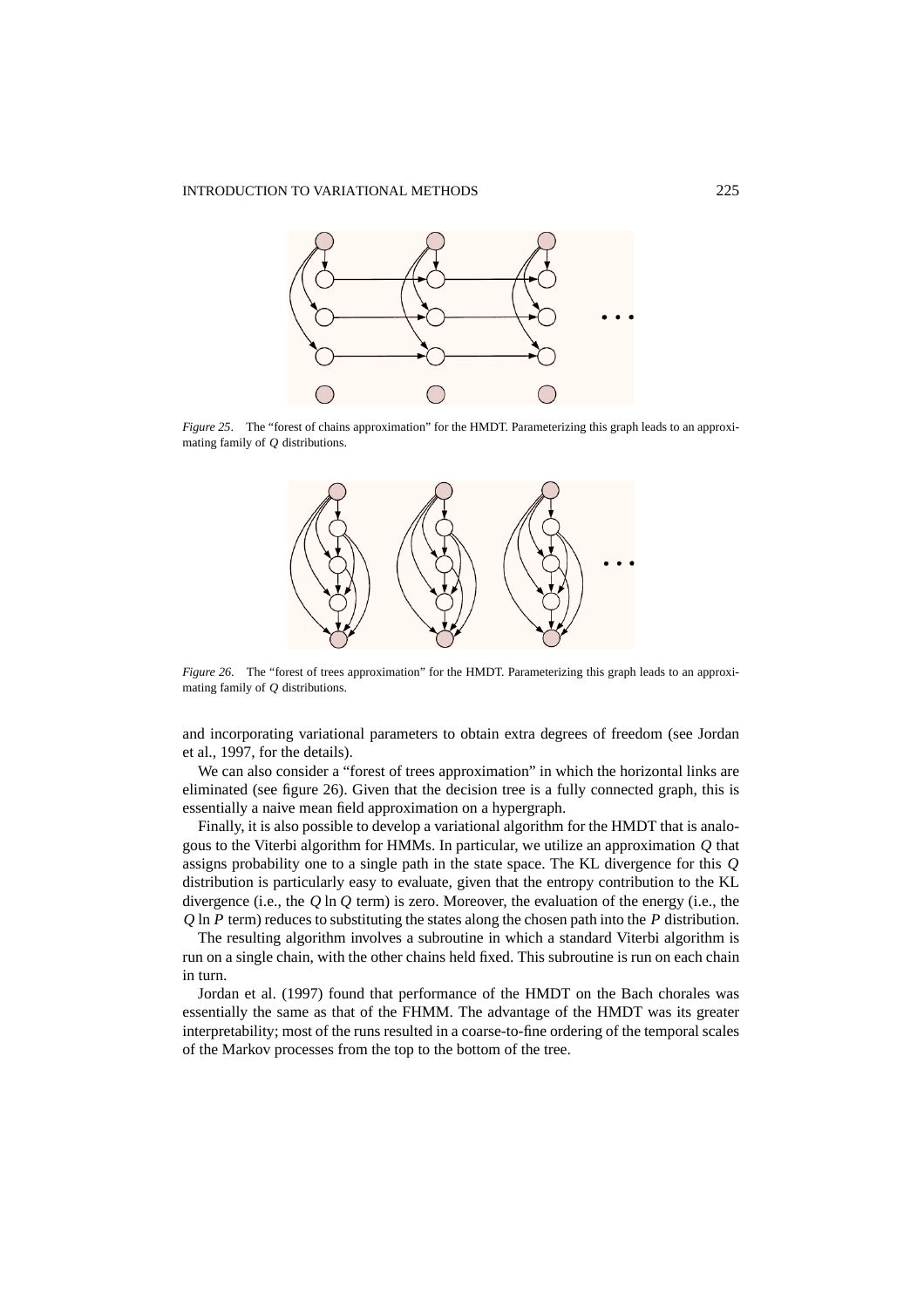*Figure 25.* The "forest of chains approximation" for the HMDT. Parameterizing this graph leads to an approximating family of $Q$ distributions.

*Figure 26.* The "forest of trees approximation" for the HMDT. Parameterizing this graph leads to an approximating family of $Q$ distributions.

and incorporating variational parameters to obtain extra degrees of freedom (see Jordan et al., 1997, for the details).

We can also consider a "forest of trees approximation" in which the horizontal links are eliminated (see figure 26). Given that the decision tree is a fully connected graph, this is essentially a naive mean field approximation on a hypergraph.

Finally, it is also possible to develop a variational algorithm for the HMDT that is analogous to the Viterbi algorithm for HMMs. In particular, we utilize an approximation $Q$ that assigns probability one to a single path in the state space. The KL divergence for this $Q$ distribution is particularly easy to evaluate, given that the entropy contribution to the KL divergence (i.e., the $Q \ln Q$ term) is zero. Moreover, the evaluation of the energy (i.e., the $Q \ln P$ term) reduces to substituting the states along the chosen path into the $P$ distribution.

The resulting algorithm involves a subroutine in which a standard Viterbi algorithm is run on a single chain, with the other chains held fixed. This subroutine is run on each chain in turn.

Jordan et al. (1997) found that performance of the HMDT on the Bach chorales was essentially the same as that of the FHMM. The advantage of the HMDT was its greater interpretability; most of the runs resulted in a coarse-to-fine ordering of the temporal scales of the Markov processes from the top to the bottom of the tree.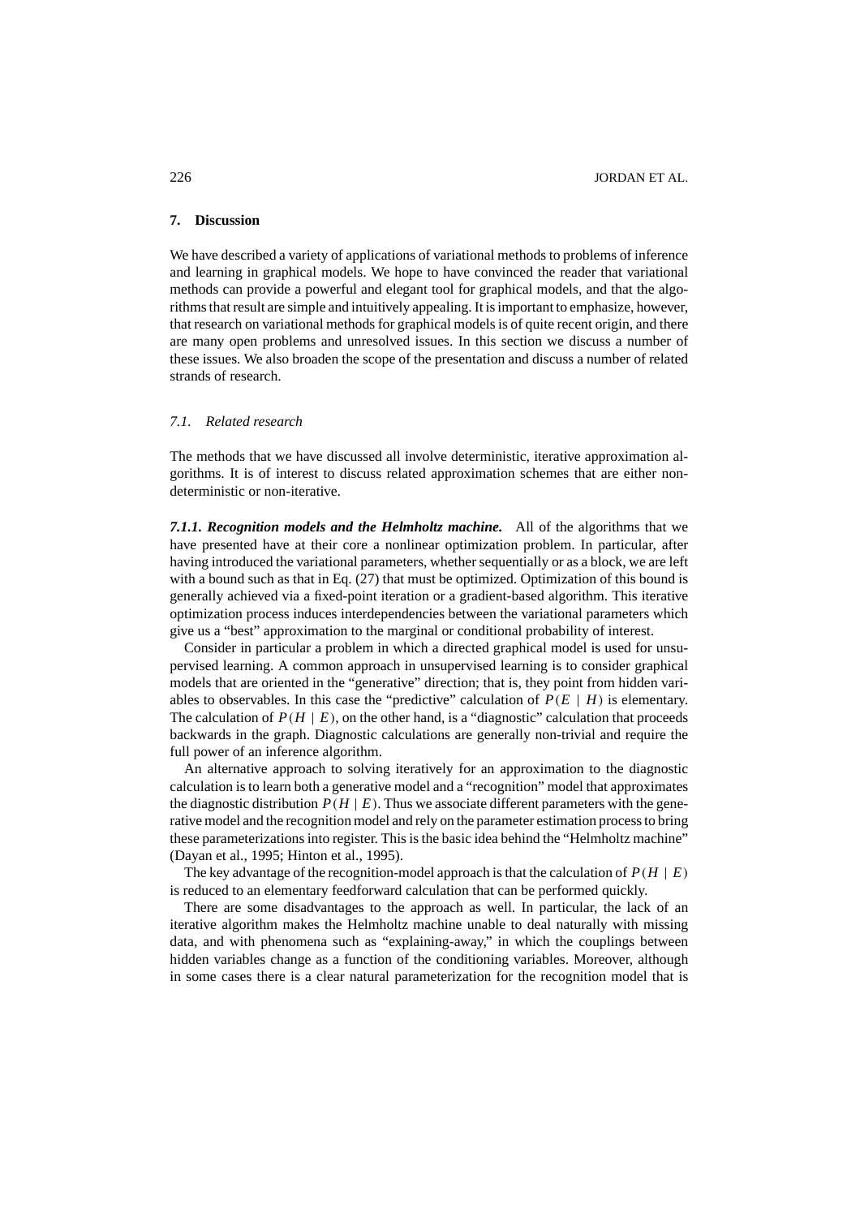## 7. Discussion

We have described a variety of applications of variational methods to problems of inference and learning in graphical models. We hope to have convinced the reader that variational methods can provide a powerful and elegant tool for graphical models, and that the algorithms that result are simple and intuitively appealing. It is important to emphasize, however, that research on variational methods for graphical models is of quite recent origin, and there are many open problems and unresolved issues. In this section we discuss a number of these issues. We also broaden the scope of the presentation and discuss a number of related strands of research.

### *7.1. Related research*

The methods that we have discussed all involve deterministic, iterative approximation algorithms. It is of interest to discuss related approximation schemes that are either nondeterministic or non-iterative.

***7.1.1. Recognition models and the Helmholtz machine.*** All of the algorithms that we have presented have at their core a nonlinear optimization problem. In particular, after having introduced the variational parameters, whether sequentially or as a block, we are left with a bound such as that in Eq. (27) that must be optimized. Optimization of this bound is generally achieved via a fixed-point iteration or a gradient-based algorithm. This iterative optimization process induces interdependencies between the variational parameters which give us a "best" approximation to the marginal or conditional probability of interest.

Consider in particular a problem in which a directed graphical model is used for unsupervised learning. A common approach in unsupervised learning is to consider graphical models that are oriented in the "generative" direction; that is, they point from hidden variables to observables. In this case the "predictive" calculation of $P(E \mid H)$ is elementary. The calculation of $P(H \mid E)$, on the other hand, is a "diagnostic" calculation that proceeds backwards in the graph. Diagnostic calculations are generally non-trivial and require the full power of an inference algorithm.

An alternative approach to solving iteratively for an approximation to the diagnostic calculation is to learn both a generative model and a "recognition" model that approximates the diagnostic distribution $P(H \mid E)$. Thus we associate different parameters with the generative model and the recognition model and rely on the parameter estimation process to bring these parameterizations into register. This is the basic idea behind the "Helmholtz machine" (Dayan et al., 1995; Hinton et al., 1995).

The key advantage of the recognition-model approach is that the calculation of $P(H \mid E)$ is reduced to an elementary feedforward calculation that can be performed quickly.

There are some disadvantages to the approach as well. In particular, the lack of an iterative algorithm makes the Helmholtz machine unable to deal naturally with missing data, and with phenomena such as "explaining-away," in which the couplings between hidden variables change as a function of the conditioning variables. Moreover, although in some cases there is a clear natural parameterization for the recognition model that is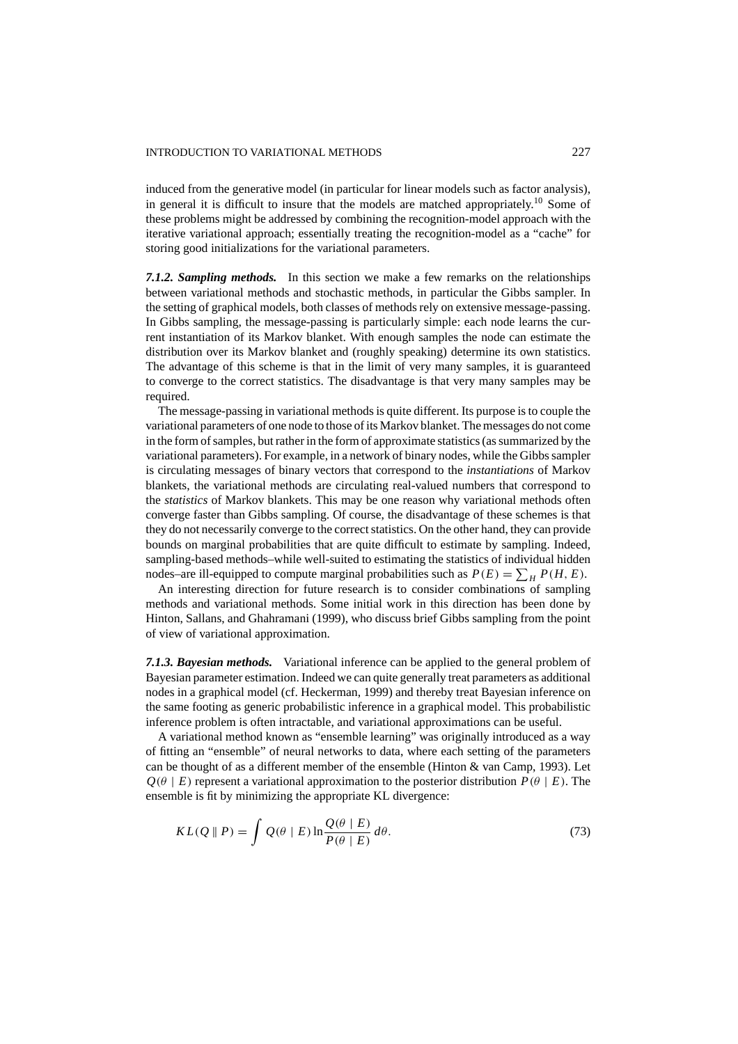induced from the generative model (in particular for linear models such as factor analysis), in general it is difficult to insure that the models are matched appropriately.[10] Some of these problems might be addressed by combining the recognition-model approach with the iterative variational approach; essentially treating the recognition-model as a "cache" for storing good initializations for the variational parameters.

***7.1.2. Sampling methods.*** In this section we make a few remarks on the relationships between variational methods and stochastic methods, in particular the Gibbs sampler. In the setting of graphical models, both classes of methods rely on extensive message-passing. In Gibbs sampling, the message-passing is particularly simple: each node learns the current instantiation of its Markov blanket. With enough samples the node can estimate the distribution over its Markov blanket and (roughly speaking) determine its own statistics. The advantage of this scheme is that in the limit of very many samples, it is guaranteed to converge to the correct statistics. The disadvantage is that very many samples may be required.

The message-passing in variational methods is quite different. Its purpose is to couple the variational parameters of one node to those of its Markov blanket. The messages do not come in the form of samples, but rather in the form of approximate statistics (as summarized by the variational parameters). For example, in a network of binary nodes, while the Gibbs sampler is circulating messages of binary vectors that correspond to the *instantiations* of Markov blankets, the variational methods are circulating real-valued numbers that correspond to the *statistics* of Markov blankets. This may be one reason why variational methods often converge faster than Gibbs sampling. Of course, the disadvantage of these schemes is that they do not necessarily converge to the correct statistics. On the other hand, they can provide bounds on marginal probabilities that are quite difficult to estimate by sampling. Indeed, sampling-based methods–while well-suited to estimating the statistics of individual hidden nodes–are ill-equipped to compute marginal probabilities such as $P(E) = \sum_H P(H, E)$.

An interesting direction for future research is to consider combinations of sampling methods and variational methods. Some initial work in this direction has been done by Hinton, Sallans, and Ghahramani (1999), who discuss brief Gibbs sampling from the point of view of variational approximation.

***7.1.3. Bayesian methods.*** Variational inference can be applied to the general problem of Bayesian parameter estimation. Indeed we can quite generally treat parameters as additional nodes in a graphical model (cf. Heckerman, 1999) and thereby treat Bayesian inference on the same footing as generic probabilistic inference in a graphical model. This probabilistic inference problem is often intractable, and variational approximations can be useful.

A variational method known as "ensemble learning" was originally introduced as a way of fitting an "ensemble" of neural networks to data, where each setting of the parameters can be thought of as a different member of the ensemble (Hinton & van Camp, 1993). Let $Q(\theta \mid E)$ represent a variational approximation to the posterior distribution $P(\theta \mid E)$. The ensemble is fit by minimizing the appropriate KL divergence:

$$KL(Q \,\|\, P) = \int Q(\theta \mid E) \ln \frac{Q(\theta \mid E)}{P(\theta \mid E)}\, d\theta. \tag{73}$$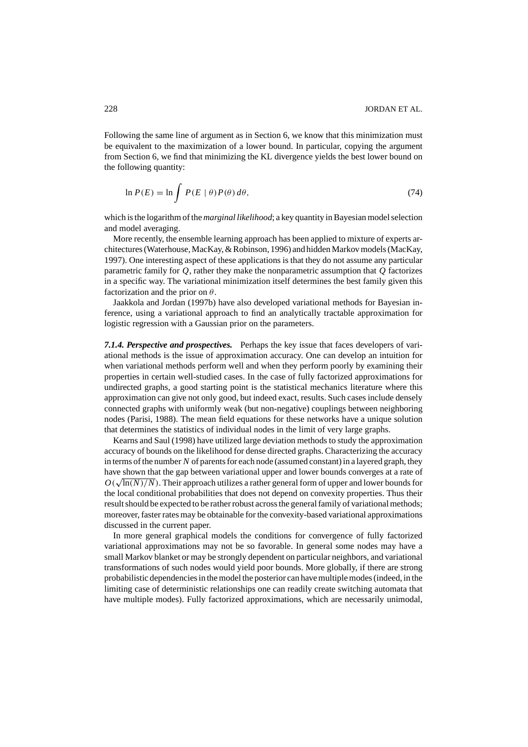Following the same line of argument as in Section 6, we know that this minimization must be equivalent to the maximization of a lower bound. In particular, copying the argument from Section 6, we find that minimizing the KL divergence yields the best lower bound on the following quantity:

$$\ln P(E) = \ln \int P(E \mid \theta) P(\theta)\, d\theta, \tag{74}$$

which is the logarithm of the *marginal likelihood*; a key quantity in Bayesian model selection and model averaging.

More recently, the ensemble learning approach has been applied to mixture of experts architectures (Waterhouse, MacKay, & Robinson, 1996) and hidden Markov models (MacKay, 1997). One interesting aspect of these applications is that they do not assume any particular parametric family for $Q$, rather they make the nonparametric assumption that $Q$ factorizes in a specific way. The variational minimization itself determines the best family given this factorization and the prior on $\theta$.

Jaakkola and Jordan (1997b) have also developed variational methods for Bayesian inference, using a variational approach to find an analytically tractable approximation for logistic regression with a Gaussian prior on the parameters.

***7.1.4. Perspective and prospectives.*** Perhaps the key issue that faces developers of variational methods is the issue of approximation accuracy. One can develop an intuition for when variational methods perform well and when they perform poorly by examining their properties in certain well-studied cases. In the case of fully factorized approximations for undirected graphs, a good starting point is the statistical mechanics literature where this approximation can give not only good, but indeed exact, results. Such cases include densely connected graphs with uniformly weak (but non-negative) couplings between neighboring nodes (Parisi, 1988). The mean field equations for these networks have a unique solution that determines the statistics of individual nodes in the limit of very large graphs.

Kearns and Saul (1998) have utilized large deviation methods to study the approximation accuracy of bounds on the likelihood for dense directed graphs. Characterizing the accuracy in terms of the number $N$ of parents for each node (assumed constant) in a layered graph, they have shown that the gap between variational upper and lower bounds converges at a rate of $O(\sqrt{\ln(N)/N})$. Their approach utilizes a rather general form of upper and lower bounds for the local conditional probabilities that does not depend on convexity properties. Thus their result should be expected to be rather robust across the general family of variational methods; moreover, faster rates may be obtainable for the convexity-based variational approximations discussed in the current paper.

In more general graphical models the conditions for convergence of fully factorized variational approximations may not be so favorable. In general some nodes may have a small Markov blanket or may be strongly dependent on particular neighbors, and variational transformations of such nodes would yield poor bounds. More globally, if there are strong probabilistic dependencies in the model the posterior can have multiple modes (indeed, in the limiting case of deterministic relationships one can readily create switching automata that have multiple modes). Fully factorized approximations, which are necessarily unimodal,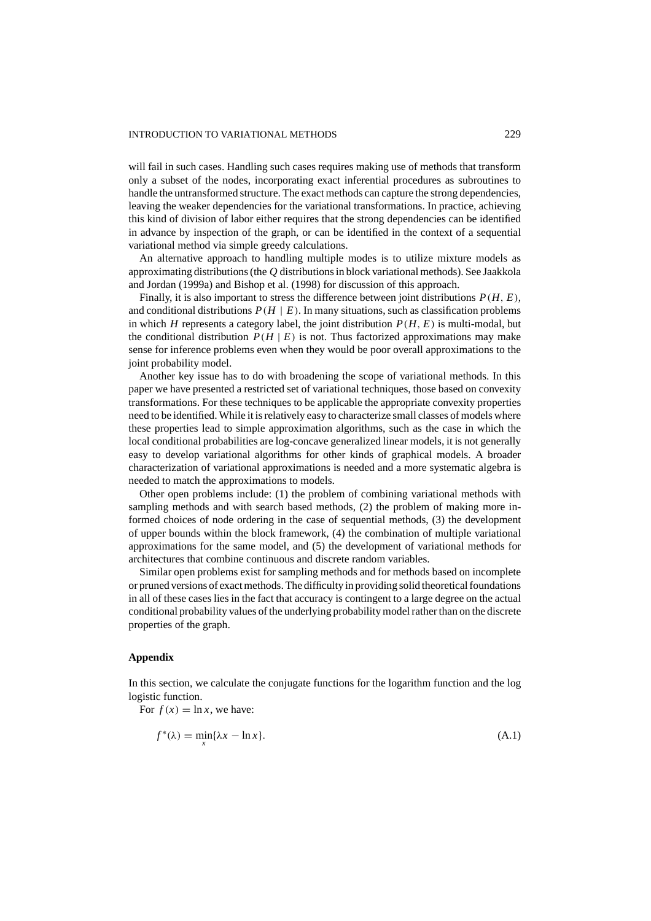will fail in such cases. Handling such cases requires making use of methods that transform only a subset of the nodes, incorporating exact inferential procedures as subroutines to handle the untransformed structure. The exact methods can capture the strong dependencies, leaving the weaker dependencies for the variational transformations. In practice, achieving this kind of division of labor either requires that the strong dependencies can be identified in advance by inspection of the graph, or can be identified in the context of a sequential variational method via simple greedy calculations.

An alternative approach to handling multiple modes is to utilize mixture models as approximating distributions (the $Q$ distributions in block variational methods). See Jaakkola and Jordan (1999a) and Bishop et al. (1998) for discussion of this approach.

Finally, it is also important to stress the difference between joint distributions $P(H, E)$, and conditional distributions $P(H \mid E)$. In many situations, such as classification problems in which $H$ represents a category label, the joint distribution $P(H, E)$ is multi-modal, but the conditional distribution $P(H \mid E)$ is not. Thus factorized approximations may make sense for inference problems even when they would be poor overall approximations to the joint probability model.

Another key issue has to do with broadening the scope of variational methods. In this paper we have presented a restricted set of variational techniques, those based on convexity transformations. For these techniques to be applicable the appropriate convexity properties need to be identified. While it is relatively easy to characterize small classes of models where these properties lead to simple approximation algorithms, such as the case in which the local conditional probabilities are log-concave generalized linear models, it is not generally easy to develop variational algorithms for other kinds of graphical models. A broader characterization of variational approximations is needed and a more systematic algebra is needed to match the approximations to models.

Other open problems include: (1) the problem of combining variational methods with sampling methods and with search based methods, (2) the problem of making more informed choices of node ordering in the case of sequential methods, (3) the development of upper bounds within the block framework, (4) the combination of multiple variational approximations for the same model, and (5) the development of variational methods for architectures that combine continuous and discrete random variables.

Similar open problems exist for sampling methods and for methods based on incomplete or pruned versions of exact methods. The difficulty in providing solid theoretical foundations in all of these cases lies in the fact that accuracy is contingent to a large degree on the actual conditional probability values of the underlying probability model rather than on the discrete properties of the graph.

## Appendix

In this section, we calculate the conjugate functions for the logarithm function and the log logistic function.

For $f(x) = \ln x$, we have:

$$f^*(\lambda) = \min_x \{\lambda x - \ln x\}. \tag{A.1}$$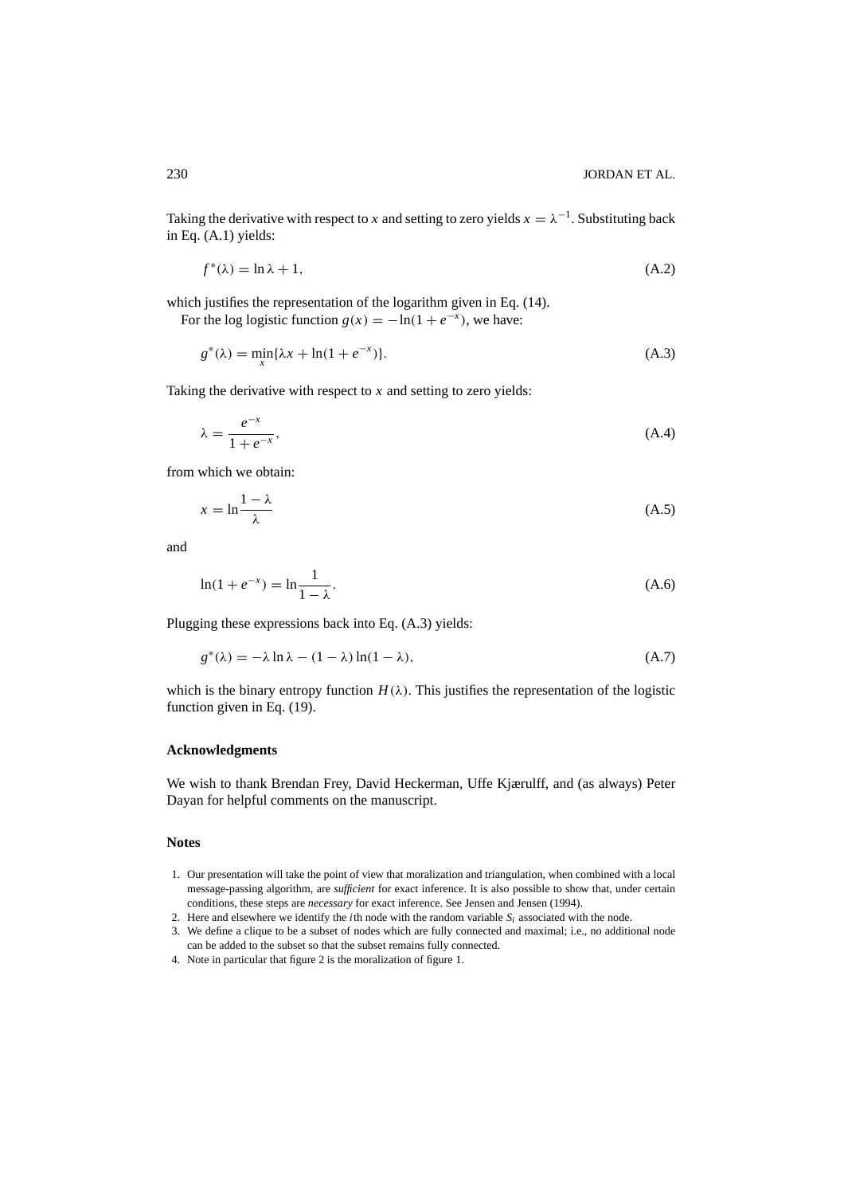Taking the derivative with respect to $x$ and setting to zero yields $x = \lambda^{-1}$. Substituting back in Eq. (A.1) yields:

$$f^*(\lambda) = \ln \lambda + 1, \tag{A.2}$$

which justifies the representation of the logarithm given in Eq. (14).

For the log logistic function $g(x) = -\ln(1 + e^{-x})$, we have:

$$g^*(\lambda) = \min_x \{\lambda x + \ln(1 + e^{-x})\}. \tag{A.3}$$

Taking the derivative with respect to $x$ and setting to zero yields:

$$\lambda = \frac{e^{-x}}{1 + e^{-x}}, \tag{A.4}$$

from which we obtain:

$$x = \ln \frac{1 - \lambda}{\lambda} \tag{A.5}$$

and

$$\ln(1 + e^{-x}) = \ln \frac{1}{1 - \lambda}. \tag{A.6}$$

Plugging these expressions back into Eq. (A.3) yields:

$$g^*(\lambda) = -\lambda \ln \lambda - (1 - \lambda) \ln(1 - \lambda), \tag{A.7}$$

which is the binary entropy function $H(\lambda)$. This justifies the representation of the logistic function given in Eq. (19).

## Acknowledgments

We wish to thank Brendan Frey, David Heckerman, Uffe Kjærulff, and (as always) Peter Dayan for helpful comments on the manuscript.

## Notes

1. Our presentation will take the point of view that moralization and triangulation, when combined with a local message-passing algorithm, are *sufficient* for exact inference. It is also possible to show that, under certain conditions, these steps are *necessary* for exact inference. See Jensen and Jensen (1994).
2. Here and elsewhere we identify the $i$th node with the random variable $S_i$ associated with the node.
3. We define a clique to be a subset of nodes which are fully connected and maximal; i.e., no additional node can be added to the subset so that the subset remains fully connected.
4. Note in particular that figure 2 is the moralization of figure 1.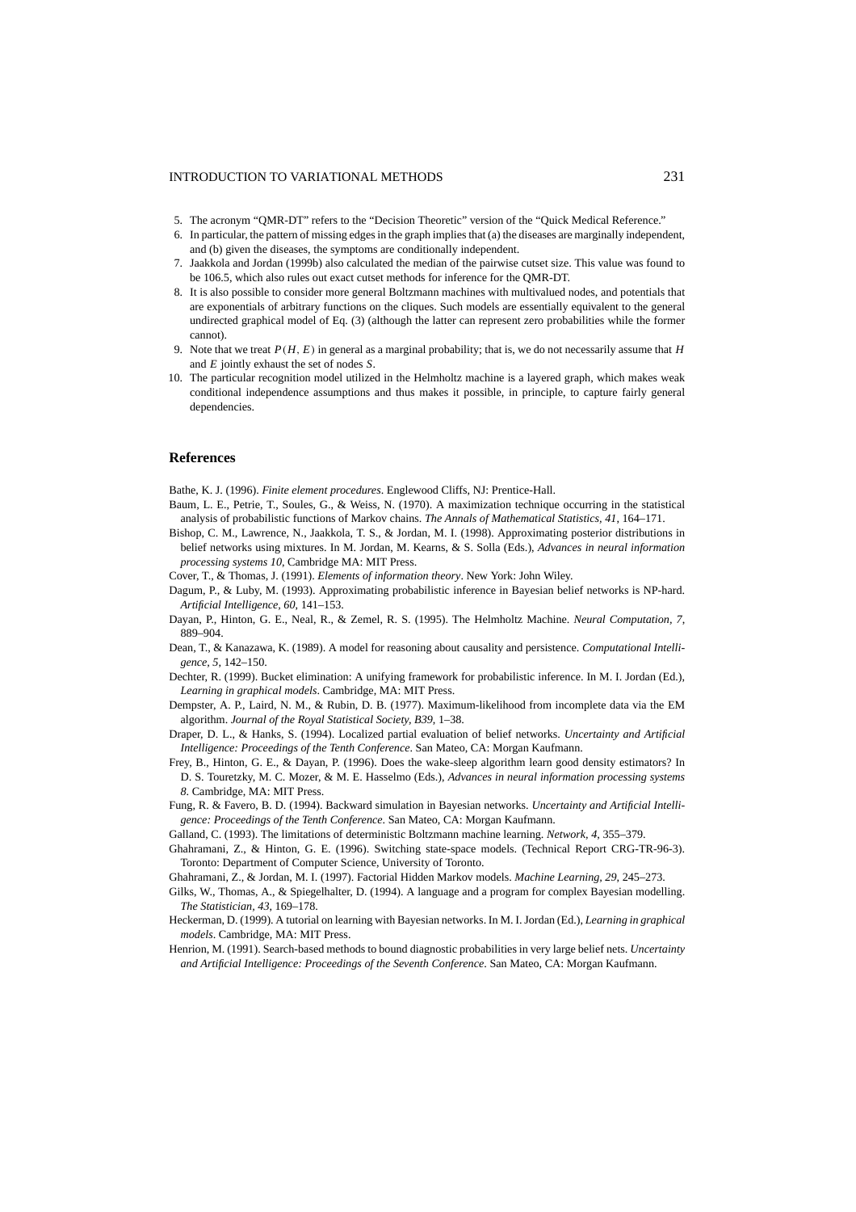5. The acronym "QMR-DT" refers to the "Decision Theoretic" version of the "Quick Medical Reference."
6. In particular, the pattern of missing edges in the graph implies that (a) the diseases are marginally independent, and (b) given the diseases, the symptoms are conditionally independent.
7. Jaakkola and Jordan (1999b) also calculated the median of the pairwise cutset size. This value was found to be 106.5, which also rules out exact cutset methods for inference for the QMR-DT.
8. It is also possible to consider more general Boltzmann machines with multivalued nodes, and potentials that are exponentials of arbitrary functions on the cliques. Such models are essentially equivalent to the general undirected graphical model of Eq. (3) (although the latter can represent zero probabilities while the former cannot).
9. Note that we treat $P(H, E)$ in general as a marginal probability; that is, we do not necessarily assume that $H$ and $E$ jointly exhaust the set of nodes $S$.
10. The particular recognition model utilized in the Helmholtz machine is a layered graph, which makes weak conditional independence assumptions and thus makes it possible, in principle, to capture fairly general dependencies.

## References

Bathe, K. J. (1996). *Finite element procedures*. Englewood Cliffs, NJ: Prentice-Hall.

Baum, L. E., Petrie, T., Soules, G., & Weiss, N. (1970). A maximization technique occurring in the statistical analysis of probabilistic functions of Markov chains. *The Annals of Mathematical Statistics*, *41*, 164–171.

Bishop, C. M., Lawrence, N., Jaakkola, T. S., & Jordan, M. I. (1998). Approximating posterior distributions in belief networks using mixtures. In M. Jordan, M. Kearns, & S. Solla (Eds.), *Advances in neural information processing systems 10*, Cambridge MA: MIT Press.

Cover, T., & Thomas, J. (1991). *Elements of information theory*. New York: John Wiley.

Dagum, P., & Luby, M. (1993). Approximating probabilistic inference in Bayesian belief networks is NP-hard. *Artificial Intelligence*, *60*, 141–153.

Dayan, P., Hinton, G. E., Neal, R., & Zemel, R. S. (1995). The Helmholtz Machine. *Neural Computation*, *7*, 889–904.

Dean, T., & Kanazawa, K. (1989). A model for reasoning about causality and persistence. *Computational Intelligence*, *5*, 142–150.

Dechter, R. (1999). Bucket elimination: A unifying framework for probabilistic inference. In M. I. Jordan (Ed.), *Learning in graphical models*. Cambridge, MA: MIT Press.

Dempster, A. P., Laird, N. M., & Rubin, D. B. (1977). Maximum-likelihood from incomplete data via the EM algorithm. *Journal of the Royal Statistical Society*, *B39*, 1–38.

Draper, D. L., & Hanks, S. (1994). Localized partial evaluation of belief networks. *Uncertainty and Artificial Intelligence: Proceedings of the Tenth Conference*. San Mateo, CA: Morgan Kaufmann.

Frey, B., Hinton, G. E., & Dayan, P. (1996). Does the wake-sleep algorithm learn good density estimators? In D. S. Touretzky, M. C. Mozer, & M. E. Hasselmo (Eds.), *Advances in neural information processing systems 8*. Cambridge, MA: MIT Press.

Fung, R. & Favero, B. D. (1994). Backward simulation in Bayesian networks. *Uncertainty and Artificial Intelligence: Proceedings of the Tenth Conference*. San Mateo, CA: Morgan Kaufmann.

Galland, C. (1993). The limitations of deterministic Boltzmann machine learning. *Network*, *4*, 355–379.

Ghahramani, Z., & Hinton, G. E. (1996). Switching state-space models. (Technical Report CRG-TR-96-3). Toronto: Department of Computer Science, University of Toronto.

Ghahramani, Z., & Jordan, M. I. (1997). Factorial Hidden Markov models. *Machine Learning*, *29*, 245–273.

Gilks, W., Thomas, A., & Spiegelhalter, D. (1994). A language and a program for complex Bayesian modelling. *The Statistician*, *43*, 169–178.

Heckerman, D. (1999). A tutorial on learning with Bayesian networks. In M. I. Jordan (Ed.), *Learning in graphical models*. Cambridge, MA: MIT Press.

Henrion, M. (1991). Search-based methods to bound diagnostic probabilities in very large belief nets. *Uncertainty and Artificial Intelligence: Proceedings of the Seventh Conference*. San Mateo, CA: Morgan Kaufmann.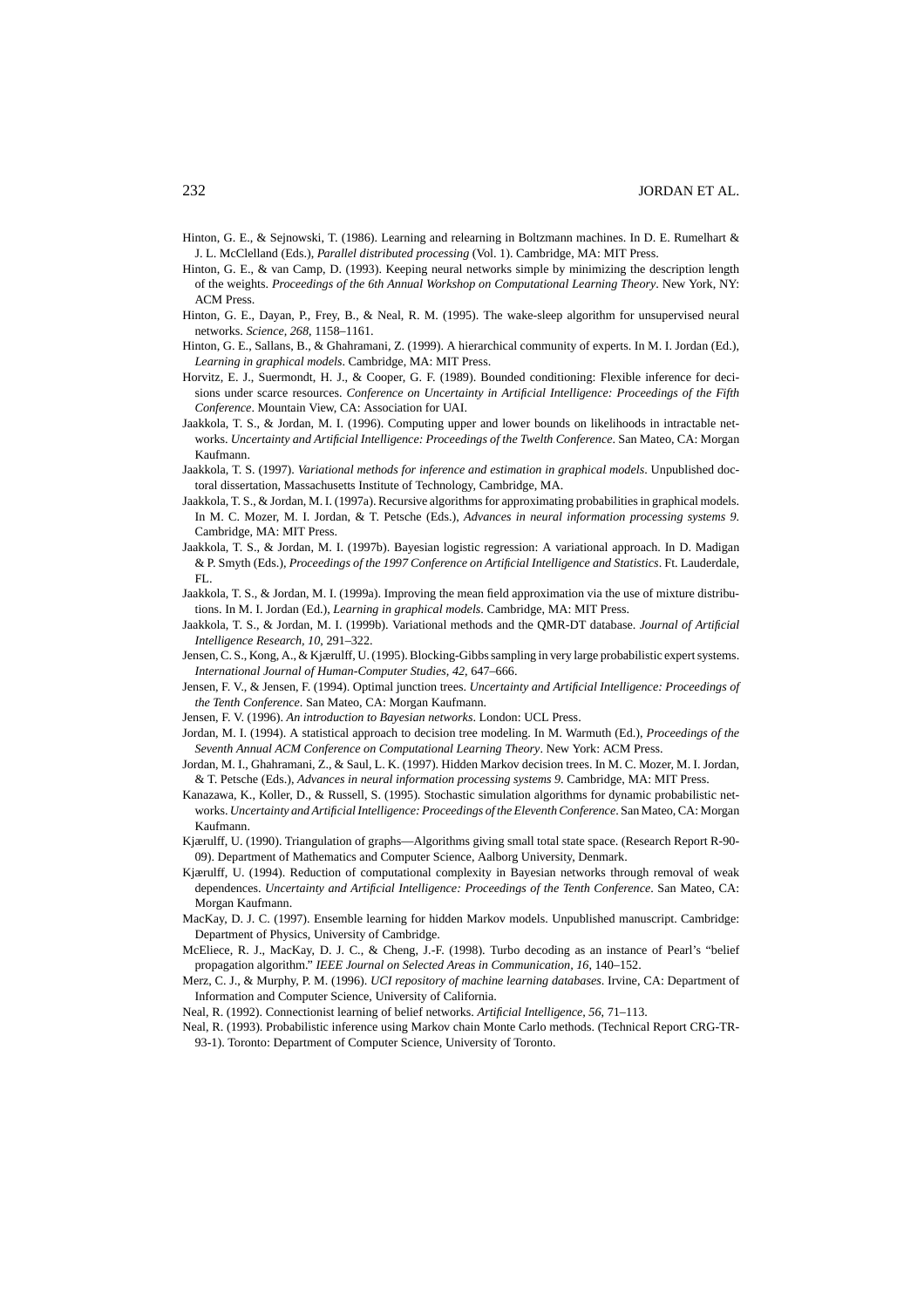Hinton, G. E., & Sejnowski, T. (1986). Learning and relearning in Boltzmann machines. In D. E. Rumelhart & J. L. McClelland (Eds.), *Parallel distributed processing* (Vol. 1). Cambridge, MA: MIT Press.

Hinton, G. E., & van Camp, D. (1993). Keeping neural networks simple by minimizing the description length of the weights. *Proceedings of the 6th Annual Workshop on Computational Learning Theory*. New York, NY: ACM Press.

Hinton, G. E., Dayan, P., Frey, B., & Neal, R. M. (1995). The wake-sleep algorithm for unsupervised neural networks. *Science*, *268*, 1158–1161.

Hinton, G. E., Sallans, B., & Ghahramani, Z. (1999). A hierarchical community of experts. In M. I. Jordan (Ed.), *Learning in graphical models*. Cambridge, MA: MIT Press.

Horvitz, E. J., Suermondt, H. J., & Cooper, G. F. (1989). Bounded conditioning: Flexible inference for decisions under scarce resources. *Conference on Uncertainty in Artificial Intelligence: Proceedings of the Fifth Conference*. Mountain View, CA: Association for UAI.

Jaakkola, T. S., & Jordan, M. I. (1996). Computing upper and lower bounds on likelihoods in intractable networks. *Uncertainty and Artificial Intelligence: Proceedings of the Twelth Conference*. San Mateo, CA: Morgan Kaufmann.

Jaakkola, T. S. (1997). *Variational methods for inference and estimation in graphical models*. Unpublished doctoral dissertation, Massachusetts Institute of Technology, Cambridge, MA.

Jaakkola, T. S., & Jordan, M. I. (1997a). Recursive algorithms for approximating probabilities in graphical models. In M. C. Mozer, M. I. Jordan, & T. Petsche (Eds.), *Advances in neural information processing systems 9*. Cambridge, MA: MIT Press.

Jaakkola, T. S., & Jordan, M. I. (1997b). Bayesian logistic regression: A variational approach. In D. Madigan & P. Smyth (Eds.), *Proceedings of the 1997 Conference on Artificial Intelligence and Statistics*. Ft. Lauderdale, FL.

Jaakkola, T. S., & Jordan, M. I. (1999a). Improving the mean field approximation via the use of mixture distributions. In M. I. Jordan (Ed.), *Learning in graphical models*. Cambridge, MA: MIT Press.

Jaakkola, T. S., & Jordan, M. I. (1999b). Variational methods and the QMR-DT database. *Journal of Artificial Intelligence Research*, *10*, 291–322.

Jensen, C. S., Kong, A., & Kjærulff, U. (1995). Blocking-Gibbs sampling in very large probabilistic expert systems. *International Journal of Human-Computer Studies*, *42*, 647–666.

Jensen, F. V., & Jensen, F. (1994). Optimal junction trees. *Uncertainty and Artificial Intelligence: Proceedings of the Tenth Conference*. San Mateo, CA: Morgan Kaufmann.

Jensen, F. V. (1996). *An introduction to Bayesian networks*. London: UCL Press.

Jordan, M. I. (1994). A statistical approach to decision tree modeling. In M. Warmuth (Ed.), *Proceedings of the Seventh Annual ACM Conference on Computational Learning Theory*. New York: ACM Press.

Jordan, M. I., Ghahramani, Z., & Saul, L. K. (1997). Hidden Markov decision trees. In M. C. Mozer, M. I. Jordan, & T. Petsche (Eds.), *Advances in neural information processing systems 9*. Cambridge, MA: MIT Press.

Kanazawa, K., Koller, D., & Russell, S. (1995). Stochastic simulation algorithms for dynamic probabilistic networks. *Uncertainty and Artificial Intelligence: Proceedings of the Eleventh Conference*. San Mateo, CA: Morgan Kaufmann.

Kjærulff, U. (1990). Triangulation of graphs—Algorithms giving small total state space. (Research Report R-90-09). Department of Mathematics and Computer Science, Aalborg University, Denmark.

Kjærulff, U. (1994). Reduction of computational complexity in Bayesian networks through removal of weak dependences. *Uncertainty and Artificial Intelligence: Proceedings of the Tenth Conference*. San Mateo, CA: Morgan Kaufmann.

MacKay, D. J. C. (1997). Ensemble learning for hidden Markov models. Unpublished manuscript. Cambridge: Department of Physics, University of Cambridge.

McEliece, R. J., MacKay, D. J. C., & Cheng, J.-F. (1998). Turbo decoding as an instance of Pearl's "belief propagation algorithm." *IEEE Journal on Selected Areas in Communication*, *16*, 140–152.

Merz, C. J., & Murphy, P. M. (1996). *UCI repository of machine learning databases*. Irvine, CA: Department of Information and Computer Science, University of California.

Neal, R. (1992). Connectionist learning of belief networks. *Artificial Intelligence*, *56*, 71–113.

Neal, R. (1993). Probabilistic inference using Markov chain Monte Carlo methods. (Technical Report CRG-TR-93-1). Toronto: Department of Computer Science, University of Toronto.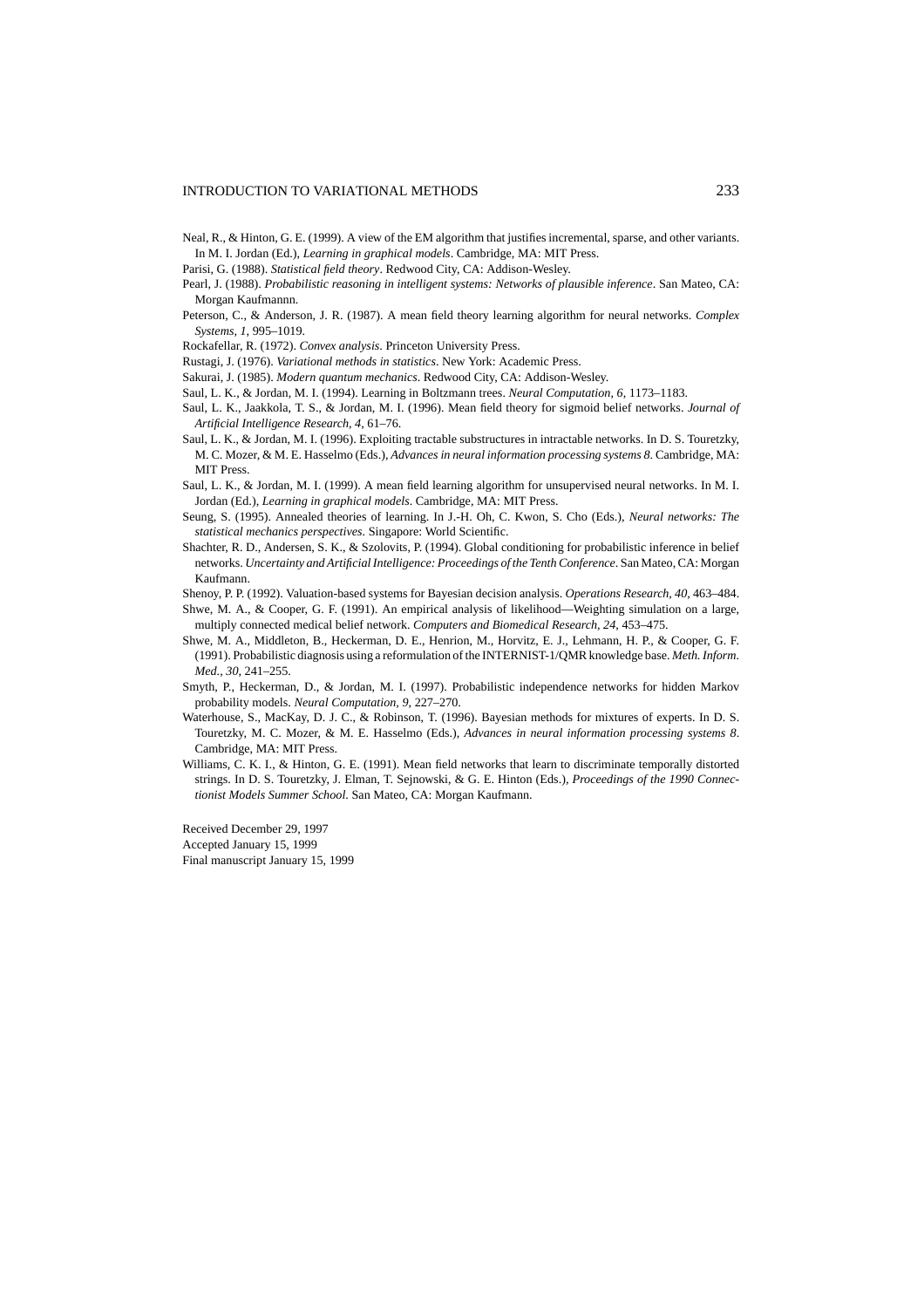Neal, R., & Hinton, G. E. (1999). A view of the EM algorithm that justifies incremental, sparse, and other variants. In M. I. Jordan (Ed.), *Learning in graphical models*. Cambridge, MA: MIT Press.

Parisi, G. (1988). *Statistical field theory*. Redwood City, CA: Addison-Wesley.

Pearl, J. (1988). *Probabilistic reasoning in intelligent systems: Networks of plausible inference*. San Mateo, CA: Morgan Kaufmannn.

Peterson, C., & Anderson, J. R. (1987). A mean field theory learning algorithm for neural networks. *Complex Systems*, *1*, 995–1019.

Rockafellar, R. (1972). *Convex analysis*. Princeton University Press.

Rustagi, J. (1976). *Variational methods in statistics*. New York: Academic Press.

Sakurai, J. (1985). *Modern quantum mechanics*. Redwood City, CA: Addison-Wesley.

Saul, L. K., & Jordan, M. I. (1994). Learning in Boltzmann trees. *Neural Computation*, *6*, 1173–1183.

Saul, L. K., Jaakkola, T. S., & Jordan, M. I. (1996). Mean field theory for sigmoid belief networks. *Journal of Artificial Intelligence Research*, *4*, 61–76.

Saul, L. K., & Jordan, M. I. (1996). Exploiting tractable substructures in intractable networks. In D. S. Touretzky, M. C. Mozer, & M. E. Hasselmo (Eds.), *Advances in neural information processing systems 8*. Cambridge, MA: MIT Press.

Saul, L. K., & Jordan, M. I. (1999). A mean field learning algorithm for unsupervised neural networks. In M. I. Jordan (Ed.), *Learning in graphical models*. Cambridge, MA: MIT Press.

Seung, S. (1995). Annealed theories of learning. In J.-H. Oh, C. Kwon, S. Cho (Eds.), *Neural networks: The statistical mechanics perspectives*. Singapore: World Scientific.

Shachter, R. D., Andersen, S. K., & Szolovits, P. (1994). Global conditioning for probabilistic inference in belief networks. *Uncertainty and Artificial Intelligence: Proceedings of the Tenth Conference*. San Mateo, CA: Morgan Kaufmann.

Shenoy, P. P. (1992). Valuation-based systems for Bayesian decision analysis. *Operations Research*, *40*, 463–484.

Shwe, M. A., & Cooper, G. F. (1991). An empirical analysis of likelihood—Weighting simulation on a large, multiply connected medical belief network. *Computers and Biomedical Research*, *24*, 453–475.

Shwe, M. A., Middleton, B., Heckerman, D. E., Henrion, M., Horvitz, E. J., Lehmann, H. P., & Cooper, G. F. (1991). Probabilistic diagnosis using a reformulation of the INTERNIST-1/QMR knowledge base. *Meth. Inform. Med.*, *30*, 241–255.

Smyth, P., Heckerman, D., & Jordan, M. I. (1997). Probabilistic independence networks for hidden Markov probability models. *Neural Computation*, *9*, 227–270.

Waterhouse, S., MacKay, D. J. C., & Robinson, T. (1996). Bayesian methods for mixtures of experts. In D. S. Touretzky, M. C. Mozer, & M. E. Hasselmo (Eds.), *Advances in neural information processing systems 8*. Cambridge, MA: MIT Press.

Williams, C. K. I., & Hinton, G. E. (1991). Mean field networks that learn to discriminate temporally distorted strings. In D. S. Touretzky, J. Elman, T. Sejnowski, & G. E. Hinton (Eds.), *Proceedings of the 1990 Connectionist Models Summer School*. San Mateo, CA: Morgan Kaufmann.

Received December 29, 1997
Accepted January 15, 1999
Final manuscript January 15, 1999